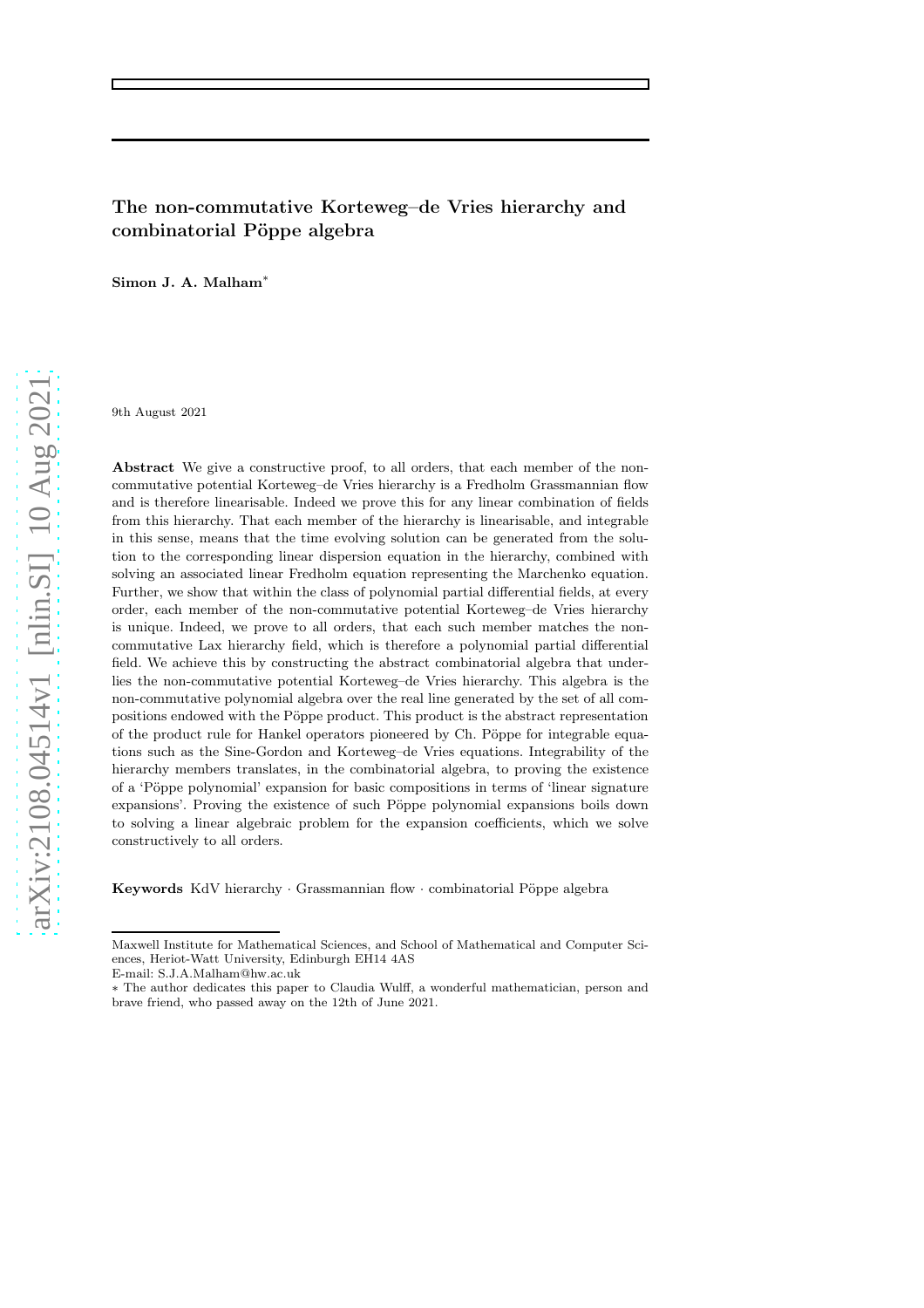# The non-commutative Korteweg–de Vries hierarchy and combinatorial Pöppe algebra

**Simon J. A. Malham***

9th August 2021

**Abstract** We give a constructive proof, to all orders, that each member of the non-commutative potential Korteweg–de Vries hierarchy is a Fredholm Grassmannian flow and is therefore linearisable. Indeed we prove this for any linear combination of fields from this hierarchy. That each member of the hierarchy is linearisable, and integrable in this sense, means that the time evolving solution can be generated from the solution to the corresponding linear dispersion equation in the hierarchy, combined with solving an associated linear Fredholm equation representing the Marchenko equation. Further, we show that within the class of polynomial partial differential fields, at every order, each member of the non-commutative potential Korteweg–de Vries hierarchy is unique. Indeed, we prove to all orders, that each such member matches the non-commutative Lax hierarchy field, which is therefore a polynomial partial differential field. We achieve this by constructing the abstract combinatorial algebra that underlies the non-commutative potential Korteweg–de Vries hierarchy. This algebra is the non-commutative polynomial algebra over the real line generated by the set of all compositions endowed with the Pöppe product. This product is the abstract representation of the product rule for Hankel operators pioneered by Ch. Pöppe for integrable equations such as the Sine-Gordon and Korteweg–de Vries equations. Integrability of the hierarchy members translates, in the combinatorial algebra, to proving the existence of a 'Pöppe polynomial' expansion for basic compositions in terms of 'linear signature expansions'. Proving the existence of such Pöppe polynomial expansions boils down to solving a linear algebraic problem for the expansion coefficients, which we solve constructively to all orders.

**Keywords** KdV hierarchy · Grassmannian flow · combinatorial Pöppe algebra

---

Maxwell Institute for Mathematical Sciences, and School of Mathematical and Computer Sciences, Heriot-Watt University, Edinburgh EH14 4AS
E-mail: S.J.A.Malham@hw.ac.uk

\* The author dedicates this paper to Claudia Wulff, a wonderful mathematician, person and brave friend, who passed away on the 12th of June 2021.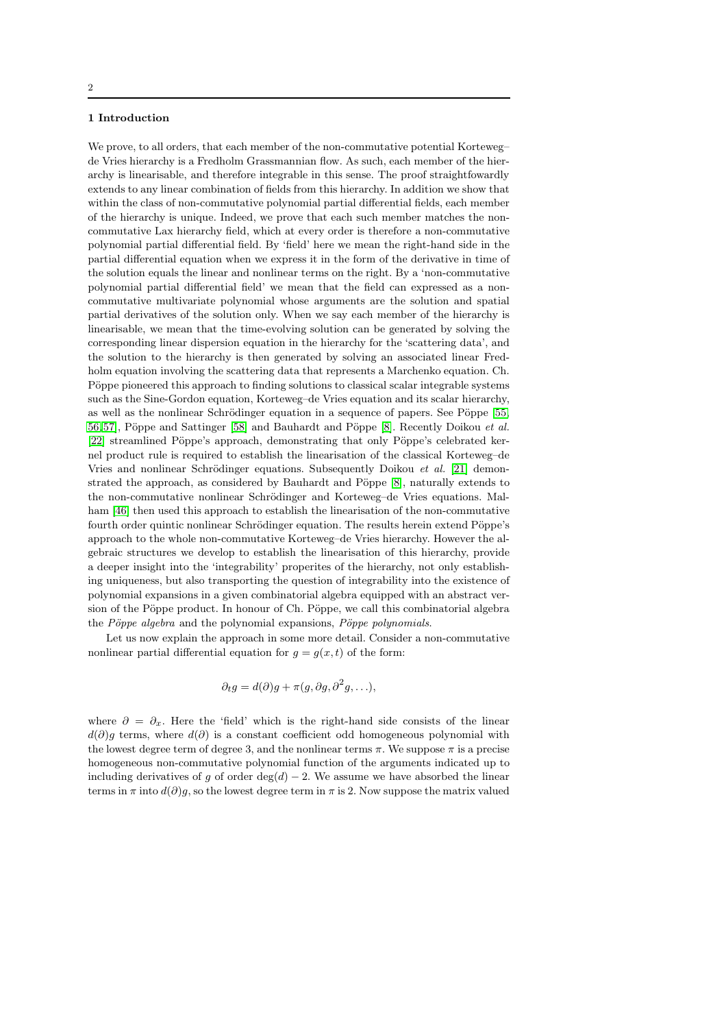## 1 Introduction

We prove, to all orders, that each member of the non-commutative potential Korteweg–de Vries hierarchy is a Fredholm Grassmannian flow. As such, each member of the hierarchy is linearisable, and therefore integrable in this sense. The proof straightfowardly extends to any linear combination of fields from this hierarchy. In addition we show that within the class of non-commutative polynomial partial differential fields, each member of the hierarchy is unique. Indeed, we prove that each such member matches the non-commutative Lax hierarchy field, which at every order is therefore a non-commutative polynomial partial differential field. By 'field' here we mean the right-hand side in the partial differential equation when we express it in the form of the derivative in time of the solution equals the linear and nonlinear terms on the right. By a 'non-commutative polynomial partial differential field' we mean that the field can expressed as a non-commutative multivariate polynomial whose arguments are the solution and spatial partial derivatives of the solution only. When we say each member of the hierarchy is linearisable, we mean that the time-evolving solution can be generated by solving the corresponding linear dispersion equation in the hierarchy for the 'scattering data', and the solution to the hierarchy is then generated by solving an associated linear Fredholm equation involving the scattering data that represents a Marchenko equation. Ch. Pöppe pioneered this approach to finding solutions to classical scalar integrable systems such as the Sine-Gordon equation, Korteweg–de Vries equation and its scalar hierarchy, as well as the nonlinear Schrödinger equation in a sequence of papers. See Pöppe [55, 56, 57], Pöppe and Sattinger [58] and Bauhardt and Pöppe [8]. Recently Doikou *et al.* [22] streamlined Pöppe's approach, demonstrating that only Pöppe's celebrated kernel product rule is required to establish the linearisation of the classical Korteweg–de Vries and nonlinear Schrödinger equations. Subsequently Doikou *et al.* [21] demonstrated the approach, as considered by Bauhardt and Pöppe [8], naturally extends to the non-commutative nonlinear Schrödinger and Korteweg–de Vries equations. Malham [46] then used this approach to establish the linearisation of the non-commutative fourth order quintic nonlinear Schrödinger equation. The results herein extend Pöppe's approach to the whole non-commutative Korteweg–de Vries hierarchy. However the algebraic structures we develop to establish the linearisation of this hierarchy, provide a deeper insight into the 'integrability' properites of the hierarchy, not only establishing uniqueness, but also transporting the question of integrability into the existence of polynomial expansions in a given combinatorial algebra equipped with an abstract version of the Pöppe product. In honour of Ch. Pöppe, we call this combinatorial algebra the *Pöppe algebra* and the polynomial expansions, *Pöppe polynomials*.

Let us now explain the approach in some more detail. Consider a non-commutative nonlinear partial differential equation for $g = g(x,t)$ of the form:

$$\partial_t g = d(\partial)g + \pi(g, \partial g, \partial^2 g, \ldots),$$

where $\partial = \partial_x$. Here the 'field' which is the right-hand side consists of the linear $d(\partial)g$ terms, where $d(\partial)$ is a constant coefficient odd homogeneous polynomial with the lowest degree term of degree 3, and the nonlinear terms $\pi$. We suppose $\pi$ is a precise homogeneous non-commutative polynomial function of the arguments indicated up to including derivatives of $g$ of order $\deg(d) - 2$. We assume we have absorbed the linear terms in $\pi$ into $d(\partial)g$, so the lowest degree term in $\pi$ is 2. Now suppose the matrix valued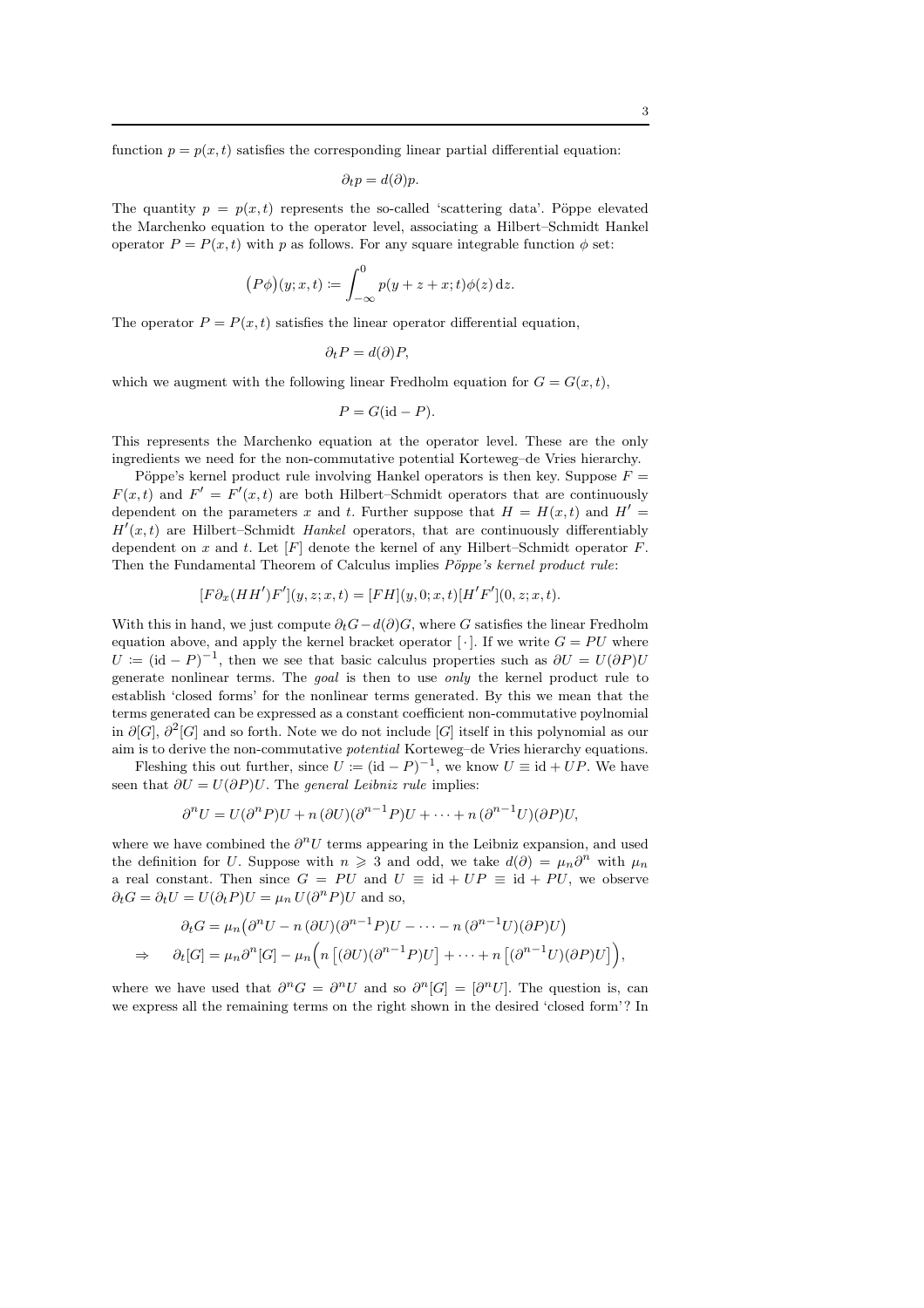function $p = p(x,t)$ satisfies the corresponding linear partial differential equation:

$$\partial_t p = d(\partial)p.$$

The quantity $p = p(x,t)$ represents the so-called 'scattering data'. Pöppe elevated the Marchenko equation to the operator level, associating a Hilbert–Schmidt Hankel operator $P = P(x,t)$ with $p$ as follows. For any square integrable function $\phi$ set:

$$\big(P\phi\big)(y;x,t) := \int_{-\infty}^{0} p(y+z+x;t)\phi(z)\,\mathrm{d}z.$$

The operator $P = P(x,t)$ satisfies the linear operator differential equation,

$$\partial_t P = d(\partial)P,$$

which we augment with the following linear Fredholm equation for $G = G(x,t)$,

$$P = G(\mathrm{id} - P).$$

This represents the Marchenko equation at the operator level. These are the only ingredients we need for the non-commutative potential Korteweg–de Vries hierarchy.

Pöppe's kernel product rule involving Hankel operators is then key. Suppose $F = F(x,t)$ and $F' = F'(x,t)$ are both Hilbert–Schmidt operators that are continuously dependent on the parameters $x$ and $t$. Further suppose that $H = H(x,t)$ and $H' = H'(x,t)$ are Hilbert–Schmidt *Hankel* operators, that are continuously differentiably dependent on $x$ and $t$. Let $[F]$ denote the kernel of any Hilbert–Schmidt operator $F$. Then the Fundamental Theorem of Calculus implies *Pöppe's kernel product rule*:

$$[F\partial_x(HH')F'](y,z;x,t) = [FH](y,0;x,t)[H'F'](0,z;x,t).$$

With this in hand, we just compute $\partial_t G - d(\partial)G$, where $G$ satisfies the linear Fredholm equation above, and apply the kernel bracket operator $[\,\cdot\,]$. If we write $G = PU$ where $U := (\mathrm{id} - P)^{-1}$, then we see that basic calculus properties such as $\partial U = U(\partial P)U$ generate nonlinear terms. The *goal* is then to use *only* the kernel product rule to establish 'closed forms' for the nonlinear terms generated. By this we mean that the terms generated can be expressed as a constant coefficient non-commutative poylnomial in $\partial[G]$, $\partial^2[G]$ and so forth. Note we do not include $[G]$ itself in this polynomial as our aim is to derive the non-commutative *potential* Korteweg–de Vries hierarchy equations.

Fleshing this out further, since $U := (\mathrm{id} - P)^{-1}$, we know $U \equiv \mathrm{id} + UP$. We have seen that $\partial U = U(\partial P)U$. The *general Leibniz rule* implies:

$$\partial^n U = U(\partial^n P)U + n\,(\partial U)(\partial^{n-1}P)U + \cdots + n\,(\partial^{n-1}U)(\partial P)U,$$

where we have combined the $\partial^n U$ terms appearing in the Leibniz expansion, and used the definition for $U$. Suppose with $n \geqslant 3$ and odd, we take $d(\partial) = \mu_n \partial^n$ with $\mu_n$ a real constant. Then since $G = PU$ and $U \equiv \mathrm{id} + UP \equiv \mathrm{id} + PU$, we observe $\partial_t G = \partial_t U = U(\partial_t P)U = \mu_n\, U(\partial^n P)U$ and so,

$$\begin{aligned}
&\partial_t G = \mu_n\big(\partial^n U - n\,(\partial U)(\partial^{n-1}P)U - \cdots - n\,(\partial^{n-1}U)(\partial P)U\big)\\
\Rightarrow\quad &\partial_t[G] = \mu_n \partial^n[G] - \mu_n\Big(n\,\big[(\partial U)(\partial^{n-1}P)U\big] + \cdots + n\,\big[(\partial^{n-1}U)(\partial P)U\big]\Big),
\end{aligned}$$

where we have used that $\partial^n G = \partial^n U$ and so $\partial^n[G] = [\partial^n U]$. The question is, can we express all the remaining terms on the right shown in the desired 'closed form'? In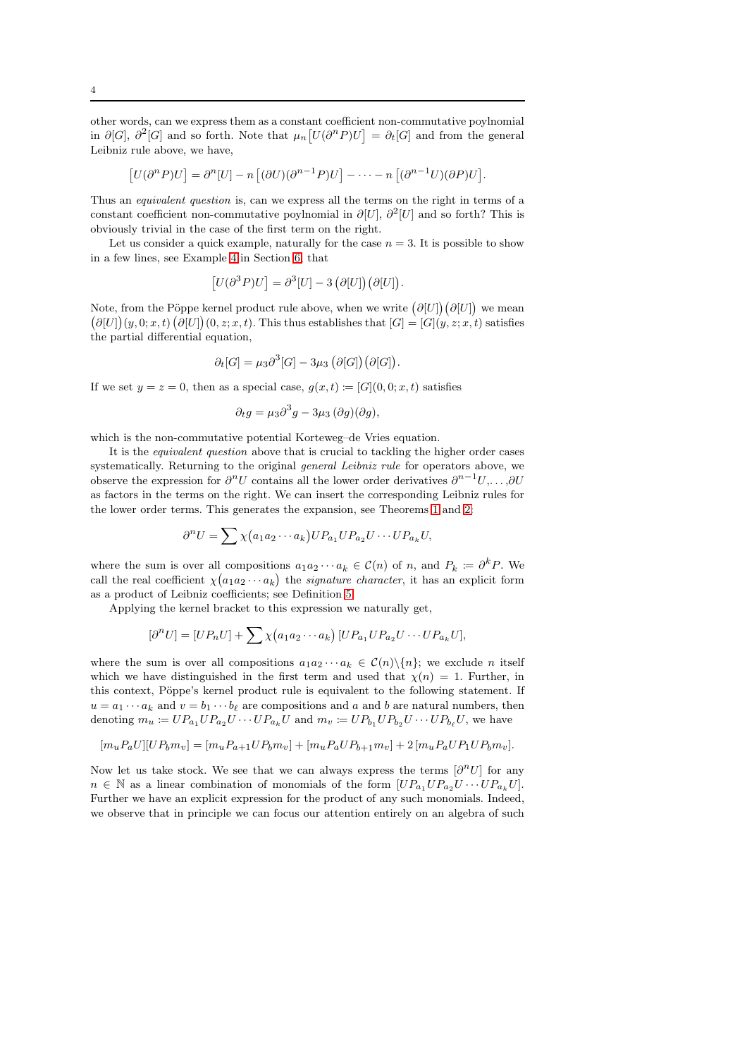other words, can we express them as a constant coefficient non-commutative poynolmial in $\partial[G]$, $\partial^2[G]$ and so forth. Note that $\mu_n\big[U(\partial^n P)U\big] = \partial_t[G]$ and from the general Leibniz rule above, we have,

$$\big[U(\partial^n P)U\big] = \partial^n[U] - n\,\big[(\partial U)(\partial^{n-1}P)U\big] - \cdots - n\,\big[(\partial^{n-1}U)(\partial P)U\big].$$

Thus an *equivalent question* is, can we express all the terms on the right in terms of a constant coefficient non-commutative poynolmial in $\partial[U]$, $\partial^2[U]$ and so forth? This is obviously trivial in the case of the first term on the right.

Let us consider a quick example, naturally for the case $n = 3$. It is possible to show in a few lines, see Example 4 in Section 6, that

$$\big[U(\partial^3 P)U\big] = \partial^3[U] - 3\,\big(\partial[U]\big)\big(\partial[U]\big).$$

Note, from the Pöppe kernel product rule above, when we write $\big(\partial[U]\big)\big(\partial[U]\big)$ we mean $\big(\partial[U]\big)(y,0;x,t)\,\big(\partial[U]\big)(0,z;x,t)$. This thus establishes that $[G] = [G](y,z;x,t)$ satisfies the partial differential equation,

$$\partial_t[G] = \mu_3\partial^3[G] - 3\mu_3\,\big(\partial[G]\big)\big(\partial[G]\big).$$

If we set $y = z = 0$, then as a special case, $g(x,t) := [G](0,0;x,t)$ satisfies

$$\partial_t g = \mu_3\partial^3 g - 3\mu_3\,(\partial g)(\partial g),$$

which is the non-commutative potential Korteweg–de Vries equation.

It is the *equivalent question* above that is crucial to tackling the higher order cases systematically. Returning to the original *general Leibniz rule* for operators above, we observe the expression for $\partial^n U$ contains all the lower order derivatives $\partial^{n-1}U,\ldots,\partial U$ as factors in the terms on the right. We can insert the corresponding Leibniz rules for the lower order terms. This generates the expansion, see Theorems 1 and 2:

$$\partial^n U = \sum \chi\big(a_1a_2\cdots a_k\big)UP_{a_1}UP_{a_2}U\cdots UP_{a_k}U,$$

where the sum is over all compositions $a_1a_2\cdots a_k \in \mathcal{C}(n)$ of $n$, and $P_k := \partial^k P$. We call the real coefficient $\chi\big(a_1a_2\cdots a_k\big)$ the *signature character*, it has an explicit form as a product of Leibniz coefficients; see Definition 5.

Applying the kernel bracket to this expression we naturally get,

$$[\partial^n U] = [UP_nU] + \sum \chi\big(a_1a_2\cdots a_k\big)\,[UP_{a_1}UP_{a_2}U\cdots UP_{a_k}U],$$

where the sum is over all compositions $a_1a_2\cdots a_k \in \mathcal{C}(n)\backslash\{n\}$; we exclude $n$ itself which we have distinguished in the first term and used that $\chi(n) = 1$. Further, in this context, Pöppe's kernel product rule is equivalent to the following statement. If $u = a_1\cdots a_k$ and $v = b_1\cdots b_\ell$ are compositions and $a$ and $b$ are natural numbers, then denoting $m_u := UP_{a_1}UP_{a_2}U\cdots UP_{a_k}U$ and $m_v := UP_{b_1}UP_{b_2}U\cdots UP_{b_\ell}U$, we have

$$[m_uP_aU][UP_bm_v] = [m_uP_{a+1}UP_bm_v] + [m_uP_aUP_{b+1}m_v] + 2\,[m_uP_aUP_1UP_bm_v].$$

Now let us take stock. We see that we can always express the terms $[\partial^n U]$ for any $n \in \mathbb{N}$ as a linear combination of monomials of the form $[UP_{a_1}UP_{a_2}U\cdots UP_{a_k}U]$. Further we have an explicit expression for the product of any such monomials. Indeed, we observe that in principle we can focus our attention entirely on an algebra of such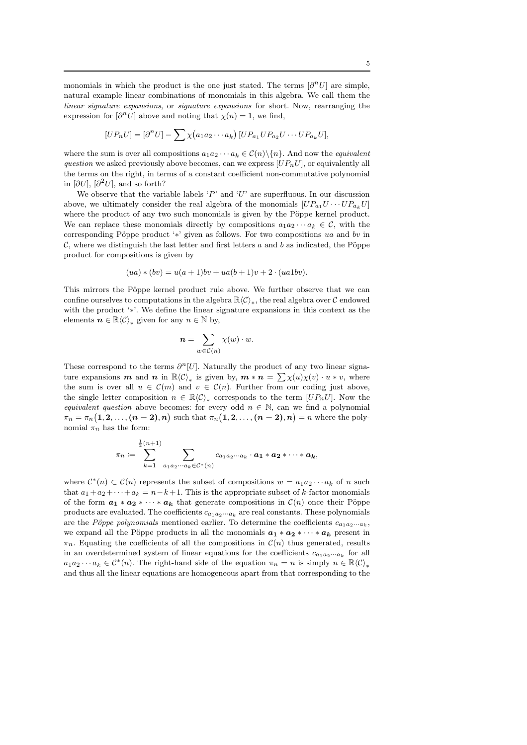monomials in which the product is the one just stated. The terms $[\partial^n U]$ are simple, natural example linear combinations of monomials in this algebra. We call them the *linear signature expansions*, or *signature expansions* for short. Now, rearranging the expression for $[\partial^n U]$ above and noting that $\chi(n) = 1$, we find,

$$[UP_nU] = [\partial^n U] - \sum \chi\big(a_1 a_2 \cdots a_k\big)\, [UP_{a_1} UP_{a_2} U \cdots UP_{a_k} U],$$

where the sum is over all compositions $a_1 a_2 \cdots a_k \in \mathcal{C}(n)\backslash\{n\}$. And now the *equivalent question* we asked previously above becomes, can we express $[UP_nU]$, or equivalently all the terms on the right, in terms of a constant coefficient non-commutative polynomial in $[\partial U]$, $[\partial^2 U]$, and so forth?

We observe that the variable labels '$P$' and '$U$' are superfluous. In our discussion above, we ultimately consider the real algebra of the monomials $[UP_{a_1} U \cdots UP_{a_k} U]$ where the product of any two such monomials is given by the Pöppe kernel product. We can replace these monomials directly by compositions $a_1 a_2 \cdots a_k \in \mathcal{C}$, with the corresponding Pöppe product '$*$' given as follows. For two compositions $ua$ and $bv$ in $\mathcal{C}$, where we distinguish the last letter and first letters $a$ and $b$ as indicated, the Pöppe product for compositions is given by

$$(ua) * (bv) = u(a+1)bv + ua(b+1)v + 2 \cdot (ua1bv).$$

This mirrors the Pöppe kernel product rule above. We further observe that we can confine ourselves to computations in the algebra $\mathbb{R}\langle\mathcal{C}\rangle_*$, the real algebra over $\mathcal{C}$ endowed with the product '$*$'. We define the linear signature expansions in this context as the elements $\boldsymbol{n} \in \mathbb{R}\langle\mathcal{C}\rangle_*$ given for any $n \in \mathbb{N}$ by,

$$\boldsymbol{n} = \sum_{w \in \mathcal{C}(n)} \chi(w) \cdot w.$$

These correspond to the terms $\partial^n[U]$. Naturally the product of any two linear signature expansions $\boldsymbol{m}$ and $\boldsymbol{n}$ in $\mathbb{R}\langle\mathcal{C}\rangle_*$ is given by, $\boldsymbol{m} * \boldsymbol{n} = \sum \chi(u)\chi(v) \cdot u * v$, where the sum is over all $u \in \mathcal{C}(m)$ and $v \in \mathcal{C}(n)$. Further from our coding just above, the single letter composition $n \in \mathbb{R}\langle\mathcal{C}\rangle_*$ corresponds to the term $[UP_nU]$. Now the *equivalent question* above becomes: for every odd $n \in \mathbb{N}$, can we find a polynomial $\pi_n = \pi_n\big(\boldsymbol{1}, \boldsymbol{2}, \ldots, \boldsymbol{(n-2)}, \boldsymbol{n}\big)$ such that $\pi_n\big(\boldsymbol{1}, \boldsymbol{2}, \ldots, \boldsymbol{(n-2)}, \boldsymbol{n}\big) = n$ where the polynomial $\pi_n$ has the form:

$$\pi_n \coloneqq \sum_{k=1}^{\frac{1}{2}(n+1)} \sum_{a_1 a_2 \cdots a_k \in \mathcal{C}^*(n)} c_{a_1 a_2 \cdots a_k} \cdot \boldsymbol{a_1} * \boldsymbol{a_2} * \cdots * \boldsymbol{a_k},$$

where $\mathcal{C}^*(n) \subset \mathcal{C}(n)$ represents the subset of compositions $w = a_1 a_2 \cdots a_k$ of $n$ such that $a_1 + a_2 + \cdots + a_k = n - k + 1$. This is the appropriate subset of $k$-factor monomials of the form $\boldsymbol{a_1} * \boldsymbol{a_2} * \cdots * \boldsymbol{a_k}$ that generate compositions in $\mathcal{C}(n)$ once their Pöppe products are evaluated. The coefficients $c_{a_1 a_2 \cdots a_k}$ are real constants. These polynomials are the *Pöppe polynomials* mentioned earlier. To determine the coefficients $c_{a_1 a_2 \cdots a_k}$, we expand all the Pöppe products in all the monomials $\boldsymbol{a_1} * \boldsymbol{a_2} * \cdots * \boldsymbol{a_k}$ present in $\pi_n$. Equating the coefficients of all the compositions in $\mathcal{C}(n)$ thus generated, results in an overdetermined system of linear equations for the coefficients $c_{a_1 a_2 \cdots a_k}$ for all $a_1 a_2 \cdots a_k \in \mathcal{C}^*(n)$. The right-hand side of the equation $\pi_n = n$ is simply $n \in \mathbb{R}\langle\mathcal{C}\rangle_*$ and thus all the linear equations are homogeneous apart from that corresponding to the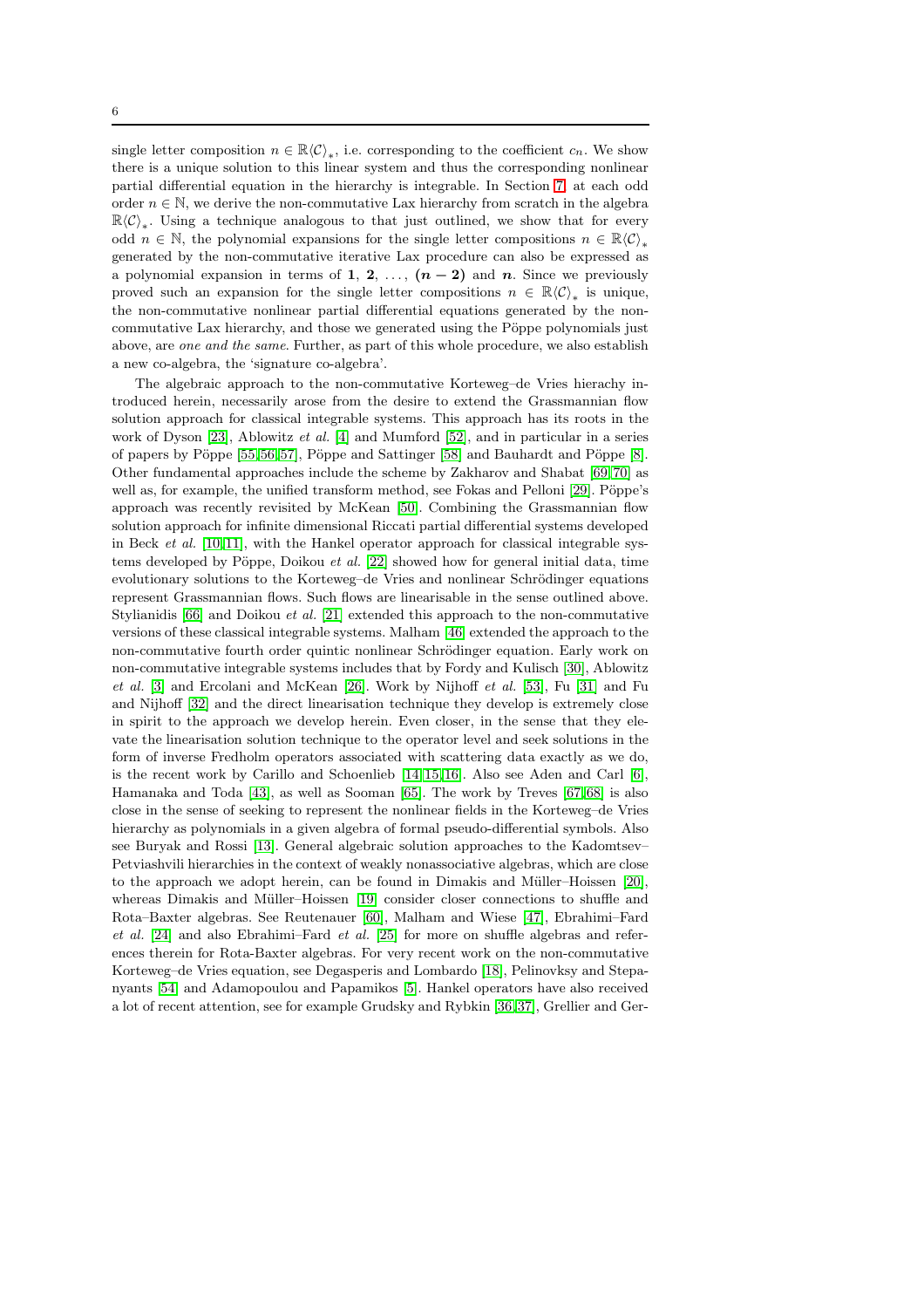single letter composition $n \in \mathbb{R}\langle\mathcal{C}\rangle_*$, i.e. corresponding to the coefficient $c_n$. We show there is a unique solution to this linear system and thus the corresponding nonlinear partial differential equation in the hierarchy is integrable. In Section 7, at each odd order $n \in \mathbb{N}$, we derive the non-commutative Lax hierarchy from scratch in the algebra $\mathbb{R}\langle\mathcal{C}\rangle_*$. Using a technique analogous to that just outlined, we show that for every odd $n \in \mathbb{N}$, the polynomial expansions for the single letter compositions $n \in \mathbb{R}\langle\mathcal{C}\rangle_*$ generated by the non-commutative iterative Lax procedure can also be expressed as a polynomial expansion in terms of $\mathbf{1}$, $\mathbf{2}$, $\ldots$, $(\boldsymbol{n-2})$ and $\boldsymbol{n}$. Since we previously proved such an expansion for the single letter compositions $n \in \mathbb{R}\langle\mathcal{C}\rangle_*$ is unique, the non-commutative nonlinear partial differential equations generated by the non-commutative Lax hierarchy, and those we generated using the Pöppe polynomials just above, are *one and the same*. Further, as part of this whole procedure, we also establish a new co-algebra, the 'signature co-algebra'.

The algebraic approach to the non-commutative Korteweg–de Vries hierarchy introduced herein, necessarily arose from the desire to extend the Grassmannian flow solution approach for classical integrable systems. This approach has its roots in the work of Dyson [23], Ablowitz *et al.* [4] and Mumford [52], and in particular in a series of papers by Pöppe [55,56,57], Pöppe and Sattinger [58] and Bauhardt and Pöppe [8]. Other fundamental approaches include the scheme by Zakharov and Shabat [69,70] as well as, for example, the unified transform method, see Fokas and Pelloni [29]. Pöppe's approach was recently revisited by McKean [50]. Combining the Grassmannian flow solution approach for infinite dimensional Riccati partial differential systems developed in Beck *et al.* [10,11], with the Hankel operator approach for classical integrable systems developed by Pöppe, Doikou *et al.* [22] showed how for general initial data, time evolutionary solutions to the Korteweg–de Vries and nonlinear Schrödinger equations represent Grassmannian flows. Such flows are linearisable in the sense outlined above. Stylianidis [66] and Doikou *et al.* [21] extended this approach to the non-commutative versions of these classical integrable systems. Malham [46] extended the approach to the non-commutative fourth order quintic nonlinear Schrödinger equation. Early work on non-commutative integrable systems includes that by Fordy and Kulisch [30], Ablowitz *et al.* [3] and Ercolani and McKean [26]. Work by Nijhoff *et al.* [53], Fu [31] and Fu and Nijhoff [32] and the direct linearisation technique they develop is extremely close in spirit to the approach we develop herein. Even closer, in the sense that they elevate the linearisation solution technique to the operator level and seek solutions in the form of inverse Fredholm operators associated with scattering data exactly as we do, is the recent work by Carillo and Schoenlieb [14,15,16]. Also see Aden and Carl [6], Hamanaka and Toda [43], as well as Sooman [65]. The work by Treves [67,68] is also close in the sense of seeking to represent the nonlinear fields in the Korteweg–de Vries hierarchy as polynomials in a given algebra of formal pseudo-differential symbols. Also see Buryak and Rossi [13]. General algebraic solution approaches to the Kadomtsev–Petviashvili hierarchies in the context of weakly nonassociative algebras, which are close to the approach we adopt herein, can be found in Dimakis and Müller–Hoissen [20], whereas Dimakis and Müller–Hoissen [19] consider closer connections to shuffle and Rota–Baxter algebras. See Reutenauer [60], Malham and Wiese [47], Ebrahimi–Fard *et al.* [24] and also Ebrahimi–Fard *et al.* [25] for more on shuffle algebras and references therein for Rota-Baxter algebras. For very recent work on the non-commutative Korteweg–de Vries equation, see Degasperis and Lombardo [18], Pelinovksy and Stepanyants [54] and Adamopoulou and Papamikos [5]. Hankel operators have also received a lot of recent attention, see for example Grudsky and Rybkin [36,37], Grellier and Ger-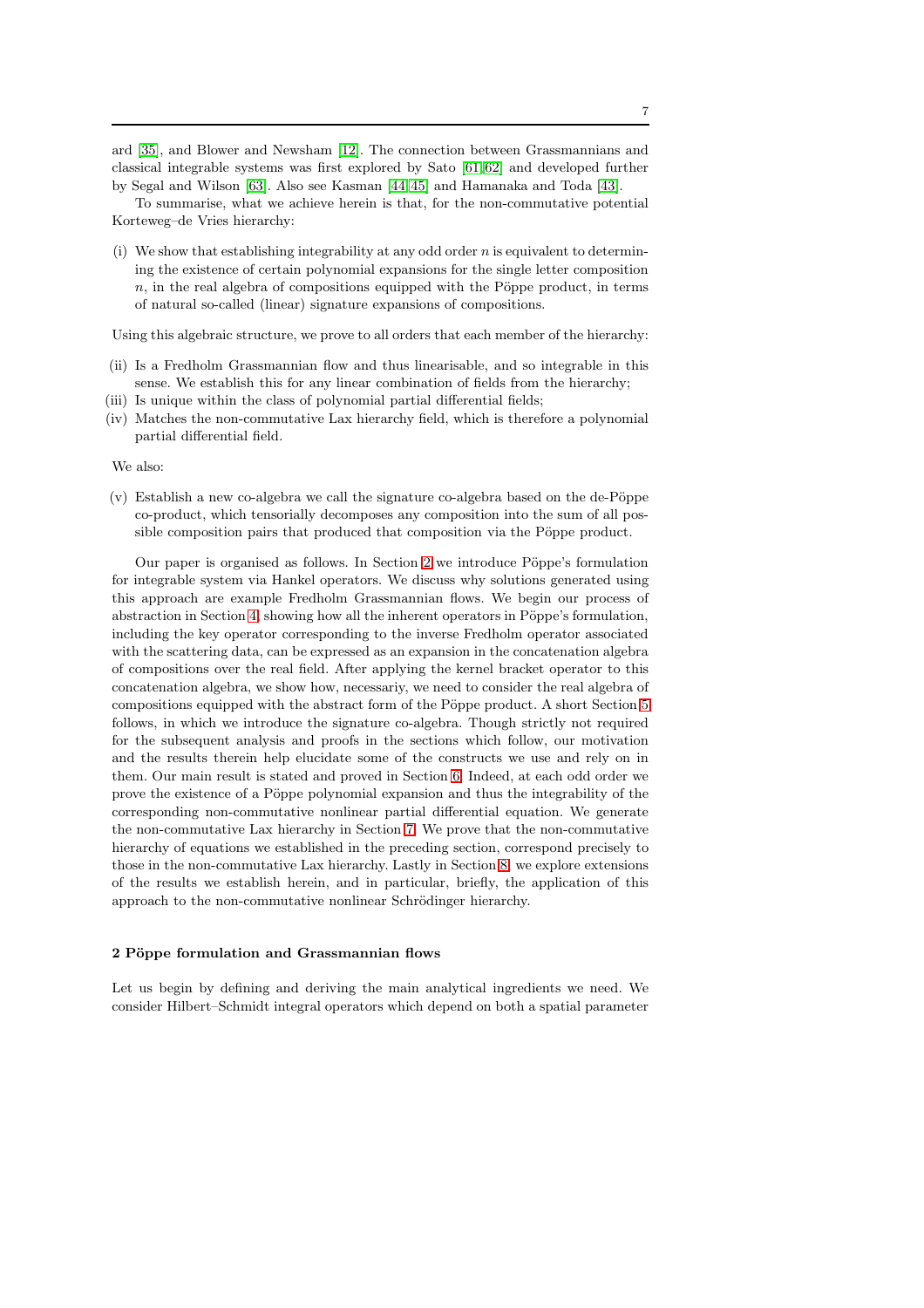ard [35], and Blower and Newsham [12]. The connection between Grassmannians and classical integrable systems was first explored by Sato [61,62] and developed further by Segal and Wilson [63]. Also see Kasman [44,45] and Hamanaka and Toda [43].

To summarise, what we achieve herein is that, for the non-commutative potential Korteweg–de Vries hierarchy:

(i) We show that establishing integrability at any odd order $n$ is equivalent to determining the existence of certain polynomial expansions for the single letter composition $n$, in the real algebra of compositions equipped with the Pöppe product, in terms of natural so-called (linear) signature expansions of compositions.

Using this algebraic structure, we prove to all orders that each member of the hierarchy:

(ii) Is a Fredholm Grassmannian flow and thus linearisable, and so integrable in this sense. We establish this for any linear combination of fields from the hierarchy;
(iii) Is unique within the class of polynomial partial differential fields;
(iv) Matches the non-commutative Lax hierarchy field, which is therefore a polynomial partial differential field.

We also:

(v) Establish a new co-algebra we call the signature co-algebra based on the de-Pöppe co-product, which tensorially decomposes any composition into the sum of all possible composition pairs that produced that composition via the Pöppe product.

Our paper is organised as follows. In Section 2 we introduce Pöppe's formulation for integrable system via Hankel operators. We discuss why solutions generated using this approach are example Fredholm Grassmannian flows. We begin our process of abstraction in Section 4, showing how all the inherent operators in Pöppe's formulation, including the key operator corresponding to the inverse Fredholm operator associated with the scattering data, can be expressed as an expansion in the concatenation algebra of compositions over the real field. After applying the kernel bracket operator to this concatenation algebra, we show how, necessariy, we need to consider the real algebra of compositions equipped with the abstract form of the Pöppe product. A short Section 5 follows, in which we introduce the signature co-algebra. Though strictly not required for the subsequent analysis and proofs in the sections which follow, our motivation and the results therein help elucidate some of the constructs we use and rely on in them. Our main result is stated and proved in Section 6. Indeed, at each odd order we prove the existence of a Pöppe polynomial expansion and thus the integrability of the corresponding non-commutative nonlinear partial differential equation. We generate the non-commutative Lax hierarchy in Section 7. We prove that the non-commutative hierarchy of equations we established in the preceding section, correspond precisely to those in the non-commutative Lax hierarchy. Lastly in Section 8, we explore extensions of the results we establish herein, and in particular, briefly, the application of this approach to the non-commutative nonlinear Schrödinger hierarchy.

## 2 Pöppe formulation and Grassmannian flows

Let us begin by defining and deriving the main analytical ingredients we need. We consider Hilbert–Schmidt integral operators which depend on both a spatial parameter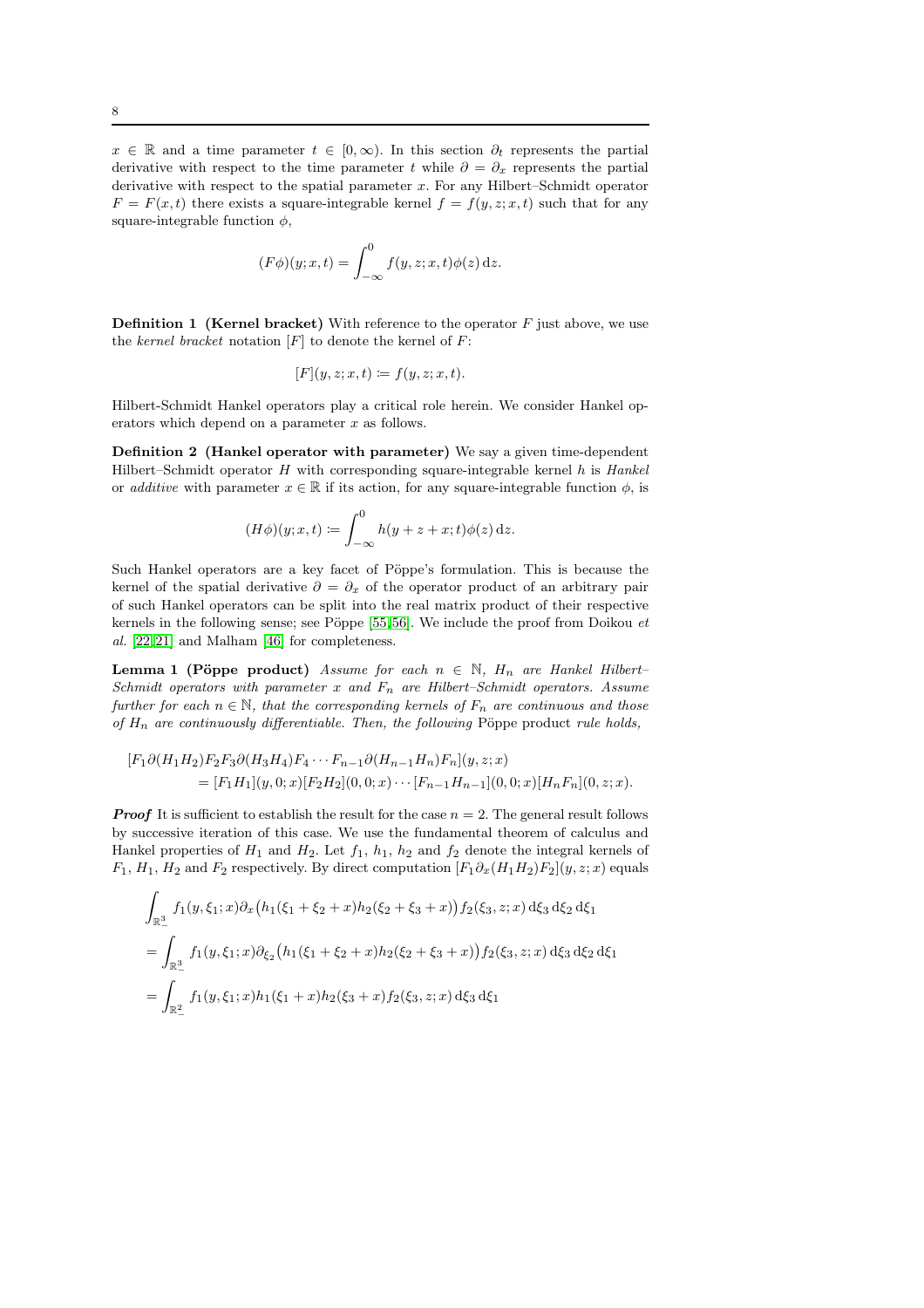$x \in \mathbb{R}$ and a time parameter $t \in [0, \infty)$. In this section $\partial_t$ represents the partial derivative with respect to the time parameter $t$ while $\partial = \partial_x$ represents the partial derivative with respect to the spatial parameter $x$. For any Hilbert–Schmidt operator $F = F(x, t)$ there exists a square-integrable kernel $f = f(y, z; x, t)$ such that for any square-integrable function $\phi$,

$$(F\phi)(y; x, t) = \int_{-\infty}^{0} f(y, z; x, t)\phi(z)\,\mathrm{d}z.$$

**Definition 1 (Kernel bracket)** With reference to the operator $F$ just above, we use the *kernel bracket* notation $[F]$ to denote the kernel of $F$:

$$[F](y, z; x, t) \coloneqq f(y, z; x, t).$$

Hilbert-Schmidt Hankel operators play a critical role herein. We consider Hankel operators which depend on a parameter $x$ as follows.

**Definition 2 (Hankel operator with parameter)** We say a given time-dependent Hilbert–Schmidt operator $H$ with corresponding square-integrable kernel $h$ is *Hankel* or *additive* with parameter $x \in \mathbb{R}$ if its action, for any square-integrable function $\phi$, is

$$(H\phi)(y; x, t) \coloneqq \int_{-\infty}^{0} h(y + z + x; t)\phi(z)\,\mathrm{d}z.$$

Such Hankel operators are a key facet of Pöppe's formulation. This is because the kernel of the spatial derivative $\partial = \partial_x$ of the operator product of an arbitrary pair of such Hankel operators can be split into the real matrix product of their respective kernels in the following sense; see Pöppe [55,56]. We include the proof from Doikou *et al.* [22,21] and Malham [46] for completeness.

**Lemma 1 (Pöppe product)** *Assume for each $n \in \mathbb{N}$, $H_n$ are Hankel Hilbert–Schmidt operators with parameter $x$ and $F_n$ are Hilbert–Schmidt operators. Assume further for each $n \in \mathbb{N}$, that the corresponding kernels of $F_n$ are continuous and those of $H_n$ are continuously differentiable. Then, the following* Pöppe product *rule holds,*

$$\begin{aligned}
&[F_1\partial(H_1H_2)F_2F_3\partial(H_3H_4)F_4\cdots F_{n-1}\partial(H_{n-1}H_n)F_n](y, z; x) \\
&\qquad = [F_1H_1](y, 0; x)[F_2H_2](0, 0; x)\cdots[F_{n-1}H_{n-1}](0, 0; x)[H_nF_n](0, z; x).
\end{aligned}$$

***Proof*** It is sufficient to establish the result for the case $n = 2$. The general result follows by successive iteration of this case. We use the fundamental theorem of calculus and Hankel properties of $H_1$ and $H_2$. Let $f_1$, $h_1$, $h_2$ and $f_2$ denote the integral kernels of $F_1$, $H_1$, $H_2$ and $F_2$ respectively. By direct computation $[F_1\partial_x(H_1H_2)F_2](y, z; x)$ equals

$$\begin{aligned}
&\int_{\mathbb{R}^3_-} f_1(y, \xi_1; x)\partial_x\big(h_1(\xi_1 + \xi_2 + x)h_2(\xi_2 + \xi_3 + x)\big)f_2(\xi_3, z; x)\,\mathrm{d}\xi_3\,\mathrm{d}\xi_2\,\mathrm{d}\xi_1 \\
&= \int_{\mathbb{R}^3_-} f_1(y, \xi_1; x)\partial_{\xi_2}\big(h_1(\xi_1 + \xi_2 + x)h_2(\xi_2 + \xi_3 + x)\big)f_2(\xi_3, z; x)\,\mathrm{d}\xi_3\,\mathrm{d}\xi_2\,\mathrm{d}\xi_1 \\
&= \int_{\mathbb{R}^2_-} f_1(y, \xi_1; x)h_1(\xi_1 + x)h_2(\xi_3 + x)f_2(\xi_3, z; x)\,\mathrm{d}\xi_3\,\mathrm{d}\xi_1
\end{aligned}$$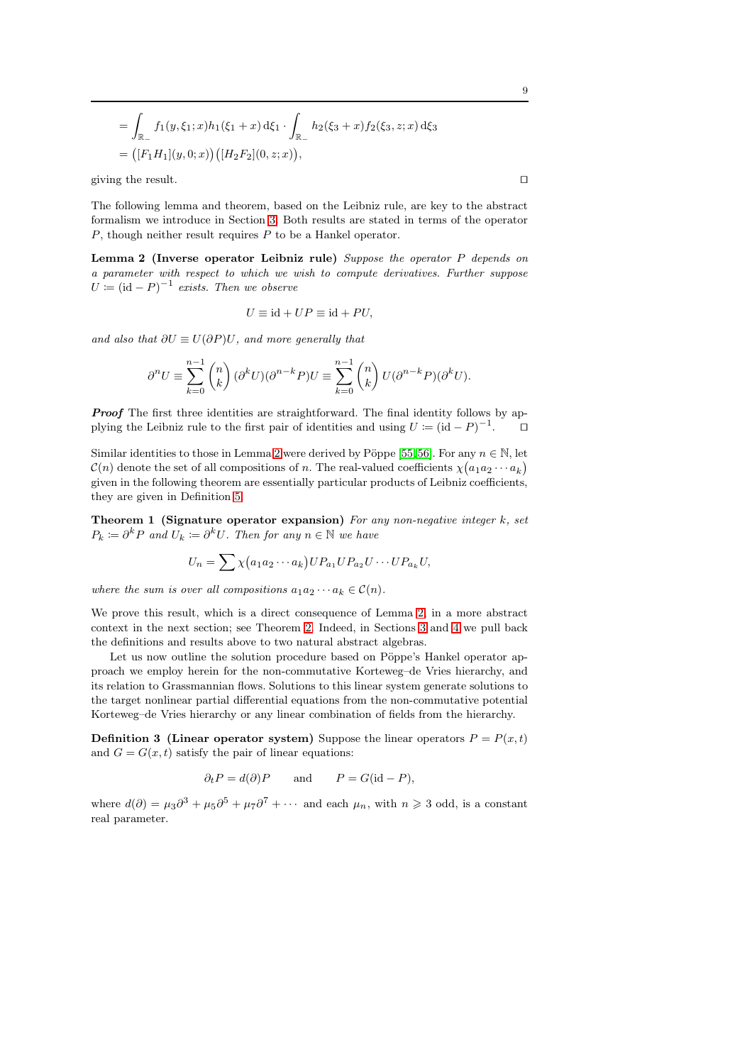$$= \int_{\mathbb{R}_-} f_1(y,\xi_1;x)h_1(\xi_1+x)\,\mathrm{d}\xi_1 \cdot \int_{\mathbb{R}_-} h_2(\xi_3+x)f_2(\xi_3,z;x)\,\mathrm{d}\xi_3$$
$$= \big([F_1H_1](y,0;x)\big)\big([H_2F_2](0,z;x)\big),$$

giving the result. □

The following lemma and theorem, based on the Leibniz rule, are key to the abstract formalism we introduce in Section 3. Both results are stated in terms of the operator $P$, though neither result requires $P$ to be a Hankel operator.

**Lemma 2 (Inverse operator Leibniz rule)** *Suppose the operator $P$ depends on a parameter with respect to which we wish to compute derivatives. Further suppose $U \coloneqq (\mathrm{id}-P)^{-1}$ exists. Then we observe*

$$U \equiv \mathrm{id} + UP \equiv \mathrm{id} + PU,$$

*and also that $\partial U \equiv U(\partial P)U$, and more generally that*

$$\partial^n U \equiv \sum_{k=0}^{n-1} \binom{n}{k} (\partial^k U)(\partial^{n-k} P)U \equiv \sum_{k=0}^{n-1} \binom{n}{k} U(\partial^{n-k} P)(\partial^k U).$$

***Proof*** The first three identities are straightforward. The final identity follows by applying the Leibniz rule to the first pair of identities and using $U \coloneqq (\mathrm{id}-P)^{-1}$. □

Similar identities to those in Lemma 2 were derived by Pöppe [55,56]. For any $n \in \mathbb{N}$, let $\mathcal{C}(n)$ denote the set of all compositions of $n$. The real-valued coefficients $\chi(a_1a_2\cdots a_k)$ given in the following theorem are essentially particular products of Leibniz coefficients, they are given in Definition 5.

**Theorem 1 (Signature operator expansion)** *For any non-negative integer $k$, set $P_k \coloneqq \partial^k P$ and $U_k \coloneqq \partial^k U$. Then for any $n \in \mathbb{N}$ we have*

$$U_n = \sum \chi(a_1a_2\cdots a_k)\,UP_{a_1}UP_{a_2}U\cdots UP_{a_k}U,$$

*where the sum is over all compositions $a_1a_2\cdots a_k \in \mathcal{C}(n)$.*

We prove this result, which is a direct consequence of Lemma 2, in a more abstract context in the next section; see Theorem 2. Indeed, in Sections 3 and 4 we pull back the definitions and results above to two natural abstract algebras.

Let us now outline the solution procedure based on Pöppe's Hankel operator approach we employ herein for the non-commutative Korteweg–de Vries hierarchy, and its relation to Grassmannian flows. Solutions to this linear system generate solutions to the target nonlinear partial differential equations from the non-commutative potential Korteweg–de Vries hierarchy or any linear combination of fields from the hierarchy.

**Definition 3 (Linear operator system)** Suppose the linear operators $P = P(x,t)$ and $G = G(x,t)$ satisfy the pair of linear equations:

$$\partial_t P = d(\partial)P \qquad \text{and} \qquad P = G(\mathrm{id}-P),$$

where $d(\partial) = \mu_3\partial^3 + \mu_5\partial^5 + \mu_7\partial^7 + \cdots$ and each $\mu_n$, with $n \geqslant 3$ odd, is a constant real parameter.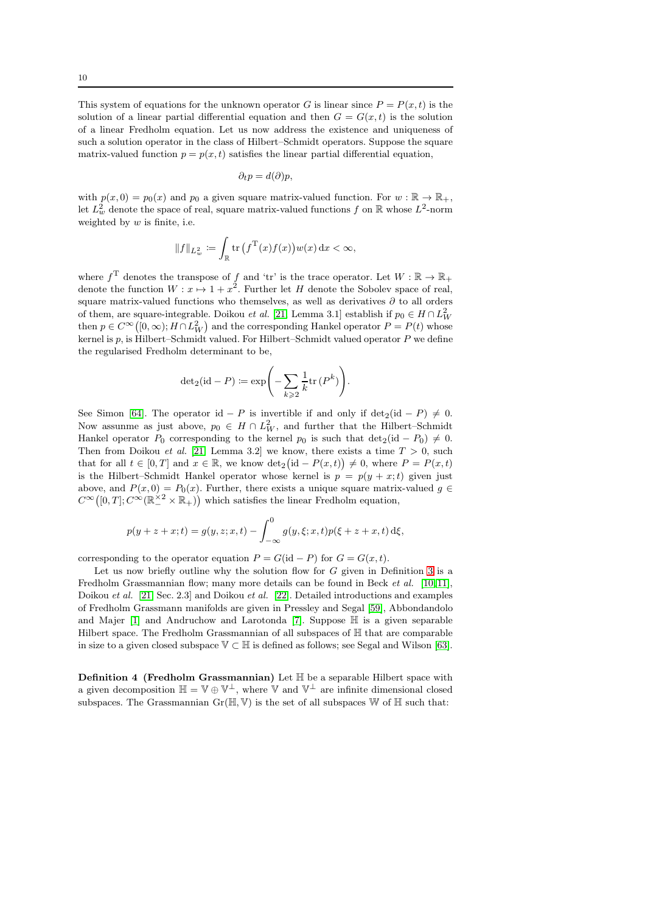This system of equations for the unknown operator $G$ is linear since $P = P(x,t)$ is the solution of a linear partial differential equation and then $G = G(x,t)$ is the solution of a linear Fredholm equation. Let us now address the existence and uniqueness of such a solution operator in the class of Hilbert–Schmidt operators. Suppose the square matrix-valued function $p = p(x,t)$ satisfies the linear partial differential equation,

$$\partial_t p = d(\partial) p,$$

with $p(x,0) = p_0(x)$ and $p_0$ a given square matrix-valued function. For $w : \mathbb{R} \to \mathbb{R}_+$, let $L^2_w$ denote the space of real, square matrix-valued functions $f$ on $\mathbb{R}$ whose $L^2$-norm weighted by $w$ is finite, i.e.

$$\|f\|_{L^2_w} := \int_{\mathbb{R}} \operatorname{tr}\big(f^{\mathrm{T}}(x) f(x)\big) w(x)\,\mathrm{d}x < \infty,$$

where $f^{\mathrm{T}}$ denotes the transpose of $f$ and 'tr' is the trace operator. Let $W : \mathbb{R} \to \mathbb{R}_+$ denote the function $W : x \mapsto 1 + x^2$. Further let $H$ denote the Sobolev space of real, square matrix-valued functions who themselves, as well as derivatives $\partial$ to all orders of them, are square-integrable. Doikou *et al.* [21, Lemma 3.1] establish if $p_0 \in H \cap L^2_W$ then $p \in C^\infty\big([0,\infty); H \cap L^2_W\big)$ and the corresponding Hankel operator $P = P(t)$ whose kernel is $p$, is Hilbert–Schmidt valued. For Hilbert–Schmidt valued operator $P$ we define the regularised Fredholm determinant to be,

$$\det{}_2(\mathrm{id} - P) := \exp\left(-\sum_{k \geqslant 2} \frac{1}{k} \operatorname{tr}\big(P^k\big)\right).$$

See Simon [64]. The operator $\mathrm{id} - P$ is invertible if and only if $\det_2(\mathrm{id} - P) \neq 0$. Now assunme as just above, $p_0 \in H \cap L^2_W$, and further that the Hilbert–Schmidt Hankel operator $P_0$ corresponding to the kernel $p_0$ is such that $\det_2(\mathrm{id} - P_0) \neq 0$. Then from Doikou *et al.* [21, Lemma 3.2] we know, there exists a time $T > 0$, such that for all $t \in [0,T]$ and $x \in \mathbb{R}$, we know $\det_2\big(\mathrm{id} - P(x,t)\big) \neq 0$, where $P = P(x,t)$ is the Hilbert–Schmidt Hankel operator whose kernel is $p = p(y+x;t)$ given just above, and $P(x,0) = P_0(x)$. Further, there exists a unique square matrix-valued $g \in C^\infty\big([0,T]; C^\infty(\mathbb{R}_-^{\times 2} \times \mathbb{R}_+)\big)$ which satisfies the linear Fredholm equation,

$$p(y+z+x;t) = g(y,z;x,t) - \int_{-\infty}^{0} g(y,\xi;x,t) p(\xi + z + x, t)\,\mathrm{d}\xi,$$

corresponding to the operator equation $P = G(\mathrm{id} - P)$ for $G = G(x,t)$.

Let us now briefly outline why the solution flow for $G$ given in Definition 3 is a Fredholm Grassmannian flow; many more details can be found in Beck *et al.* [10, 11], Doikou *et al.* [21, Sec. 2.3] and Doikou *et al.* [22]. Detailed introductions and examples of Fredholm Grassmann manifolds are given in Pressley and Segal [59], Abbondandolo and Majer [1] and Andruchow and Larotonda [7]. Suppose $\mathbb{H}$ is a given separable Hilbert space. The Fredholm Grassmannian of all subspaces of $\mathbb{H}$ that are comparable in size to a given closed subspace $\mathbb{V} \subset \mathbb{H}$ is defined as follows; see Segal and Wilson [63].

**Definition 4 (Fredholm Grassmannian)** Let $\mathbb{H}$ be a separable Hilbert space with a given decomposition $\mathbb{H} = \mathbb{V} \oplus \mathbb{V}^\perp$, where $\mathbb{V}$ and $\mathbb{V}^\perp$ are infinite dimensional closed subspaces. The Grassmannian $\mathrm{Gr}(\mathbb{H}, \mathbb{V})$ is the set of all subspaces $\mathbb{W}$ of $\mathbb{H}$ such that: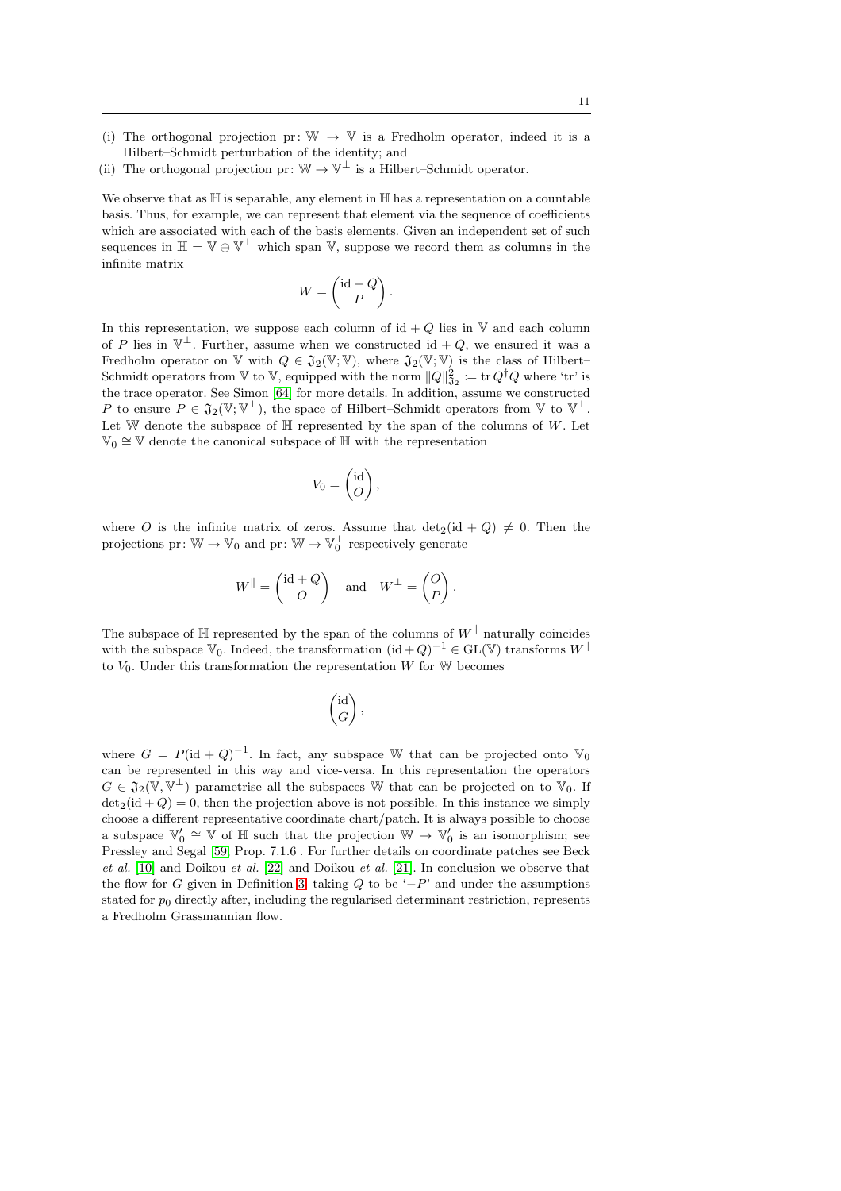(i) The orthogonal projection $\mathrm{pr}\colon \mathbb{W} \to \mathbb{V}$ is a Fredholm operator, indeed it is a Hilbert–Schmidt perturbation of the identity; and
(ii) The orthogonal projection $\mathrm{pr}\colon \mathbb{W} \to \mathbb{V}^{\perp}$ is a Hilbert–Schmidt operator.

We observe that as $\mathbb{H}$ is separable, any element in $\mathbb{H}$ has a representation on a countable basis. Thus, for example, we can represent that element via the sequence of coefficients which are associated with each of the basis elements. Given an independent set of such sequences in $\mathbb{H} = \mathbb{V} \oplus \mathbb{V}^{\perp}$ which span $\mathbb{V}$, suppose we record them as columns in the infinite matrix

$$W = \begin{pmatrix} \mathrm{id} + Q \\ P \end{pmatrix}.$$

In this representation, we suppose each column of $\mathrm{id} + Q$ lies in $\mathbb{V}$ and each column of $P$ lies in $\mathbb{V}^{\perp}$. Further, assume when we constructed $\mathrm{id} + Q$, we ensured it was a Fredholm operator on $\mathbb{V}$ with $Q \in \mathfrak{J}_2(\mathbb{V};\mathbb{V})$, where $\mathfrak{J}_2(\mathbb{V};\mathbb{V})$ is the class of Hilbert–Schmidt operators from $\mathbb{V}$ to $\mathbb{V}$, equipped with the norm $\|Q\|^2_{\mathfrak{J}_2} \coloneqq \mathrm{tr}\, Q^{\dagger} Q$ where 'tr' is the trace operator. See Simon [64] for more details. In addition, assume we constructed $P$ to ensure $P \in \mathfrak{J}_2(\mathbb{V};\mathbb{V}^{\perp})$, the space of Hilbert–Schmidt operators from $\mathbb{V}$ to $\mathbb{V}^{\perp}$. Let $\mathbb{W}$ denote the subspace of $\mathbb{H}$ represented by the span of the columns of $W$. Let $\mathbb{V}_0 \cong \mathbb{V}$ denote the canonical subspace of $\mathbb{H}$ with the representation

$$V_0 = \begin{pmatrix} \mathrm{id} \\ O \end{pmatrix},$$

where $O$ is the infinite matrix of zeros. Assume that $\det_2(\mathrm{id} + Q) \neq 0$. Then the projections $\mathrm{pr}\colon \mathbb{W} \to \mathbb{V}_0$ and $\mathrm{pr}\colon \mathbb{W} \to \mathbb{V}_0^{\perp}$ respectively generate

$$W^{\parallel} = \begin{pmatrix} \mathrm{id} + Q \\ O \end{pmatrix} \quad \text{and} \quad W^{\perp} = \begin{pmatrix} O \\ P \end{pmatrix}.$$

The subspace of $\mathbb{H}$ represented by the span of the columns of $W^{\parallel}$ naturally coincides with the subspace $\mathbb{V}_0$. Indeed, the transformation $(\mathrm{id} + Q)^{-1} \in \mathrm{GL}(\mathbb{V})$ transforms $W^{\parallel}$ to $V_0$. Under this transformation the representation $W$ for $\mathbb{W}$ becomes

$$\begin{pmatrix} \mathrm{id} \\ G \end{pmatrix},$$

where $G = P(\mathrm{id} + Q)^{-1}$. In fact, any subspace $\mathbb{W}$ that can be projected onto $\mathbb{V}_0$ can be represented in this way and vice-versa. In this representation the operators $G \in \mathfrak{J}_2(\mathbb{V}, \mathbb{V}^{\perp})$ parametrise all the subspaces $\mathbb{W}$ that can be projected on to $\mathbb{V}_0$. If $\det_2(\mathrm{id} + Q) = 0$, then the projection above is not possible. In this instance we simply choose a different representative coordinate chart/patch. It is always possible to choose a subspace $\mathbb{V}_0' \cong \mathbb{V}$ of $\mathbb{H}$ such that the projection $\mathbb{W} \to \mathbb{V}_0'$ is an isomorphism; see Pressley and Segal [59, Prop. 7.1.6]. For further details on coordinate patches see Beck *et al.* [10] and Doikou *et al.* [22] and Doikou *et al.* [21]. In conclusion we observe that the flow for $G$ given in Definition 3, taking $Q$ to be '$-P$' and under the assumptions stated for $p_0$ directly after, including the regularised determinant restriction, represents a Fredholm Grassmannian flow.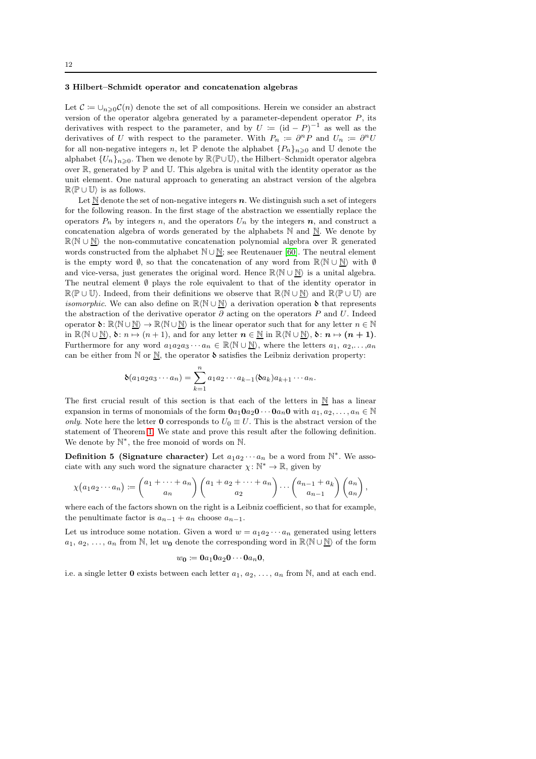### 3 Hilbert–Schmidt operator and concatenation algebras

Let $\mathcal{C} := \cup_{n\geqslant 0}\mathcal{C}(n)$ denote the set of all compositions. Herein we consider an abstract version of the operator algebra generated by a parameter-dependent operator $P$, its derivatives with respect to the parameter, and by $U := (\mathrm{id} - P)^{-1}$ as well as the derivatives of $U$ with respect to the parameter. With $P_n := \partial^n P$ and $U_n := \partial^n U$ for all non-negative integers $n$, let $\mathbb{P}$ denote the alphabet $\{P_n\}_{n\geqslant 0}$ and $\mathbb{U}$ denote the alphabet $\{U_n\}_{n\geqslant 0}$. Then we denote by $\mathbb{R}\langle\mathbb{P}\cup\mathbb{U}\rangle$, the Hilbert–Schmidt operator algebra over $\mathbb{R}$, generated by $\mathbb{P}$ and $\mathbb{U}$. This algebra is unital with the identity operator as the unit element. One natural approach to generating an abstract version of the algebra $\mathbb{R}\langle\mathbb{P}\cup\mathbb{U}\rangle$ is as follows.

Let $\underline{\mathbb{N}}$ denote the set of non-negative integers $\boldsymbol{n}$. We distinguish such a set of integers for the following reason. In the first stage of the abstraction we essentially replace the operators $P_n$ by integers $n$, and the operators $U_n$ by the integers $\boldsymbol{n}$, and construct a concatenation algebra of words generated by the alphabets $\mathbb{N}$ and $\underline{\mathbb{N}}$. We denote by $\mathbb{R}\langle\mathbb{N}\cup\underline{\mathbb{N}}\rangle$ the non-commutative concatenation polynomial algebra over $\mathbb{R}$ generated words constructed from the alphabet $\mathbb{N}\cup\underline{\mathbb{N}}$; see Reutenauer [60]. The neutral element is the empty word $\emptyset$, so that the concatenation of any word from $\mathbb{R}\langle\mathbb{N}\cup\underline{\mathbb{N}}\rangle$ with $\emptyset$ and vice-versa, just generates the original word. Hence $\mathbb{R}\langle\mathbb{N}\cup\underline{\mathbb{N}}\rangle$ is a unital algebra. The neutral element $\emptyset$ plays the role equivalent to that of the identity operator in $\mathbb{R}\langle\mathbb{P}\cup\mathbb{U}\rangle$. Indeed, from their definitions we observe that $\mathbb{R}\langle\mathbb{N}\cup\underline{\mathbb{N}}\rangle$ and $\mathbb{R}\langle\mathbb{P}\cup\mathbb{U}\rangle$ are *isomorphic*. We can also define on $\mathbb{R}\langle\mathbb{N}\cup\underline{\mathbb{N}}\rangle$ a derivation operation $\mathfrak{d}$ that represents the abstraction of the derivative operator $\partial$ acting on the operators $P$ and $U$. Indeed operator $\mathfrak{d}\colon \mathbb{R}\langle\mathbb{N}\cup\underline{\mathbb{N}}\rangle \to \mathbb{R}\langle\mathbb{N}\cup\underline{\mathbb{N}}\rangle$ is the linear operator such that for any letter $n\in\mathbb{N}$ in $\mathbb{R}\langle\mathbb{N}\cup\underline{\mathbb{N}}\rangle$, $\mathfrak{d}\colon n\mapsto(n+1)$, and for any letter $\boldsymbol{n}\in\underline{\mathbb{N}}$ in $\mathbb{R}\langle\mathbb{N}\cup\underline{\mathbb{N}}\rangle$, $\mathfrak{d}\colon \boldsymbol{n}\mapsto(\boldsymbol{n+1})$. Furthermore for any word $a_1a_2a_3\cdots a_n\in\mathbb{R}\langle\mathbb{N}\cup\underline{\mathbb{N}}\rangle$, where the letters $a_1$, $a_2$,…,$a_n$ can be either from $\mathbb{N}$ or $\underline{\mathbb{N}}$, the operator $\mathfrak{d}$ satisfies the Leibniz derivation property:

$$\mathfrak{d}(a_1a_2a_3\cdots a_n)=\sum_{k=1}^{n}a_1a_2\cdots a_{k-1}(\mathfrak{d}a_k)a_{k+1}\cdots a_n.$$

The first crucial result of this section is that each of the letters in $\underline{\mathbb{N}}$ has a linear expansion in terms of monomials of the form $\mathbf{0}a_1\mathbf{0}a_2\mathbf{0}\cdots\mathbf{0}a_n\mathbf{0}$ with $a_1,a_2,\ldots,a_n\in\mathbb{N}$ *only*. Note here the letter $\mathbf{0}$ corresponds to $U_0\equiv U$. This is the abstract version of the statement of Theorem 1. We state and prove this result after the following definition. We denote by $\mathbb{N}^*$, the free monoid of words on $\mathbb{N}$.

**Definition 5 (Signature character)** Let $a_1a_2\cdots a_n$ be a word from $\mathbb{N}^*$. We associate with any such word the signature character $\chi\colon\mathbb{N}^*\to\mathbb{R}$, given by

$$\chi\big(a_1a_2\cdots a_n\big):=\binom{a_1+\cdots+a_n}{a_n}\binom{a_1+a_2+\cdots+a_n}{a_2}\cdots\binom{a_{n-1}+a_k}{a_{n-1}}\binom{a_n}{a_n},$$

where each of the factors shown on the right is a Leibniz coefficient, so that for example, the penultimate factor is $a_{n-1}+a_n$ choose $a_{n-1}$.

Let us introduce some notation. Given a word $w=a_1a_2\cdots a_n$ generated using letters $a_1$, $a_2$, …, $a_n$ from $\mathbb{N}$, let $w_{\mathbf{0}}$ denote the corresponding word in $\mathbb{R}\langle\mathbb{N}\cup\underline{\mathbb{N}}\rangle$ of the form

$$w_{\mathbf{0}}:=\mathbf{0}a_1\mathbf{0}a_2\mathbf{0}\cdots\mathbf{0}a_n\mathbf{0},$$

i.e. a single letter $\mathbf{0}$ exists between each letter $a_1$, $a_2$, …, $a_n$ from $\mathbb{N}$, and at each end.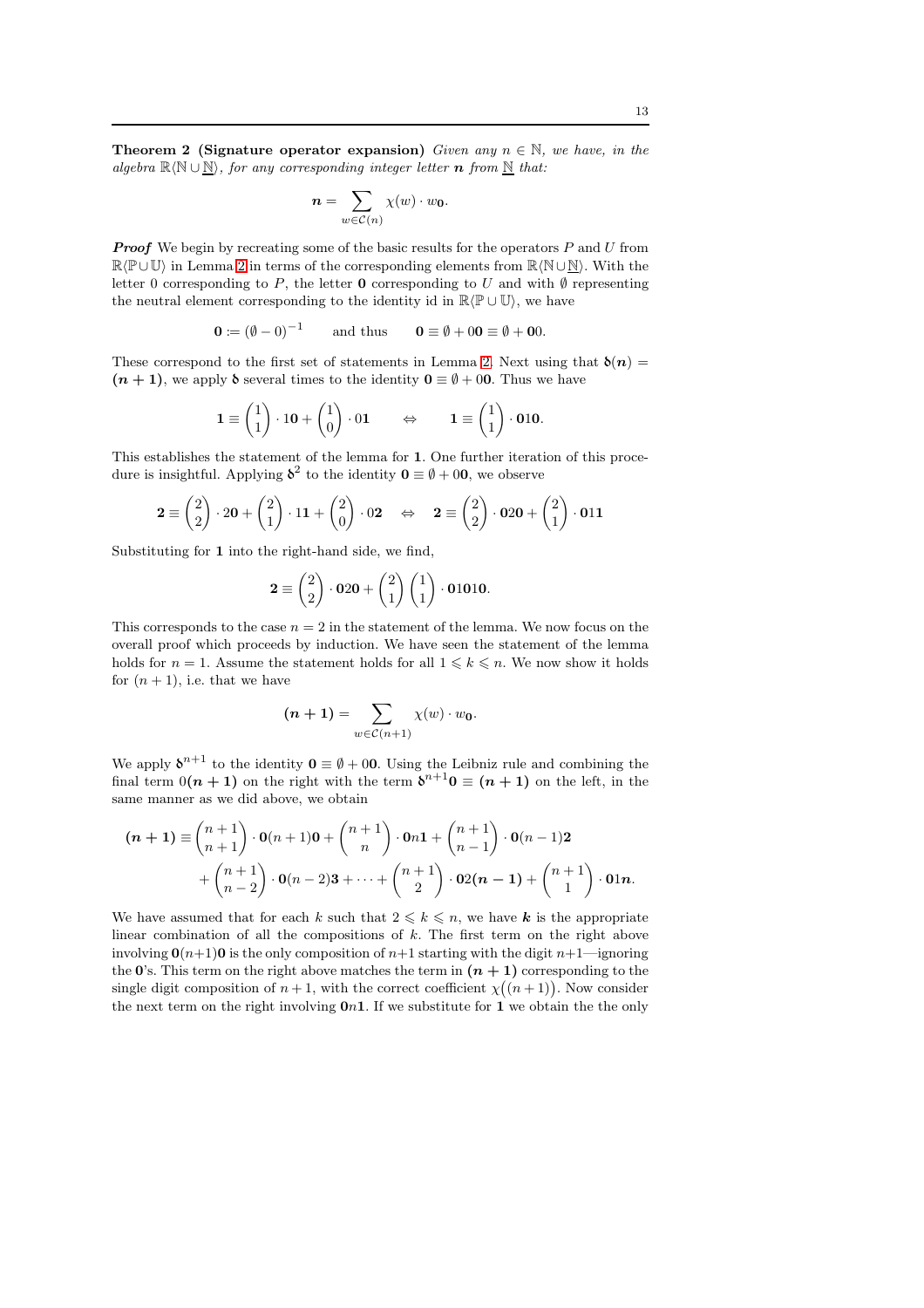**Theorem 2 (Signature operator expansion)** *Given any $n \in \mathbb{N}$, we have, in the algebra $\mathbb{R}\langle \mathbb{N} \cup \underline{\mathbb{N}} \rangle$, for any corresponding integer letter $\boldsymbol{n}$ from $\underline{\mathbb{N}}$ that:*

$$\boldsymbol{n} = \sum_{w \in \mathcal{C}(n)} \chi(w) \cdot w_{\mathbf{0}}.$$

***Proof*** We begin by recreating some of the basic results for the operators $P$ and $U$ from $\mathbb{R}\langle \mathbb{P} \cup \mathbb{U} \rangle$ in Lemma 2 in terms of the corresponding elements from $\mathbb{R}\langle \mathbb{N} \cup \underline{\mathbb{N}} \rangle$. With the letter 0 corresponding to $P$, the letter $\mathbf{0}$ corresponding to $U$ and with $\emptyset$ representing the neutral element corresponding to the identity id in $\mathbb{R}\langle \mathbb{P} \cup \mathbb{U} \rangle$, we have

$$\mathbf{0} := (\emptyset - 0)^{-1} \qquad \text{and thus} \qquad \mathbf{0} \equiv \emptyset + 0\mathbf{0} \equiv \emptyset + \mathbf{0}0.$$

These correspond to the first set of statements in Lemma 2. Next using that $\mathfrak{d}(\boldsymbol{n}) = (\boldsymbol{n+1})$, we apply $\mathfrak{d}$ several times to the identity $\mathbf{0} \equiv \emptyset + 0\mathbf{0}$. Thus we have

$$\mathbf{1} \equiv \binom{1}{1} \cdot 1\mathbf{0} + \binom{1}{0} \cdot 0\mathbf{1} \qquad \Leftrightarrow \qquad \mathbf{1} \equiv \binom{1}{1} \cdot \mathbf{0}1\mathbf{0}.$$

This establishes the statement of the lemma for $\mathbf{1}$. One further iteration of this procedure is insightful. Applying $\mathfrak{d}^2$ to the identity $\mathbf{0} \equiv \emptyset + 0\mathbf{0}$, we observe

$$\mathbf{2} \equiv \binom{2}{2} \cdot 2\mathbf{0} + \binom{2}{1} \cdot 1\mathbf{1} + \binom{2}{0} \cdot 0\mathbf{2} \quad \Leftrightarrow \quad \mathbf{2} \equiv \binom{2}{2} \cdot \mathbf{0}2\mathbf{0} + \binom{2}{1} \cdot \mathbf{0}1\mathbf{1}$$

Substituting for $\mathbf{1}$ into the right-hand side, we find,

$$\mathbf{2} \equiv \binom{2}{2} \cdot \mathbf{0}2\mathbf{0} + \binom{2}{1}\binom{1}{1} \cdot \mathbf{0}1\mathbf{0}1\mathbf{0}.$$

This corresponds to the case $n = 2$ in the statement of the lemma. We now focus on the overall proof which proceeds by induction. We have seen the statement of the lemma holds for $n = 1$. Assume the statement holds for all $1 \leqslant k \leqslant n$. We now show it holds for $(n+1)$, i.e. that we have

$$(\boldsymbol{n+1}) = \sum_{w \in \mathcal{C}(n+1)} \chi(w) \cdot w_{\mathbf{0}}.$$

We apply $\mathfrak{d}^{n+1}$ to the identity $\mathbf{0} \equiv \emptyset + 0\mathbf{0}$. Using the Leibniz rule and combining the final term $0(\boldsymbol{n+1})$ on the right with the term $\mathfrak{d}^{n+1}\mathbf{0} \equiv (\boldsymbol{n+1})$ on the left, in the same manner as we did above, we obtain

$$\begin{aligned}(\boldsymbol{n+1}) \equiv \binom{n+1}{n+1} \cdot \mathbf{0}(n+1)\mathbf{0} + \binom{n+1}{n} \cdot \mathbf{0}n\mathbf{1} + \binom{n+1}{n-1} \cdot \mathbf{0}(n-1)\mathbf{2} \\ + \binom{n+1}{n-2} \cdot \mathbf{0}(n-2)\mathbf{3} + \cdots + \binom{n+1}{2} \cdot \mathbf{0}2(\boldsymbol{n-1}) + \binom{n+1}{1} \cdot \mathbf{0}1\boldsymbol{n}.\end{aligned}$$

We have assumed that for each $k$ such that $2 \leqslant k \leqslant n$, we have $\boldsymbol{k}$ is the appropriate linear combination of all the compositions of $k$. The first term on the right above involving $\mathbf{0}(n+1)\mathbf{0}$ is the only composition of $n+1$ starting with the digit $n+1$—ignoring the $\mathbf{0}$'s. This term on the right above matches the term in $(\boldsymbol{n+1})$ corresponding to the single digit composition of $n+1$, with the correct coefficient $\chi\big((n+1)\big)$. Now consider the next term on the right involving $\mathbf{0}n\mathbf{1}$. If we substitute for $\mathbf{1}$ we obtain the the only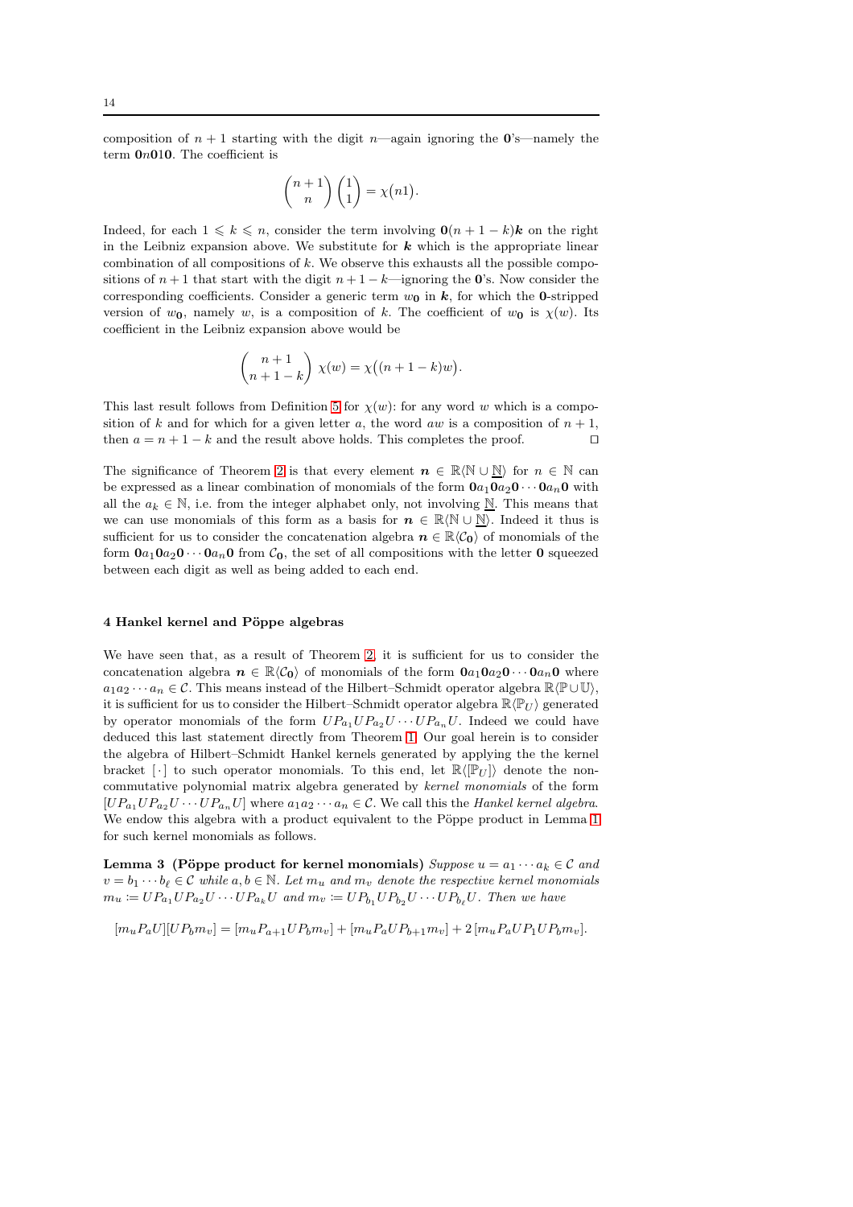composition of $n+1$ starting with the digit $n$—again ignoring the $\mathbf{0}$'s—namely the term $\mathbf{0}n\mathbf{0}1\mathbf{0}$. The coefficient is

$$\binom{n+1}{n}\binom{1}{1} = \chi(n1).$$

Indeed, for each $1 \leqslant k \leqslant n$, consider the term involving $\mathbf{0}(n+1-k)\boldsymbol{k}$ on the right in the Leibniz expansion above. We substitute for $\boldsymbol{k}$ which is the appropriate linear combination of all compositions of $k$. We observe this exhausts all the possible compositions of $n+1$ that start with the digit $n+1-k$—ignoring the $\mathbf{0}$'s. Now consider the corresponding coefficients. Consider a generic term $w_{\mathbf{0}}$ in $\boldsymbol{k}$, for which the $\mathbf{0}$-stripped version of $w_{\mathbf{0}}$, namely $w$, is a composition of $k$. The coefficient of $w_{\mathbf{0}}$ is $\chi(w)$. Its coefficient in the Leibniz expansion above would be

$$\binom{n+1}{n+1-k}\,\chi(w) = \chi\big((n+1-k)w\big).$$

This last result follows from Definition 5 for $\chi(w)$: for any word $w$ which is a composition of $k$ and for which for a given letter $a$, the word $aw$ is a composition of $n+1$, then $a = n+1-k$ and the result above holds. This completes the proof. □

The significance of Theorem 2 is that every element $\boldsymbol{n} \in \mathbb{R}\langle \mathbb{N} \cup \underline{\mathbb{N}}\rangle$ for $n \in \mathbb{N}$ can be expressed as a linear combination of monomials of the form $\mathbf{0}a_1\mathbf{0}a_2\mathbf{0}\cdots\mathbf{0}a_n\mathbf{0}$ with all the $a_k \in \mathbb{N}$, i.e. from the integer alphabet only, not involving $\underline{\mathbb{N}}$. This means that we can use monomials of this form as a basis for $\boldsymbol{n} \in \mathbb{R}\langle \mathbb{N} \cup \underline{\mathbb{N}}\rangle$. Indeed it thus is sufficient for us to consider the concatenation algebra $\boldsymbol{n} \in \mathbb{R}\langle \mathcal{C}_{\mathbf{0}}\rangle$ of monomials of the form $\mathbf{0}a_1\mathbf{0}a_2\mathbf{0}\cdots\mathbf{0}a_n\mathbf{0}$ from $\mathcal{C}_{\mathbf{0}}$, the set of all compositions with the letter $\mathbf{0}$ squeezed between each digit as well as being added to each end.

## 4 Hankel kernel and Pöppe algebras

We have seen that, as a result of Theorem 2, it is sufficient for us to consider the concatenation algebra $\boldsymbol{n} \in \mathbb{R}\langle \mathcal{C}_{\mathbf{0}}\rangle$ of monomials of the form $\mathbf{0}a_1\mathbf{0}a_2\mathbf{0}\cdots\mathbf{0}a_n\mathbf{0}$ where $a_1a_2\cdots a_n \in \mathcal{C}$. This means instead of the Hilbert–Schmidt operator algebra $\mathbb{R}\langle \mathbb{P}\cup\mathbb{U}\rangle$, it is sufficient for us to consider the Hilbert–Schmidt operator algebra $\mathbb{R}\langle \mathbb{P}_U\rangle$ generated by operator monomials of the form $UP_{a_1}UP_{a_2}U\cdots UP_{a_n}U$. Indeed we could have deduced this last statement directly from Theorem 1. Our goal herein is to consider the algebra of Hilbert–Schmidt Hankel kernels generated by applying the the kernel bracket $[\,\cdot\,]$ to such operator monomials. To this end, let $\mathbb{R}\langle[\mathbb{P}_U]\rangle$ denote the non-commutative polynomial matrix algebra generated by *kernel monomials* of the form $[UP_{a_1}UP_{a_2}U\cdots UP_{a_n}U]$ where $a_1a_2\cdots a_n \in \mathcal{C}$. We call this the *Hankel kernel algebra*. We endow this algebra with a product equivalent to the Pöppe product in Lemma 1 for such kernel monomials as follows.

**Lemma 3 (Pöppe product for kernel monomials)** *Suppose $u = a_1\cdots a_k \in \mathcal{C}$ and $v = b_1\cdots b_\ell \in \mathcal{C}$ while $a, b \in \mathbb{N}$. Let $m_u$ and $m_v$ denote the respective kernel monomials $m_u \coloneqq UP_{a_1}UP_{a_2}U\cdots UP_{a_k}U$ and $m_v \coloneqq UP_{b_1}UP_{b_2}U\cdots UP_{b_\ell}U$. Then we have*

$$[m_uP_aU][UP_bm_v] = [m_uP_{a+1}UP_bm_v] + [m_uP_aUP_{b+1}m_v] + 2\,[m_uP_aUP_1UP_bm_v].$$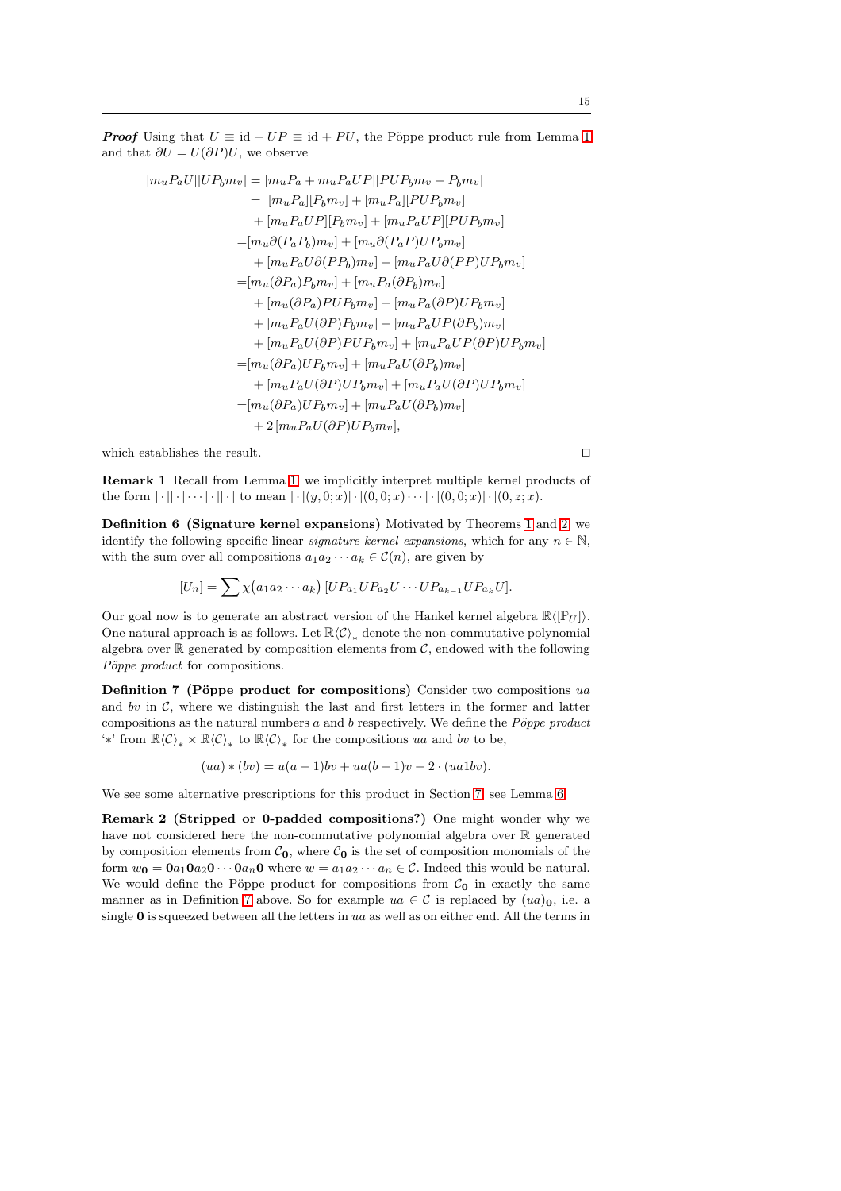***Proof*** Using that $U \equiv \mathrm{id} + UP \equiv \mathrm{id} + PU$, the Pöppe product rule from Lemma 1 and that $\partial U = U(\partial P)U$, we observe

$$
\begin{aligned}
[m_u P_a U][U P_b m_v] &= [m_u P_a + m_u P_a U P][P U P_b m_v + P_b m_v] \\
&= [m_u P_a][P_b m_v] + [m_u P_a][P U P_b m_v] \\
&\quad + [m_u P_a U P][P_b m_v] + [m_u P_a U P][P U P_b m_v] \\
&= [m_u \partial(P_a P_b) m_v] + [m_u \partial(P_a P) U P_b m_v] \\
&\quad + [m_u P_a U \partial(P P_b) m_v] + [m_u P_a U \partial(P P) U P_b m_v] \\
&= [m_u (\partial P_a) P_b m_v] + [m_u P_a (\partial P_b) m_v] \\
&\quad + [m_u (\partial P_a) P U P_b m_v] + [m_u P_a (\partial P) U P_b m_v] \\
&\quad + [m_u P_a U (\partial P) P_b m_v] + [m_u P_a U P (\partial P_b) m_v] \\
&\quad + [m_u P_a U (\partial P) P U P_b m_v] + [m_u P_a U P (\partial P) U P_b m_v] \\
&= [m_u (\partial P_a) U P_b m_v] + [m_u P_a U (\partial P_b) m_v] \\
&\quad + [m_u P_a U (\partial P) U P_b m_v] + [m_u P_a U (\partial P) U P_b m_v] \\
&= [m_u (\partial P_a) U P_b m_v] + [m_u P_a U (\partial P_b) m_v] \\
&\quad + 2\,[m_u P_a U (\partial P) U P_b m_v],
\end{aligned}
$$

which establishes the result. □

**Remark 1** Recall from Lemma 1, we implicitly interpret multiple kernel products of the form $[\cdot][\cdot]\cdots[\cdot][\cdot]$ to mean $[\cdot](y,0;x)[\cdot](0,0;x)\cdots[\cdot](0,0;x)[\cdot](0,z;x)$.

**Definition 6 (Signature kernel expansions)** Motivated by Theorems 1 and 2, we identify the following specific linear *signature kernel expansions*, which for any $n \in \mathbb{N}$, with the sum over all compositions $a_1 a_2 \cdots a_k \in \mathcal{C}(n)$, are given by

$$
[U_n] = \sum \chi\big(a_1 a_2 \cdots a_k\big)\, [U P_{a_1} U P_{a_2} U \cdots U P_{a_{k-1}} U P_{a_k} U].
$$

Our goal now is to generate an abstract version of the Hankel kernel algebra $\mathbb{R}\langle[\mathbb{P}_U]\rangle$. One natural approach is as follows. Let $\mathbb{R}\langle\mathcal{C}\rangle_*$ denote the non-commutative polynomial algebra over $\mathbb{R}$ generated by composition elements from $\mathcal{C}$, endowed with the following *Pöppe product* for compositions.

**Definition 7 (Pöppe product for compositions)** Consider two compositions $ua$ and $bv$ in $\mathcal{C}$, where we distinguish the last and first letters in the former and latter compositions as the natural numbers $a$ and $b$ respectively. We define the *Pöppe product* '$*$' from $\mathbb{R}\langle\mathcal{C}\rangle_* \times \mathbb{R}\langle\mathcal{C}\rangle_*$ to $\mathbb{R}\langle\mathcal{C}\rangle_*$ for the compositions $ua$ and $bv$ to be,

$$
(ua) * (bv) = u(a+1)bv + ua(b+1)v + 2\cdot(ua1bv).
$$

We see some alternative prescriptions for this product in Section 7, see Lemma 6.

**Remark 2 (Stripped or 0-padded compositions?)** One might wonder why we have not considered here the non-commutative polynomial algebra over $\mathbb{R}$ generated by composition elements from $\mathcal{C}_{\mathbf{0}}$, where $\mathcal{C}_{\mathbf{0}}$ is the set of composition monomials of the form $w_{\mathbf{0}} = \mathbf{0}a_1\mathbf{0}a_2\mathbf{0}\cdots\mathbf{0}a_n\mathbf{0}$ where $w = a_1 a_2 \cdots a_n \in \mathcal{C}$. Indeed this would be natural. We would define the Pöppe product for compositions from $\mathcal{C}_{\mathbf{0}}$ in exactly the same manner as in Definition 7 above. So for example $ua \in \mathcal{C}$ is replaced by $(ua)_{\mathbf{0}}$, i.e. a single $\mathbf{0}$ is squeezed between all the letters in $ua$ as well as on either end. All the terms in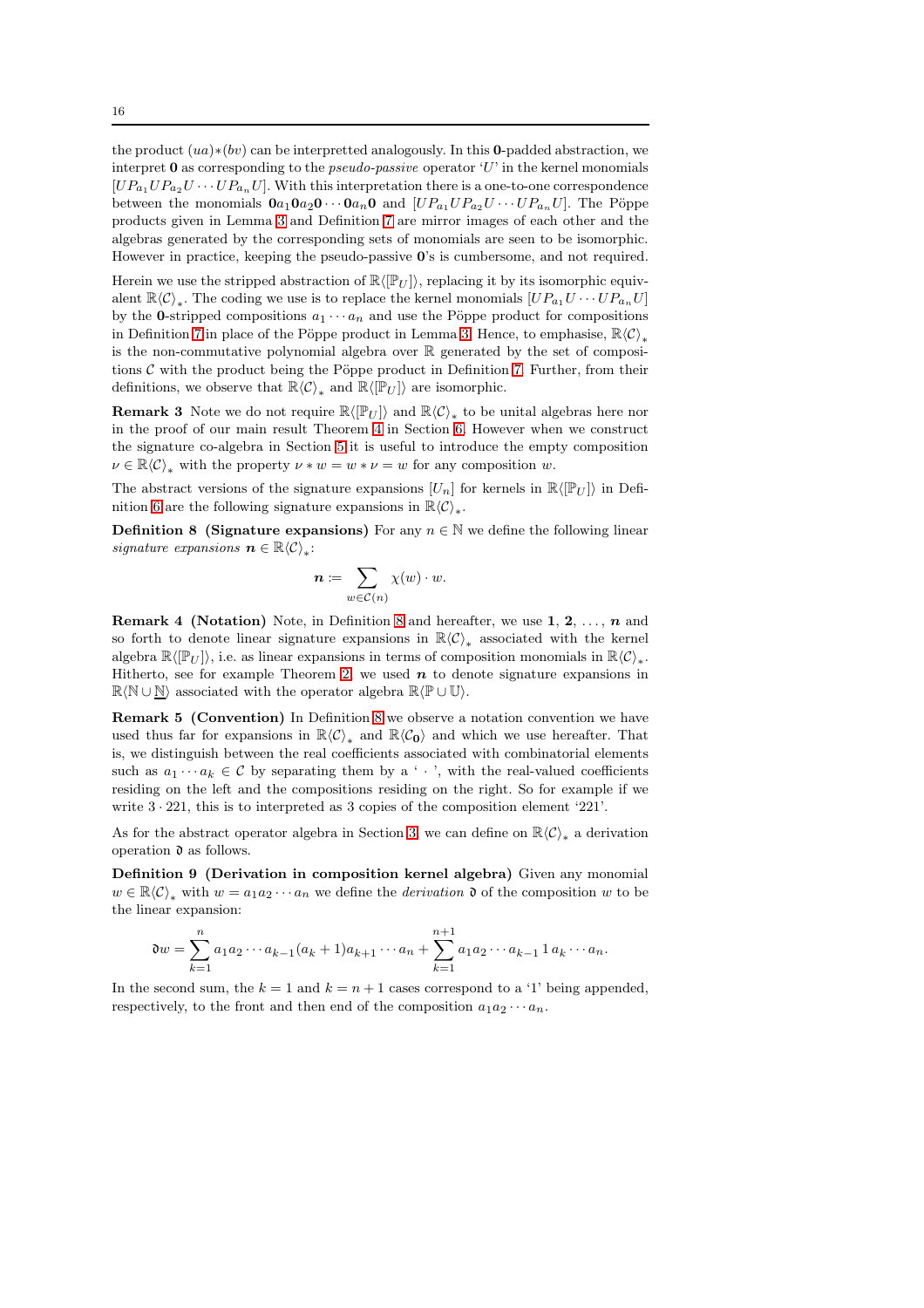the product $(ua)*(bv)$ can be interpretted analogously. In this $\mathbf{0}$-padded abstraction, we interpret $\mathbf{0}$ as corresponding to the *pseudo-passive* operator '$U$' in the kernel monomials $[UP_{a_1}UP_{a_2}U\cdots UP_{a_n}U]$. With this interpretation there is a one-to-one correspondence between the monomials $\mathbf{0}a_1\mathbf{0}a_2\mathbf{0}\cdots\mathbf{0}a_n\mathbf{0}$ and $[UP_{a_1}UP_{a_2}U\cdots UP_{a_n}U]$. The Pöppe products given in Lemma 3 and Definition 7 are mirror images of each other and the algebras generated by the corresponding sets of monomials are seen to be isomorphic. However in practice, keeping the pseudo-passive $\mathbf{0}$'s is cumbersome, and not required.

Herein we use the stripped abstraction of $\mathbb{R}\langle[\mathbb{P}_U]\rangle$, replacing it by its isomorphic equivalent $\mathbb{R}\langle\mathcal{C}\rangle_*$. The coding we use is to replace the kernel monomials $[UP_{a_1}U\cdots UP_{a_n}U]$ by the $\mathbf{0}$-stripped compositions $a_1\cdots a_n$ and use the Pöppe product for compositions in Definition 7 in place of the Pöppe product in Lemma 3. Hence, to emphasise, $\mathbb{R}\langle\mathcal{C}\rangle_*$ is the non-commutative polynomial algebra over $\mathbb{R}$ generated by the set of compositions $\mathcal{C}$ with the product being the Pöppe product in Definition 7. Further, from their definitions, we observe that $\mathbb{R}\langle\mathcal{C}\rangle_*$ and $\mathbb{R}\langle[\mathbb{P}_U]\rangle$ are isomorphic.

**Remark 3** Note we do not require $\mathbb{R}\langle[\mathbb{P}_U]\rangle$ and $\mathbb{R}\langle\mathcal{C}\rangle_*$ to be unital algebras here nor in the proof of our main result Theorem 4 in Section 6. However when we construct the signature co-algebra in Section 5 it is useful to introduce the empty composition $\nu\in\mathbb{R}\langle\mathcal{C}\rangle_*$ with the property $\nu*w=w*\nu=w$ for any composition $w$.

The abstract versions of the signature expansions $[U_n]$ for kernels in $\mathbb{R}\langle[\mathbb{P}_U]\rangle$ in Definition 6 are the following signature expansions in $\mathbb{R}\langle\mathcal{C}\rangle_*$.

**Definition 8 (Signature expansions)** For any $n\in\mathbb{N}$ we define the following linear *signature expansions* $\boldsymbol{n}\in\mathbb{R}\langle\mathcal{C}\rangle_*$:

$$\boldsymbol{n}\coloneqq\sum_{w\in\mathcal{C}(n)}\chi(w)\cdot w.$$

**Remark 4 (Notation)** Note, in Definition 8 and hereafter, we use $\mathbf{1}$, $\mathbf{2}$, $\ldots$, $\boldsymbol{n}$ and so forth to denote linear signature expansions in $\mathbb{R}\langle\mathcal{C}\rangle_*$ associated with the kernel algebra $\mathbb{R}\langle[\mathbb{P}_U]\rangle$, i.e. as linear expansions in terms of composition monomials in $\mathbb{R}\langle\mathcal{C}\rangle_*$. Hitherto, see for example Theorem 2, we used $\boldsymbol{n}$ to denote signature expansions in $\mathbb{R}\langle\mathbb{N}\cup\underline{\mathbb{N}}\rangle$ associated with the operator algebra $\mathbb{R}\langle\mathbb{P}\cup\mathbb{U}\rangle$.

**Remark 5 (Convention)** In Definition 8 we observe a notation convention we have used thus far for expansions in $\mathbb{R}\langle\mathcal{C}\rangle_*$ and $\mathbb{R}\langle\mathcal{C}_{\mathbf{0}}\rangle$ and which we use hereafter. That is, we distinguish between the real coefficients associated with combinatorial elements such as $a_1\cdots a_k\in\mathcal{C}$ by separating them by a '$\,\cdot\,$', with the real-valued coefficients residing on the left and the compositions residing on the right. So for example if we write $3\cdot 221$, this is to interpreted as 3 copies of the composition element '221'.

As for the abstract operator algebra in Section 3, we can define on $\mathbb{R}\langle\mathcal{C}\rangle_*$ a derivation operation $\mathfrak{d}$ as follows.

**Definition 9 (Derivation in composition kernel algebra)** Given any monomial $w\in\mathbb{R}\langle\mathcal{C}\rangle_*$ with $w=a_1a_2\cdots a_n$ we define the *derivation* $\mathfrak{d}$ of the composition $w$ to be the linear expansion:

$$\mathfrak{d}w=\sum_{k=1}^{n}a_1a_2\cdots a_{k-1}(a_k+1)a_{k+1}\cdots a_n+\sum_{k=1}^{n+1}a_1a_2\cdots a_{k-1}\,1\,a_k\cdots a_n.$$

In the second sum, the $k=1$ and $k=n+1$ cases correspond to a '1' being appended, respectively, to the front and then end of the composition $a_1a_2\cdots a_n$.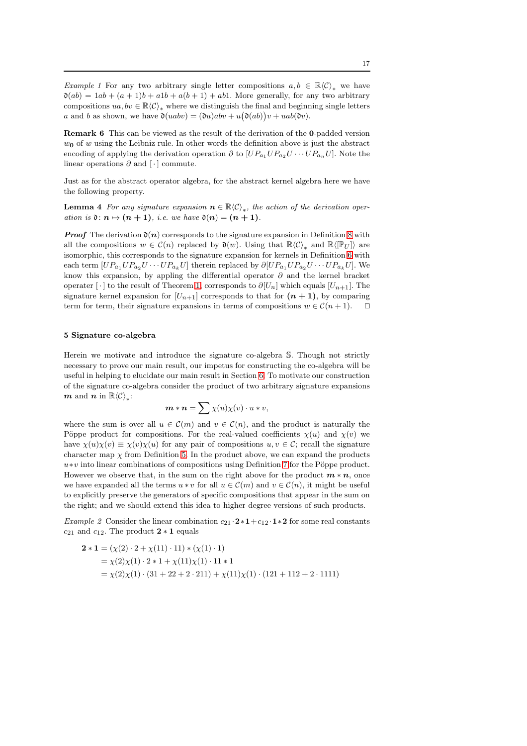*Example 1* For any two arbitrary single letter compositions $a, b \in \mathbb{R}\langle\mathcal{C}\rangle_*$ we have $\mathfrak{d}(ab) = 1ab + (a+1)b + a1b + a(b+1) + ab1$. More generally, for any two arbitrary compositions $ua, bv \in \mathbb{R}\langle\mathcal{C}\rangle_*$ where we distinguish the final and beginning single letters $a$ and $b$ as shown, we have $\mathfrak{d}(uabv) = (\mathfrak{d}u)abv + u\big(\mathfrak{d}(ab)\big)v + uab(\mathfrak{d}v)$.

**Remark 6** This can be viewed as the result of the derivation of the $\mathbf{0}$-padded version $w_\mathbf{0}$ of $w$ using the Leibniz rule. In other words the definition above is just the abstract encoding of applying the derivation operation $\partial$ to $[UP_{a_1}UP_{a_2}U\cdots UP_{a_n}U]$. Note the linear operations $\partial$ and $[\,\cdot\,]$ commute.

Just as for the abstract operator algebra, for the abstract kernel algebra here we have the following property.

**Lemma 4** *For any signature expansion $\boldsymbol{n} \in \mathbb{R}\langle\mathcal{C}\rangle_*$, the action of the derivation operation is $\mathfrak{d}\colon \boldsymbol{n} \mapsto (\boldsymbol{n+1})$, i.e. we have $\mathfrak{d}(\boldsymbol{n}) = (\boldsymbol{n+1})$.*

***Proof*** The derivation $\mathfrak{d}(\boldsymbol{n})$ corresponds to the signature expansion in Definition 8 with all the compositions $w \in \mathcal{C}(n)$ replaced by $\mathfrak{d}(w)$. Using that $\mathbb{R}\langle\mathcal{C}\rangle_*$ and $\mathbb{R}\langle[\mathbb{P}_U]\rangle$ are isomorphic, this corresponds to the signature expansion for kernels in Definition 6 with each term $[UP_{a_1}UP_{a_2}U\cdots UP_{a_k}U]$ therein replaced by $\partial[UP_{a_1}UP_{a_2}U\cdots UP_{a_k}U]$. We know this expansion, by appling the differential operator $\partial$ and the kernel bracket operater $[\,\cdot\,]$ to the result of Theorem 1, corresponds to $\partial[U_n]$ which equals $[U_{n+1}]$. The signature kernel expansion for $[U_{n+1}]$ corresponds to that for $(\boldsymbol{n+1})$, by comparing term for term, their signature expansions in terms of compositions $w \in \mathcal{C}(n+1)$. $\square$

## 5 Signature co-algebra

Herein we motivate and introduce the signature co-algebra $\mathbb{S}$. Though not strictly necessary to prove our main result, our impetus for constructing the co-algebra will be useful in helping to elucidate our main result in Section 6. To motivate our construction of the signature co-algebra consider the product of two arbitrary signature expansions $\boldsymbol{m}$ and $\boldsymbol{n}$ in $\mathbb{R}\langle\mathcal{C}\rangle_*$:

$$\boldsymbol{m} * \boldsymbol{n} = \sum \chi(u)\chi(v) \cdot u * v,$$

where the sum is over all $u \in \mathcal{C}(m)$ and $v \in \mathcal{C}(n)$, and the product is naturally the Pöppe product for compositions. For the real-valued coefficients $\chi(u)$ and $\chi(v)$ we have $\chi(u)\chi(v) \equiv \chi(v)\chi(u)$ for any pair of compositions $u, v \in \mathcal{C}$; recall the signature character map $\chi$ from Definition 5. In the product above, we can expand the products $u*v$ into linear combinations of compositions using Definition 7 for the Pöppe product. However we observe that, in the sum on the right above for the product $\boldsymbol{m} * \boldsymbol{n}$, once we have expanded all the terms $u * v$ for all $u \in \mathcal{C}(m)$ and $v \in \mathcal{C}(n)$, it might be useful to explicitly preserve the generators of specific compositions that appear in the sum on the right; and we should extend this idea to higher degree versions of such products.

*Example 2* Consider the linear combination $c_{21} \cdot \boldsymbol{2} * \boldsymbol{1} + c_{12} \cdot \boldsymbol{1} * \boldsymbol{2}$ for some real constants $c_{21}$ and $c_{12}$. The product $\boldsymbol{2} * \boldsymbol{1}$ equals

$$\begin{aligned}
\boldsymbol{2} * \boldsymbol{1} &= (\chi(2) \cdot 2 + \chi(11) \cdot 11) * (\chi(1) \cdot 1) \\
&= \chi(2)\chi(1) \cdot 2 * 1 + \chi(11)\chi(1) \cdot 11 * 1 \\
&= \chi(2)\chi(1) \cdot (31 + 22 + 2 \cdot 211) + \chi(11)\chi(1) \cdot (121 + 112 + 2 \cdot 1111)
\end{aligned}$$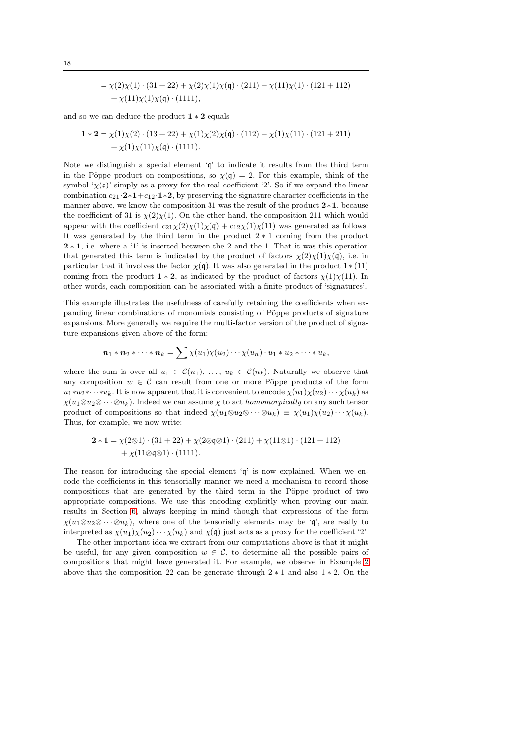$$
\begin{aligned}
&= \chi(2)\chi(1)\cdot(31+22) + \chi(2)\chi(1)\chi(\mathfrak{q})\cdot(211) + \chi(11)\chi(1)\cdot(121+112)\\
&\quad + \chi(11)\chi(1)\chi(\mathfrak{q})\cdot(1111),
\end{aligned}
$$

and so we can deduce the product $\mathbf{1} * \mathbf{2}$ equals

$$
\begin{aligned}
\mathbf{1} * \mathbf{2} &= \chi(1)\chi(2)\cdot(13+22) + \chi(1)\chi(2)\chi(\mathfrak{q})\cdot(112) + \chi(1)\chi(11)\cdot(121+211)\\
&\quad + \chi(1)\chi(11)\chi(\mathfrak{q})\cdot(1111).
\end{aligned}
$$

Note we distinguish a special element '$\mathfrak{q}$' to indicate it results from the third term in the Pöppe product on compositions, so $\chi(\mathfrak{q}) = 2$. For this example, think of the symbol '$\chi(\mathfrak{q})$' simply as a proxy for the real coefficient '2'. So if we expand the linear combination $c_{21}\cdot\mathbf{2}*\mathbf{1}+c_{12}\cdot\mathbf{1}*\mathbf{2}$, by preserving the signature character coefficients in the manner above, we know the composition 31 was the result of the product $\mathbf{2}*\mathbf{1}$, because the coefficient of 31 is $\chi(2)\chi(1)$. On the other hand, the composition 211 which would appear with the coefficient $c_{21}\chi(2)\chi(1)\chi(\mathfrak{q}) + c_{12}\chi(1)\chi(11)$ was generated as follows. It was generated by the third term in the product $2 * 1$ coming from the product $\mathbf{2} * \mathbf{1}$, i.e. where a '1' is inserted between the 2 and the 1. That it was this operation that generated this term is indicated by the product of factors $\chi(2)\chi(1)\chi(\mathfrak{q})$, i.e. in particular that it involves the factor $\chi(\mathfrak{q})$. It was also generated in the product $1 * (11)$ coming from the product $\mathbf{1} * \mathbf{2}$, as indicated by the product of factors $\chi(1)\chi(11)$. In other words, each composition can be associated with a finite product of 'signatures'.

This example illustrates the usefulness of carefully retaining the coefficients when expanding linear combinations of monomials consisting of Pöppe products of signature expansions. More generally we require the multi-factor version of the product of signature expansions given above of the form:

$$
\boldsymbol{n}_1 * \boldsymbol{n}_2 * \cdots * \boldsymbol{n}_k = \sum \chi(u_1)\chi(u_2)\cdots\chi(u_n)\cdot u_1 * u_2 * \cdots * u_k,
$$

where the sum is over all $u_1 \in \mathcal{C}(n_1), \ldots, u_k \in \mathcal{C}(n_k)$. Naturally we observe that any composition $w \in \mathcal{C}$ can result from one or more Pöppe products of the form $u_1 * u_2 * \cdots * u_k$. It is now apparent that it is convenient to encode $\chi(u_1)\chi(u_2)\cdots\chi(u_k)$ as $\chi(u_1 \otimes u_2 \otimes \cdots \otimes u_k)$. Indeed we can assume $\chi$ to act *homomorpically* on any such tensor product of compositions so that indeed $\chi(u_1 \otimes u_2 \otimes \cdots \otimes u_k) \equiv \chi(u_1)\chi(u_2)\cdots\chi(u_k)$. Thus, for example, we now write:

$$
\begin{aligned}
\mathbf{2} * \mathbf{1} &= \chi(2\otimes 1)\cdot(31+22) + \chi(2\otimes\mathfrak{q}\otimes 1)\cdot(211) + \chi(11\otimes 1)\cdot(121+112)\\
&\quad + \chi(11\otimes\mathfrak{q}\otimes 1)\cdot(1111).
\end{aligned}
$$

The reason for introducing the special element '$\mathfrak{q}$' is now explained. When we encode the coefficients in this tensorially manner we need a mechanism to record those compositions that are generated by the third term in the Pöppe product of two appropriate compositions. We use this encoding explicitly when proving our main results in Section 6, always keeping in mind though that expressions of the form $\chi(u_1 \otimes u_2 \otimes \cdots \otimes u_k)$, where one of the tensorially elements may be '$\mathfrak{q}$', are really to interpreted as $\chi(u_1)\chi(u_2)\cdots\chi(u_k)$ and $\chi(\mathfrak{q})$ just acts as a proxy for the coefficient '2'.

The other important idea we extract from our computations above is that it might be useful, for any given composition $w \in \mathcal{C}$, to determine all the possible pairs of compositions that might have generated it. For example, we observe in Example 2 above that the composition 22 can be generate through $2 * 1$ and also $1 * 2$. On the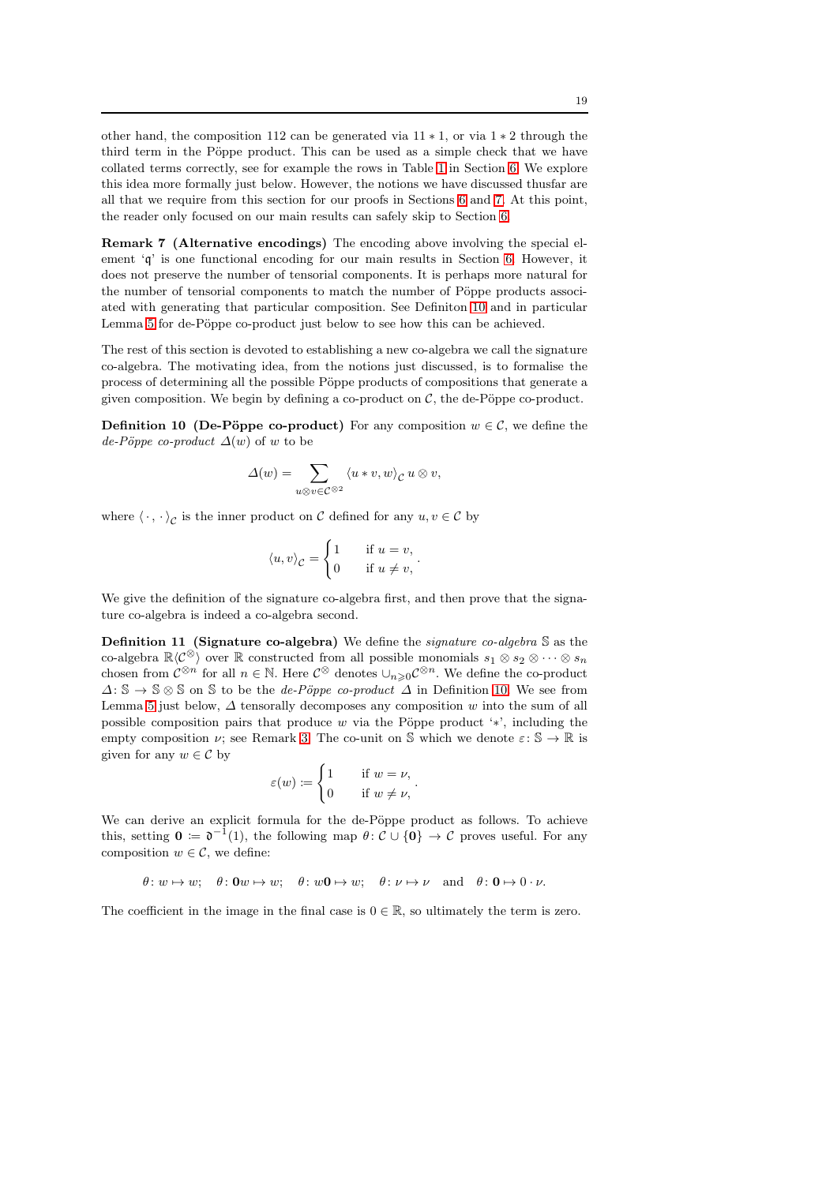other hand, the composition 112 can be generated via $11 * 1$, or via $1 * 2$ through the third term in the Pöppe product. This can be used as a simple check that we have collated terms correctly, see for example the rows in Table 1 in Section 6. We explore this idea more formally just below. However, the notions we have discussed thusfar are all that we require from this section for our proofs in Sections 6 and 7. At this point, the reader only focused on our main results can safely skip to Section 6.

**Remark 7 (Alternative encodings)** The encoding above involving the special element '$\mathfrak{q}$' is one functional encoding for our main results in Section 6. However, it does not preserve the number of tensorial components. It is perhaps more natural for the number of tensorial components to match the number of Pöppe products associated with generating that particular composition. See Definiton 10 and in particular Lemma 5 for de-Pöppe co-product just below to see how this can be achieved.

The rest of this section is devoted to establishing a new co-algebra we call the signature co-algebra. The motivating idea, from the notions just discussed, is to formalise the process of determining all the possible Pöppe products of compositions that generate a given composition. We begin by defining a co-product on $\mathcal{C}$, the de-Pöppe co-product.

**Definition 10 (De-Pöppe co-product)** For any composition $w \in \mathcal{C}$, we define the *de-Pöppe co-product* $\Delta(w)$ of $w$ to be

$$\Delta(w) = \sum_{u \otimes v \in \mathcal{C}^{\otimes 2}} \langle u * v, w \rangle_{\mathcal{C}} \, u \otimes v,$$

where $\langle \cdot, \cdot \rangle_{\mathcal{C}}$ is the inner product on $\mathcal{C}$ defined for any $u, v \in \mathcal{C}$ by

$$\langle u, v \rangle_{\mathcal{C}} = \begin{cases} 1 & \text{if } u = v, \\ 0 & \text{if } u \neq v, \end{cases}.$$

We give the definition of the signature co-algebra first, and then prove that the signature co-algebra is indeed a co-algebra second.

**Definition 11 (Signature co-algebra)** We define the *signature co-algebra* $\mathbb{S}$ as the co-algebra $\mathbb{R}\langle \mathcal{C}^{\otimes} \rangle$ over $\mathbb{R}$ constructed from all possible monomials $s_1 \otimes s_2 \otimes \cdots \otimes s_n$ chosen from $\mathcal{C}^{\otimes n}$ for all $n \in \mathbb{N}$. Here $\mathcal{C}^{\otimes}$ denotes $\cup_{n \geqslant 0} \mathcal{C}^{\otimes n}$. We define the co-product $\Delta \colon \mathbb{S} \to \mathbb{S} \otimes \mathbb{S}$ on $\mathbb{S}$ to be the *de-Pöppe co-product* $\Delta$ in Definition 10. We see from Lemma 5 just below, $\Delta$ tensorally decomposes any composition $w$ into the sum of all possible composition pairs that produce $w$ via the Pöppe product '$*$', including the empty composition $\nu$; see Remark 3. The co-unit on $\mathbb{S}$ which we denote $\varepsilon \colon \mathbb{S} \to \mathbb{R}$ is given for any $w \in \mathcal{C}$ by

$$\varepsilon(w) := \begin{cases} 1 & \text{if } w = \nu, \\ 0 & \text{if } w \neq \nu, \end{cases}.$$

We can derive an explicit formula for the de-Pöppe product as follows. To achieve this, setting $\mathbf{0} := \mathfrak{d}^{-1}(1)$, the following map $\theta \colon \mathcal{C} \cup \{\mathbf{0}\} \to \mathcal{C}$ proves useful. For any composition $w \in \mathcal{C}$, we define:

$$\theta \colon w \mapsto w; \quad \theta \colon \mathbf{0}w \mapsto w; \quad \theta \colon w\mathbf{0} \mapsto w; \quad \theta \colon \nu \mapsto \nu \quad \text{and} \quad \theta \colon \mathbf{0} \mapsto 0 \cdot \nu.$$

The coefficient in the image in the final case is $0 \in \mathbb{R}$, so ultimately the term is zero.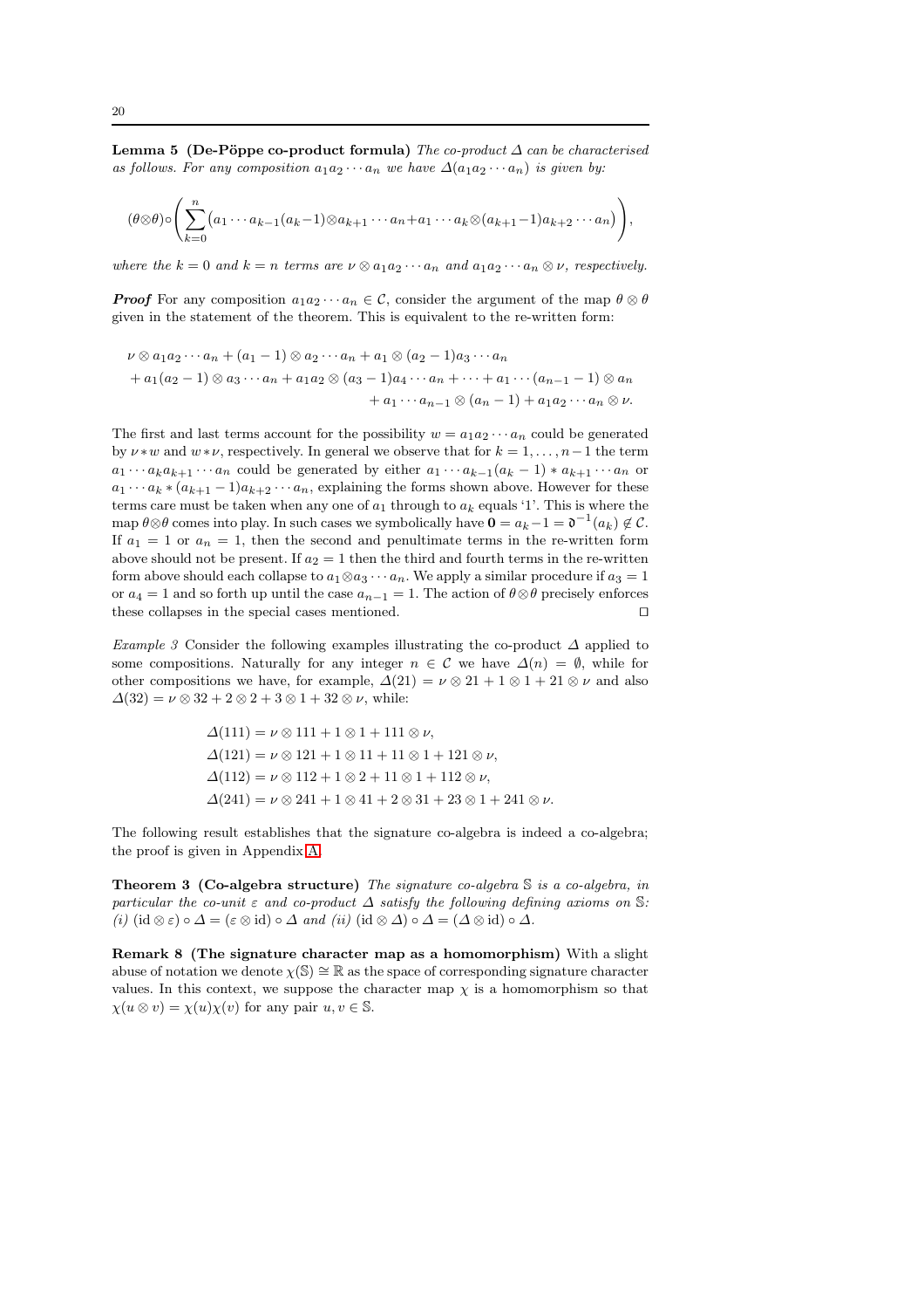**Lemma 5 (De-Pöppe co-product formula)** *The co-product $\Delta$ can be characterised as follows. For any composition $a_1a_2\cdots a_n$ we have $\Delta(a_1a_2\cdots a_n)$ is given by:*

$$(\theta\otimes\theta)\circ\left(\sum_{k=0}^{n}\big(a_1\cdots a_{k-1}(a_k-1)\otimes a_{k+1}\cdots a_n+a_1\cdots a_k\otimes(a_{k+1}-1)a_{k+2}\cdots a_n\big)\right),$$

*where the $k=0$ and $k=n$ terms are $\nu\otimes a_1a_2\cdots a_n$ and $a_1a_2\cdots a_n\otimes\nu$, respectively.*

***Proof*** For any composition $a_1a_2\cdots a_n\in\mathcal{C}$, consider the argument of the map $\theta\otimes\theta$ given in the statement of the theorem. This is equivalent to the re-written form:

$$\begin{aligned}&\nu\otimes a_1a_2\cdots a_n+(a_1-1)\otimes a_2\cdots a_n+a_1\otimes(a_2-1)a_3\cdots a_n\\&+a_1(a_2-1)\otimes a_3\cdots a_n+a_1a_2\otimes(a_3-1)a_4\cdots a_n+\cdots+a_1\cdots(a_{n-1}-1)\otimes a_n\\&\qquad\qquad+a_1\cdots a_{n-1}\otimes(a_n-1)+a_1a_2\cdots a_n\otimes\nu.\end{aligned}$$

The first and last terms account for the possibility $w=a_1a_2\cdots a_n$ could be generated by $\nu*w$ and $w*\nu$, respectively. In general we observe that for $k=1,\ldots,n-1$ the term $a_1\cdots a_ka_{k+1}\cdots a_n$ could be generated by either $a_1\cdots a_{k-1}(a_k-1)*a_{k+1}\cdots a_n$ or $a_1\cdots a_k*(a_{k+1}-1)a_{k+2}\cdots a_n$, explaining the forms shown above. However for these terms care must be taken when any one of $a_1$ through to $a_k$ equals '1'. This is where the map $\theta\otimes\theta$ comes into play. In such cases we symbolically have $\mathbf{0}=a_k-1=\mathfrak{d}^{-1}(a_k)\notin\mathcal{C}$. If $a_1=1$ or $a_n=1$, then the second and penultimate terms in the re-written form above should not be present. If $a_2=1$ then the third and fourth terms in the re-written form above should each collapse to $a_1\otimes a_3\cdots a_n$. We apply a similar procedure if $a_3=1$ or $a_4=1$ and so forth up until the case $a_{n-1}=1$. The action of $\theta\otimes\theta$ precisely enforces these collapses in the special cases mentioned. $\square$

*Example 3* Consider the following examples illustrating the co-product $\Delta$ applied to some compositions. Naturally for any integer $n\in\mathcal{C}$ we have $\Delta(n)=\emptyset$, while for other compositions we have, for example, $\Delta(21)=\nu\otimes 21+1\otimes 1+21\otimes\nu$ and also $\Delta(32)=\nu\otimes 32+2\otimes 2+3\otimes 1+32\otimes\nu$, while:

$$\begin{aligned}\Delta(111)&=\nu\otimes 111+1\otimes 1+111\otimes\nu,\\\Delta(121)&=\nu\otimes 121+1\otimes 11+11\otimes 1+121\otimes\nu,\\\Delta(112)&=\nu\otimes 112+1\otimes 2+11\otimes 1+112\otimes\nu,\\\Delta(241)&=\nu\otimes 241+1\otimes 41+2\otimes 31+23\otimes 1+241\otimes\nu.\end{aligned}$$

The following result establishes that the signature co-algebra is indeed a co-algebra; the proof is given in Appendix A.

**Theorem 3 (Co-algebra structure)** *The signature co-algebra $\mathbb{S}$ is a co-algebra, in particular the co-unit $\varepsilon$ and co-product $\Delta$ satisfy the following defining axioms on $\mathbb{S}$: (i) $(\mathrm{id}\otimes\varepsilon)\circ\Delta=(\varepsilon\otimes\mathrm{id})\circ\Delta$ and (ii) $(\mathrm{id}\otimes\Delta)\circ\Delta=(\Delta\otimes\mathrm{id})\circ\Delta$.*

**Remark 8 (The signature character map as a homomorphism)** With a slight abuse of notation we denote $\chi(\mathbb{S})\cong\mathbb{R}$ as the space of corresponding signature character values. In this context, we suppose the character map $\chi$ is a homomorphism so that $\chi(u\otimes v)=\chi(u)\chi(v)$ for any pair $u,v\in\mathbb{S}$.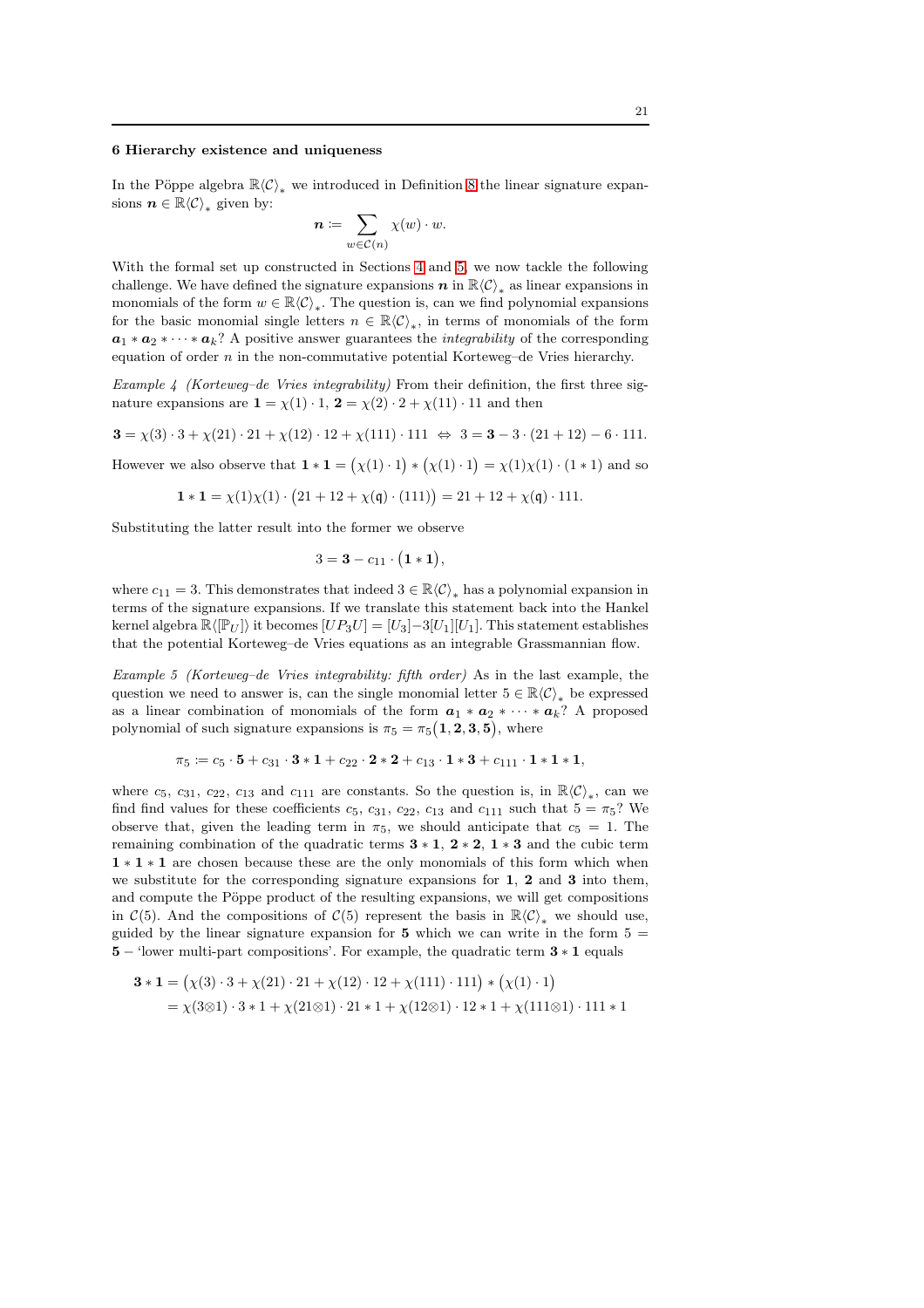## 6 Hierarchy existence and uniqueness

In the Pöppe algebra $\mathbb{R}\langle\mathcal{C}\rangle_*$ we introduced in Definition 8 the linear signature expansions $\boldsymbol{n} \in \mathbb{R}\langle\mathcal{C}\rangle_*$ given by:

$$\boldsymbol{n} \coloneqq \sum_{w \in \mathcal{C}(n)} \chi(w) \cdot w.$$

With the formal set up constructed in Sections 4 and 5, we now tackle the following challenge. We have defined the signature expansions $\boldsymbol{n}$ in $\mathbb{R}\langle\mathcal{C}\rangle_*$ as linear expansions in monomials of the form $w \in \mathbb{R}\langle\mathcal{C}\rangle_*$. The question is, can we find polynomial expansions for the basic monomial single letters $n \in \mathbb{R}\langle\mathcal{C}\rangle_*$, in terms of monomials of the form $\boldsymbol{a}_1 * \boldsymbol{a}_2 * \cdots * \boldsymbol{a}_k$? A positive answer guarantees the *integrability* of the corresponding equation of order $n$ in the non-commutative potential Korteweg–de Vries hierarchy.

*Example 4 (Korteweg–de Vries integrability)* From their definition, the first three signature expansions are $\boldsymbol{1} = \chi(1) \cdot 1$, $\boldsymbol{2} = \chi(2) \cdot 2 + \chi(11) \cdot 11$ and then

$$\boldsymbol{3} = \chi(3) \cdot 3 + \chi(21) \cdot 21 + \chi(12) \cdot 12 + \chi(111) \cdot 111 \;\Leftrightarrow\; 3 = \boldsymbol{3} - 3 \cdot (21 + 12) - 6 \cdot 111.$$

However we also observe that $\boldsymbol{1} * \boldsymbol{1} = \big(\chi(1) \cdot 1\big) * \big(\chi(1) \cdot 1\big) = \chi(1)\chi(1) \cdot (1 * 1)$ and so

$$\boldsymbol{1} * \boldsymbol{1} = \chi(1)\chi(1) \cdot \big(21 + 12 + \chi(\mathfrak{q}) \cdot (111)\big) = 21 + 12 + \chi(\mathfrak{q}) \cdot 111.$$

Substituting the latter result into the former we observe

$$3 = \boldsymbol{3} - c_{11} \cdot \big(\boldsymbol{1} * \boldsymbol{1}\big),$$

where $c_{11} = 3$. This demonstrates that indeed $3 \in \mathbb{R}\langle\mathcal{C}\rangle_*$ has a polynomial expansion in terms of the signature expansions. If we translate this statement back into the Hankel kernel algebra $\mathbb{R}\langle[\mathbb{P}_U]\rangle$ it becomes $[UP_3U] = [U_3] - 3[U_1][U_1]$. This statement establishes that the potential Korteweg–de Vries equations as an integrable Grassmannian flow.

*Example 5 (Korteweg–de Vries integrability: fifth order)* As in the last example, the question we need to answer is, can the single monomial letter $5 \in \mathbb{R}\langle\mathcal{C}\rangle_*$ be expressed as a linear combination of monomials of the form $\boldsymbol{a}_1 * \boldsymbol{a}_2 * \cdots * \boldsymbol{a}_k$? A proposed polynomial of such signature expansions is $\pi_5 = \pi_5\big(\boldsymbol{1}, \boldsymbol{2}, \boldsymbol{3}, \boldsymbol{5}\big)$, where

$$\pi_5 \coloneqq c_5 \cdot \boldsymbol{5} + c_{31} \cdot \boldsymbol{3} * \boldsymbol{1} + c_{22} \cdot \boldsymbol{2} * \boldsymbol{2} + c_{13} \cdot \boldsymbol{1} * \boldsymbol{3} + c_{111} \cdot \boldsymbol{1} * \boldsymbol{1} * \boldsymbol{1},$$

where $c_5$, $c_{31}$, $c_{22}$, $c_{13}$ and $c_{111}$ are constants. So the question is, in $\mathbb{R}\langle\mathcal{C}\rangle_*$, can we find find values for these coefficients $c_5$, $c_{31}$, $c_{22}$, $c_{13}$ and $c_{111}$ such that $5 = \pi_5$? We observe that, given the leading term in $\pi_5$, we should anticipate that $c_5 = 1$. The remaining combination of the quadratic terms $\boldsymbol{3} * \boldsymbol{1}$, $\boldsymbol{2} * \boldsymbol{2}$, $\boldsymbol{1} * \boldsymbol{3}$ and the cubic term $\boldsymbol{1} * \boldsymbol{1} * \boldsymbol{1}$ are chosen because these are the only monomials of this form which when we substitute for the corresponding signature expansions for $\boldsymbol{1}$, $\boldsymbol{2}$ and $\boldsymbol{3}$ into them, and compute the Pöppe product of the resulting expansions, we will get compositions in $\mathcal{C}(5)$. And the compositions of $\mathcal{C}(5)$ represent the basis in $\mathbb{R}\langle\mathcal{C}\rangle_*$ we should use, guided by the linear signature expansion for $\boldsymbol{5}$ which we can write in the form $5 = \boldsymbol{5} -$ 'lower multi-part compositions'. For example, the quadratic term $\boldsymbol{3} * \boldsymbol{1}$ equals

$$\begin{aligned}
\boldsymbol{3} * \boldsymbol{1} &= \big(\chi(3) \cdot 3 + \chi(21) \cdot 21 + \chi(12) \cdot 12 + \chi(111) \cdot 111\big) * \big(\chi(1) \cdot 1\big) \\
&= \chi(3 \otimes 1) \cdot 3 * 1 + \chi(21 \otimes 1) \cdot 21 * 1 + \chi(12 \otimes 1) \cdot 12 * 1 + \chi(111 \otimes 1) \cdot 111 * 1
\end{aligned}$$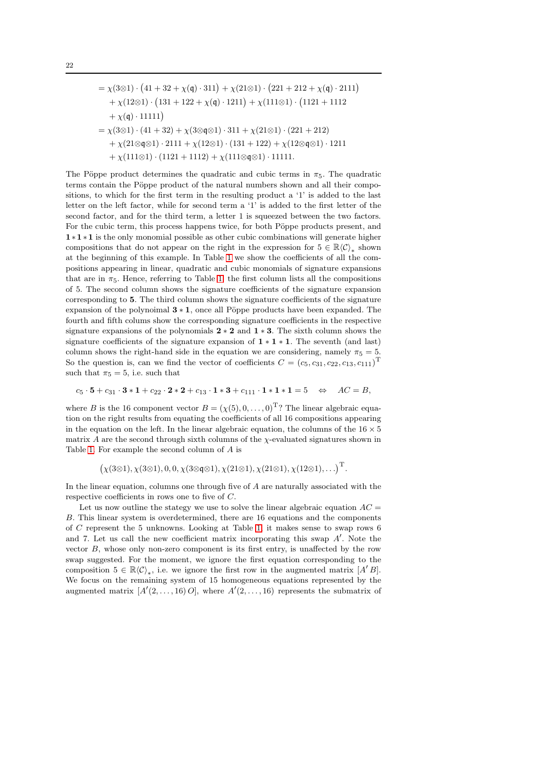$$
\begin{aligned}
&= \chi(3\otimes 1)\cdot\big(41+32+\chi(\mathfrak{q})\cdot 311\big)+\chi(21\otimes 1)\cdot\big(221+212+\chi(\mathfrak{q})\cdot 2111\big)\\
&\quad+\chi(12\otimes 1)\cdot\big(131+122+\chi(\mathfrak{q})\cdot 1211\big)+\chi(111\otimes 1)\cdot\big(1121+1112\\
&\quad+\chi(\mathfrak{q})\cdot 11111\big)\\
&= \chi(3\otimes 1)\cdot(41+32)+\chi(3\otimes\mathfrak{q}\otimes 1)\cdot 311+\chi(21\otimes 1)\cdot(221+212)\\
&\quad+\chi(21\otimes\mathfrak{q}\otimes 1)\cdot 2111+\chi(12\otimes 1)\cdot(131+122)+\chi(12\otimes\mathfrak{q}\otimes 1)\cdot 1211\\
&\quad+\chi(111\otimes 1)\cdot(1121+1112)+\chi(111\otimes\mathfrak{q}\otimes 1)\cdot 11111.
\end{aligned}
$$

The Pöppe product determines the quadratic and cubic terms in $\pi_5$. The quadratic terms contain the Pöppe product of the natural numbers shown and all their compositions, to which for the first term in the resulting product a '1' is added to the last letter on the left factor, while for second term a '1' is added to the first letter of the second factor, and for the third term, a letter 1 is squeezed between the two factors. For the cubic term, this process happens twice, for both Pöppe products present, and $\mathbf{1}*\mathbf{1}*\mathbf{1}$ is the only monomial possible as other cubic combinations will generate higher compositions that do not appear on the right in the expression for $5\in\mathbb{R}\langle\mathcal{C}\rangle_*$ shown at the beginning of this example. In Table 1 we show the coefficients of all the compositions appearing in linear, quadratic and cubic monomials of signature expansions that are in $\pi_5$. Hence, referring to Table 1, the first column lists all the compositions of 5. The second column shows the signature coefficients of the signature expansion corresponding to $\mathbf{5}$. The third column shows the signature coefficients of the signature expansion of the polynoimal $\mathbf{3}*\mathbf{1}$, once all Pöppe products have been expanded. The fourth and fifth colums show the corresponding signature coefficients in the respective signature expansions of the polynomials $\mathbf{2}*\mathbf{2}$ and $\mathbf{1}*\mathbf{3}$. The sixth column shows the signature coefficients of the signature expansion of $\mathbf{1}*\mathbf{1}*\mathbf{1}$. The seventh (and last) column shows the right-hand side in the equation we are considering, namely $\pi_5=5$. So the question is, can we find the vector of coefficients $C=(c_5,c_{31},c_{22},c_{13},c_{111})^{\mathrm{T}}$ such that $\pi_5=5$, i.e. such that

$$
c_5\cdot\mathbf{5}+c_{31}\cdot\mathbf{3}*\mathbf{1}+c_{22}\cdot\mathbf{2}*\mathbf{2}+c_{13}\cdot\mathbf{1}*\mathbf{3}+c_{111}\cdot\mathbf{1}*\mathbf{1}*\mathbf{1}=5\quad\Leftrightarrow\quad AC=B,
$$

where $B$ is the 16 component vector $B=(\chi(5),0,\ldots,0)^{\mathrm{T}}$? The linear algebraic equation on the right results from equating the coefficients of all 16 compositions appearing in the equation on the left. In the linear algebraic equation, the columns of the $16\times 5$ matrix $A$ are the second through sixth columns of the $\chi$-evaluated signatures shown in Table 1. For example the second column of $A$ is

$$
\big(\chi(3\otimes 1),\chi(3\otimes 1),0,0,\chi(3\otimes\mathfrak{q}\otimes 1),\chi(21\otimes 1),\chi(21\otimes 1),\chi(12\otimes 1),\ldots\big)^{\mathrm{T}}.
$$

In the linear equation, columns one through five of $A$ are naturally associated with the respective coefficients in rows one to five of $C$.

Let us now outline the stategy we use to solve the linear algebraic equation $AC=B$. This linear system is overdetermined, there are 16 equations and the components of $C$ represent the 5 unknowns. Looking at Table 1, it makes sense to swap rows 6 and 7. Let us call the new coefficient matrix incorporating this swap $A'$. Note the vector $B$, whose only non-zero component is its first entry, is unaffected by the row swap suggested. For the moment, we ignore the first equation corresponding to the composition $5\in\mathbb{R}\langle\mathcal{C}\rangle_*$, i.e. we ignore the first row in the augmented matrix $[A'\,B]$. We focus on the remaining system of 15 homogeneous equations represented by the augmented matrix $[A'(2,\ldots,16)\,O]$, where $A'(2,\ldots,16)$ represents the submatrix of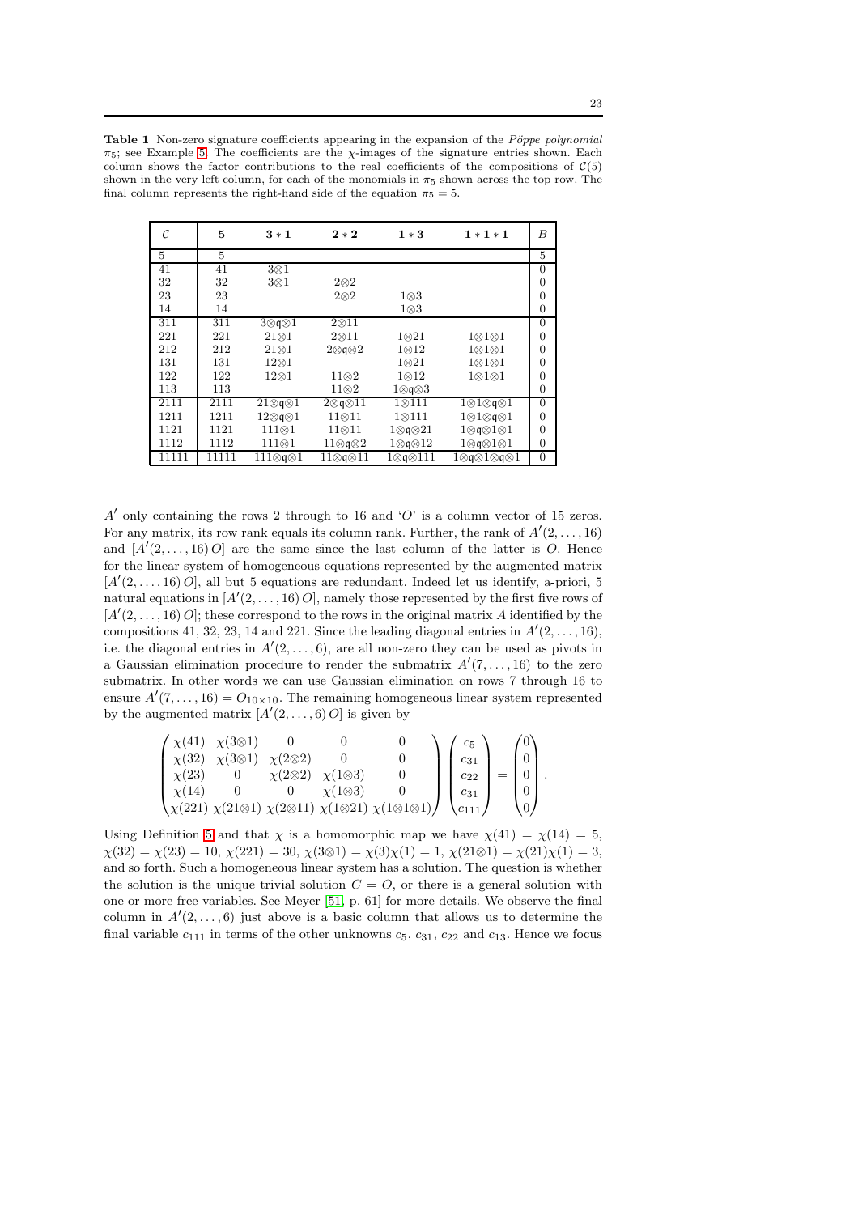**Table 1** Non-zero signature coefficients appearing in the expansion of the *Pöppe polynomial* $\pi_5$; see Example 5. The coefficients are the $\chi$-images of the signature entries shown. Each column shows the factor contributions to the real coefficients of the compositions of $\mathcal{C}(5)$ shown in the very left column, for each of the monomials in $\pi_5$ shown across the top row. The final column represents the right-hand side of the equation $\pi_5 = 5$.

| $\mathcal{C}$ | **5** | **3 ∗ 1** | **2 ∗ 2** | **1 ∗ 3** | **1 ∗ 1 ∗ 1** | $B$ |
|---|---|---|---|---|---|---|
| 5 | 5 | | | | | 5 |
| 41 | 41 | 3⊗1 | | | | 0 |
| 32 | 32 | 3⊗1 | 2⊗2 | | | 0 |
| 23 | 23 | | 2⊗2 | 1⊗3 | | 0 |
| 14 | 14 | | | 1⊗3 | | 0 |
| 311 | 311 | 3⊗q⊗1 | 2⊗11 | | | 0 |
| 221 | 221 | 21⊗1 | 2⊗11 | 1⊗21 | 1⊗1⊗1 | 0 |
| 212 | 212 | 21⊗1 | 2⊗q⊗2 | 1⊗12 | 1⊗1⊗1 | 0 |
| 131 | 131 | 12⊗1 | | 1⊗21 | 1⊗1⊗1 | 0 |
| 122 | 122 | 12⊗1 | 11⊗2 | 1⊗12 | 1⊗1⊗1 | 0 |
| 113 | 113 | | 11⊗2 | 1⊗q⊗3 | | 0 |
| 2111 | 2111 | 21⊗q⊗1 | 2⊗q⊗11 | 1⊗111 | 1⊗1⊗q⊗1 | 0 |
| 1211 | 1211 | 12⊗q⊗1 | 11⊗11 | 1⊗111 | 1⊗1⊗q⊗1 | 0 |
| 1121 | 1121 | 111⊗1 | 11⊗11 | 1⊗q⊗21 | 1⊗q⊗1⊗1 | 0 |
| 1112 | 1112 | 111⊗1 | 11⊗q⊗2 | 1⊗q⊗12 | 1⊗q⊗1⊗1 | 0 |
| 11111 | 11111 | 111⊗q⊗1 | 11⊗q⊗11 | 1⊗q⊗111 | 1⊗q⊗1⊗q⊗1 | 0 |

$A'$ only containing the rows 2 through to 16 and '$O$' is a column vector of 15 zeros. For any matrix, its row rank equals its column rank. Further, the rank of $A'(2,\ldots,16)$ and $[A'(2,\ldots,16)\,O]$ are the same since the last column of the latter is $O$. Hence for the linear system of homogeneous equations represented by the augmented matrix $[A'(2,\ldots,16)\,O]$, all but 5 equations are redundant. Indeed let us identify, a-priori, 5 natural equations in $[A'(2,\ldots,16)\,O]$, namely those represented by the first five rows of $[A'(2,\ldots,16)\,O]$; these correspond to the rows in the original matrix $A$ identified by the compositions 41, 32, 23, 14 and 221. Since the leading diagonal entries in $A'(2,\ldots,16)$, i.e. the diagonal entries in $A'(2,\ldots,6)$, are all non-zero they can be used as pivots in a Gaussian elimination procedure to render the submatrix $A'(7,\ldots,16)$ to the zero submatrix. In other words we can use Gaussian elimination on rows 7 through 16 to ensure $A'(7,\ldots,16) = O_{10\times 10}$. The remaining homogeneous linear system represented by the augmented matrix $[A'(2,\ldots,6)\,O]$ is given by

$$\begin{pmatrix} \chi(41) & \chi(3{\otimes}1) & 0 & 0 & 0 \\ \chi(32) & \chi(3{\otimes}1) & \chi(2{\otimes}2) & 0 & 0 \\ \chi(23) & 0 & \chi(2{\otimes}2) & \chi(1{\otimes}3) & 0 \\ \chi(14) & 0 & 0 & \chi(1{\otimes}3) & 0 \\ \chi(221) & \chi(21{\otimes}1) & \chi(2{\otimes}11) & \chi(1{\otimes}21) & \chi(1{\otimes}1{\otimes}1) \end{pmatrix} \begin{pmatrix} c_5 \\ c_{31} \\ c_{22} \\ c_{31} \\ c_{111} \end{pmatrix} = \begin{pmatrix} 0 \\ 0 \\ 0 \\ 0 \\ 0 \end{pmatrix}.$$

Using Definition 5 and that $\chi$ is a homomorphic map we have $\chi(41) = \chi(14) = 5$, $\chi(32) = \chi(23) = 10$, $\chi(221) = 30$, $\chi(3{\otimes}1) = \chi(3)\chi(1) = 1$, $\chi(21{\otimes}1) = \chi(21)\chi(1) = 3$, and so forth. Such a homogeneous linear system has a solution. The question is whether the solution is the unique trivial solution $C = O$, or there is a general solution with one or more free variables. See Meyer [51, p. 61] for more details. We observe the final column in $A'(2,\ldots,6)$ just above is a basic column that allows us to determine the final variable $c_{111}$ in terms of the other unknowns $c_5$, $c_{31}$, $c_{22}$ and $c_{13}$. Hence we focus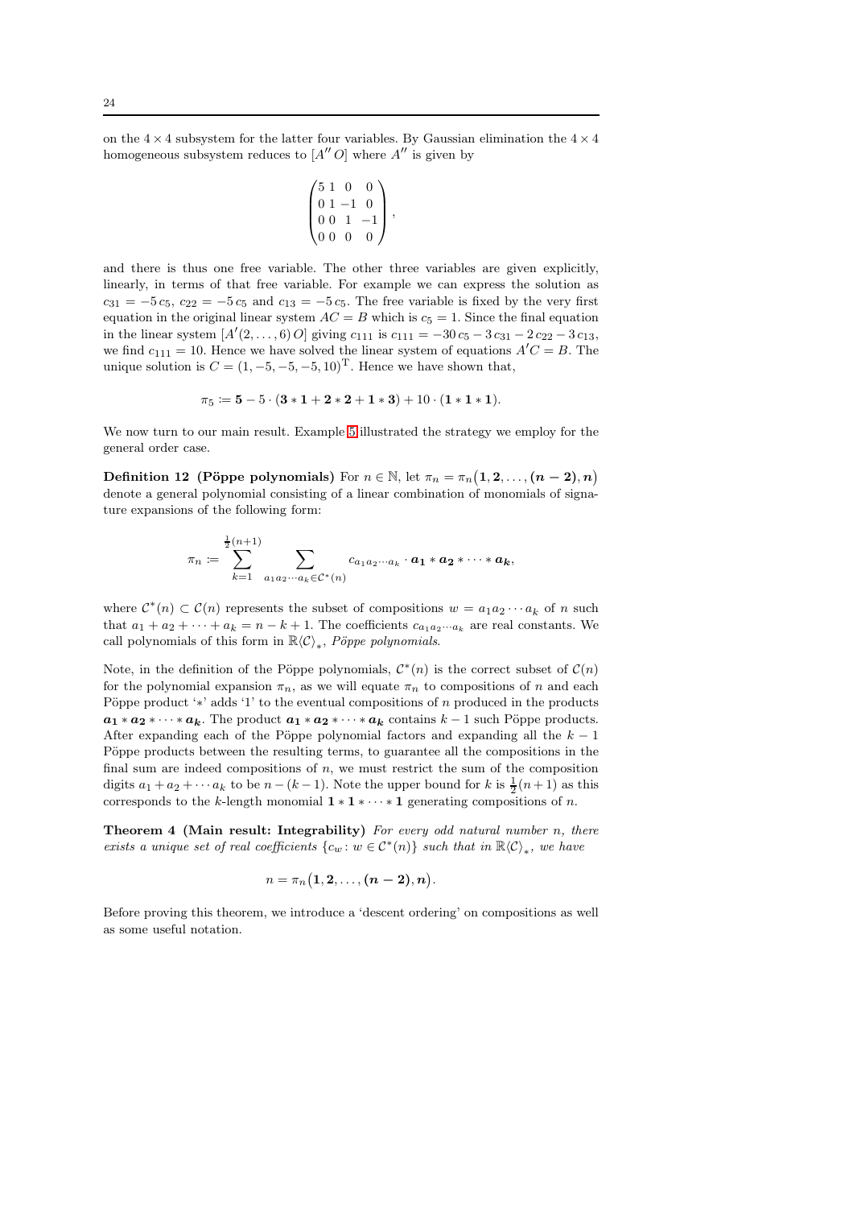on the $4 \times 4$ subsystem for the latter four variables. By Gaussian elimination the $4 \times 4$ homogeneous subsystem reduces to $[A''\,O]$ where $A''$ is given by

$$\begin{pmatrix} 5 & 1 & 0 & 0 \\ 0 & 1 & -1 & 0 \\ 0 & 0 & 1 & -1 \\ 0 & 0 & 0 & 0 \end{pmatrix},$$

and there is thus one free variable. The other three variables are given explicitly, linearly, in terms of that free variable. For example we can express the solution as $c_{31} = -5\,c_5$, $c_{22} = -5\,c_5$ and $c_{13} = -5\,c_5$. The free variable is fixed by the very first equation in the original linear system $AC = B$ which is $c_5 = 1$. Since the final equation in the linear system $[A'(2,\ldots,6)\,O]$ giving $c_{111}$ is $c_{111} = -30\,c_5 - 3\,c_{31} - 2\,c_{22} - 3\,c_{13}$, we find $c_{111} = 10$. Hence we have solved the linear system of equations $A'C = B$. The unique solution is $C = (1, -5, -5, -5, 10)^{\mathrm{T}}$. Hence we have shown that,

$$\pi_5 \coloneqq \mathbf{5} - 5 \cdot (\mathbf{3} * \mathbf{1} + \mathbf{2} * \mathbf{2} + \mathbf{1} * \mathbf{3}) + 10 \cdot (\mathbf{1} * \mathbf{1} * \mathbf{1}).$$

We now turn to our main result. Example 5 illustrated the strategy we employ for the general order case.

**Definition 12 (Pöppe polynomials)** For $n \in \mathbb{N}$, let $\pi_n = \pi_n\big(\mathbf{1}, \mathbf{2}, \ldots, (\boldsymbol{n-2}), \boldsymbol{n}\big)$ denote a general polynomial consisting of a linear combination of monomials of signature expansions of the following form:

$$\pi_n \coloneqq \sum_{k=1}^{\frac{1}{2}(n+1)} \sum_{a_1 a_2 \cdots a_k \in \mathcal{C}^*(n)} c_{a_1 a_2 \cdots a_k} \cdot \boldsymbol{a_1} * \boldsymbol{a_2} * \cdots * \boldsymbol{a_k},$$

where $\mathcal{C}^*(n) \subset \mathcal{C}(n)$ represents the subset of compositions $w = a_1 a_2 \cdots a_k$ of $n$ such that $a_1 + a_2 + \cdots + a_k = n - k + 1$. The coefficients $c_{a_1 a_2 \cdots a_k}$ are real constants. We call polynomials of this form in $\mathbb{R}\langle\mathcal{C}\rangle_*$, *Pöppe polynomials*.

Note, in the definition of the Pöppe polynomials, $\mathcal{C}^*(n)$ is the correct subset of $\mathcal{C}(n)$ for the polynomial expansion $\pi_n$, as we will equate $\pi_n$ to compositions of $n$ and each Pöppe product '$*$' adds '1' to the eventual compositions of $n$ produced in the products $\boldsymbol{a_1} * \boldsymbol{a_2} * \cdots * \boldsymbol{a_k}$. The product $\boldsymbol{a_1} * \boldsymbol{a_2} * \cdots * \boldsymbol{a_k}$ contains $k-1$ such Pöppe products. After expanding each of the Pöppe polynomial factors and expanding all the $k-1$ Pöppe products between the resulting terms, to guarantee all the compositions in the final sum are indeed compositions of $n$, we must restrict the sum of the composition digits $a_1 + a_2 + \cdots a_k$ to be $n - (k-1)$. Note the upper bound for $k$ is $\frac{1}{2}(n+1)$ as this corresponds to the $k$-length monomial $\mathbf{1} * \mathbf{1} * \cdots * \mathbf{1}$ generating compositions of $n$.

**Theorem 4 (Main result: Integrability)** *For every odd natural number $n$, there exists a unique set of real coefficients $\{c_w \colon w \in \mathcal{C}^*(n)\}$ such that in $\mathbb{R}\langle\mathcal{C}\rangle_*$, we have*

$$\boldsymbol{n} = \pi_n\big(\mathbf{1}, \mathbf{2}, \ldots, (\boldsymbol{n-2}), \boldsymbol{n}\big).$$

Before proving this theorem, we introduce a 'descent ordering' on compositions as well as some useful notation.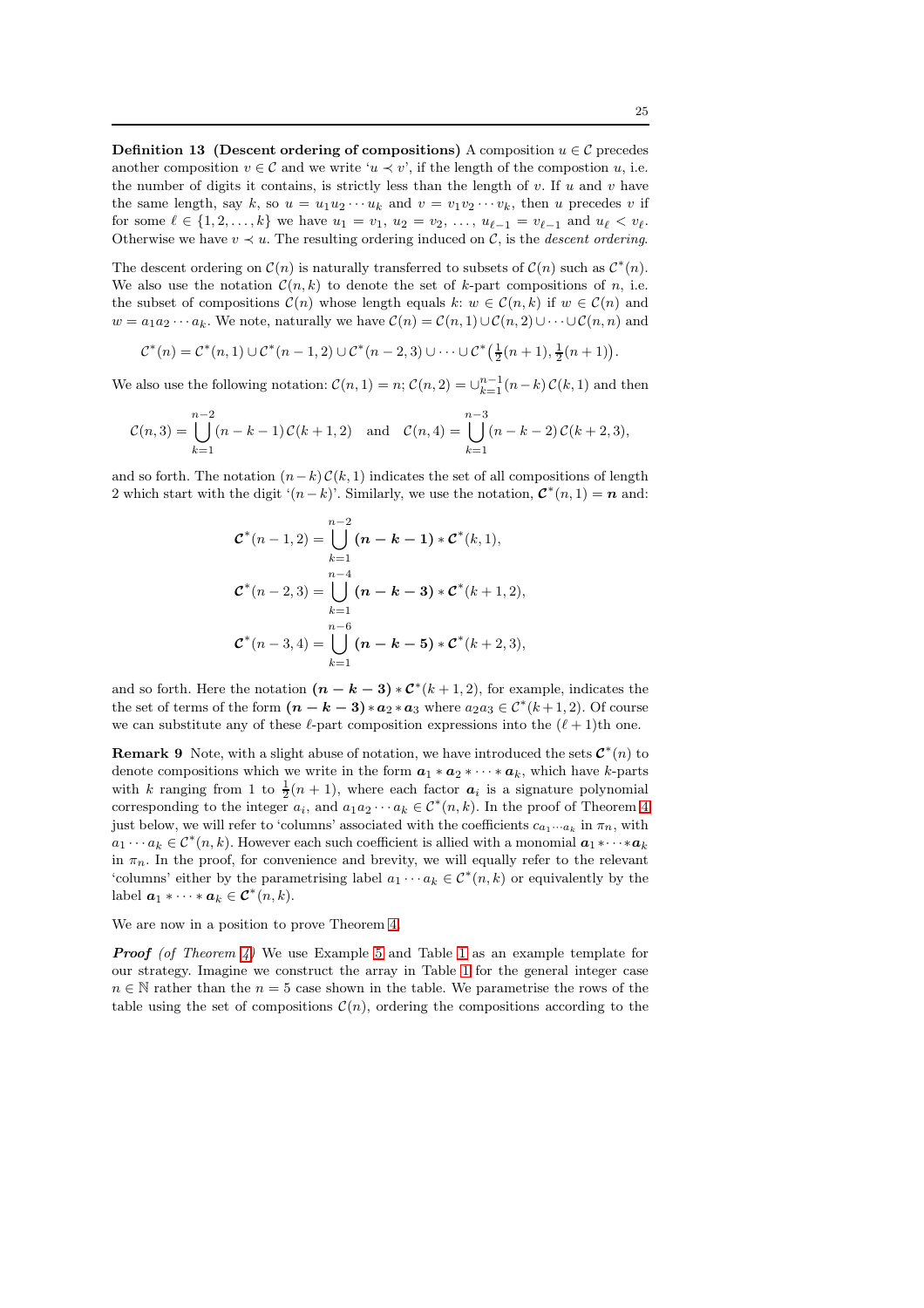**Definition 13 (Descent ordering of compositions)** A composition $u \in \mathcal{C}$ precedes another composition $v \in \mathcal{C}$ and we write '$u \prec v$', if the length of the compostion $u$, i.e. the number of digits it contains, is strictly less than the length of $v$. If $u$ and $v$ have the same length, say $k$, so $u = u_1 u_2 \cdots u_k$ and $v = v_1 v_2 \cdots v_k$, then $u$ precedes $v$ if for some $\ell \in \{1, 2, \ldots, k\}$ we have $u_1 = v_1$, $u_2 = v_2$, $\ldots$, $u_{\ell-1} = v_{\ell-1}$ and $u_\ell < v_\ell$. Otherwise we have $v \prec u$. The resulting ordering induced on $\mathcal{C}$, is the *descent ordering*.

The descent ordering on $\mathcal{C}(n)$ is naturally transferred to subsets of $\mathcal{C}(n)$ such as $\mathcal{C}^*(n)$. We also use the notation $\mathcal{C}(n,k)$ to denote the set of $k$-part compositions of $n$, i.e. the subset of compositions $\mathcal{C}(n)$ whose length equals $k$: $w \in \mathcal{C}(n,k)$ if $w \in \mathcal{C}(n)$ and $w = a_1 a_2 \cdots a_k$. We note, naturally we have $\mathcal{C}(n) = \mathcal{C}(n,1) \cup \mathcal{C}(n,2) \cup \cdots \cup \mathcal{C}(n,n)$ and

$$\mathcal{C}^*(n) = \mathcal{C}^*(n,1) \cup \mathcal{C}^*(n-1,2) \cup \mathcal{C}^*(n-2,3) \cup \cdots \cup \mathcal{C}^*\big(\tfrac{1}{2}(n+1), \tfrac{1}{2}(n+1)\big).$$

We also use the following notation: $\mathcal{C}(n,1) = n$; $\mathcal{C}(n,2) = \cup_{k=1}^{n-1} (n-k)\, \mathcal{C}(k,1)$ and then

$$\mathcal{C}(n,3) = \bigcup_{k=1}^{n-2} (n-k-1)\, \mathcal{C}(k+1,2) \quad \text{and} \quad \mathcal{C}(n,4) = \bigcup_{k=1}^{n-3} (n-k-2)\, \mathcal{C}(k+2,3),$$

and so forth. The notation $(n-k)\, \mathcal{C}(k,1)$ indicates the set of all compositions of length 2 which start with the digit '$(n-k)$'. Similarly, we use the notation, $\boldsymbol{\mathcal{C}}^*(n,1) = \boldsymbol{n}$ and:

$$\boldsymbol{\mathcal{C}}^*(n-1,2) = \bigcup_{k=1}^{n-2} (\boldsymbol{n-k-1}) * \boldsymbol{\mathcal{C}}^*(k,1),$$

$$\boldsymbol{\mathcal{C}}^*(n-2,3) = \bigcup_{k=1}^{n-4} (\boldsymbol{n-k-3}) * \boldsymbol{\mathcal{C}}^*(k+1,2),$$

$$\boldsymbol{\mathcal{C}}^*(n-3,4) = \bigcup_{k=1}^{n-6} (\boldsymbol{n-k-5}) * \boldsymbol{\mathcal{C}}^*(k+2,3),$$

and so forth. Here the notation $(\boldsymbol{n-k-3}) * \boldsymbol{\mathcal{C}}^*(k+1,2)$, for example, indicates the the set of terms of the form $(\boldsymbol{n-k-3}) * \boldsymbol{a}_2 * \boldsymbol{a}_3$ where $a_2 a_3 \in \mathcal{C}^*(k+1,2)$. Of course we can substitute any of these $\ell$-part composition expressions into the $(\ell+1)$th one.

**Remark 9** Note, with a slight abuse of notation, we have introduced the sets $\boldsymbol{\mathcal{C}}^*(n)$ to denote compositions which we write in the form $\boldsymbol{a}_1 * \boldsymbol{a}_2 * \cdots * \boldsymbol{a}_k$, which have $k$-parts with $k$ ranging from 1 to $\frac{1}{2}(n+1)$, where each factor $\boldsymbol{a}_i$ is a signature polynomial corresponding to the integer $a_i$, and $a_1 a_2 \cdots a_k \in \mathcal{C}^*(n,k)$. In the proof of Theorem 4 just below, we will refer to 'columns' associated with the coefficients $c_{a_1 \cdots a_k}$ in $\pi_n$, with $a_1 \cdots a_k \in \mathcal{C}^*(n,k)$. However each such coefficient is allied with a monomial $\boldsymbol{a}_1 * \cdots * \boldsymbol{a}_k$ in $\pi_n$. In the proof, for convenience and brevity, we will equally refer to the relevant 'columns' either by the parametrising label $a_1 \cdots a_k \in \mathcal{C}^*(n,k)$ or equivalently by the label $\boldsymbol{a}_1 * \cdots * \boldsymbol{a}_k \in \boldsymbol{\mathcal{C}}^*(n,k)$.

We are now in a position to prove Theorem 4.

***Proof*** *(of Theorem 4)* We use Example 5 and Table 1 as an example template for our strategy. Imagine we construct the array in Table 1 for the general integer case $n \in \mathbb{N}$ rather than the $n = 5$ case shown in the table. We parametrise the rows of the table using the set of compositions $\mathcal{C}(n)$, ordering the compositions according to the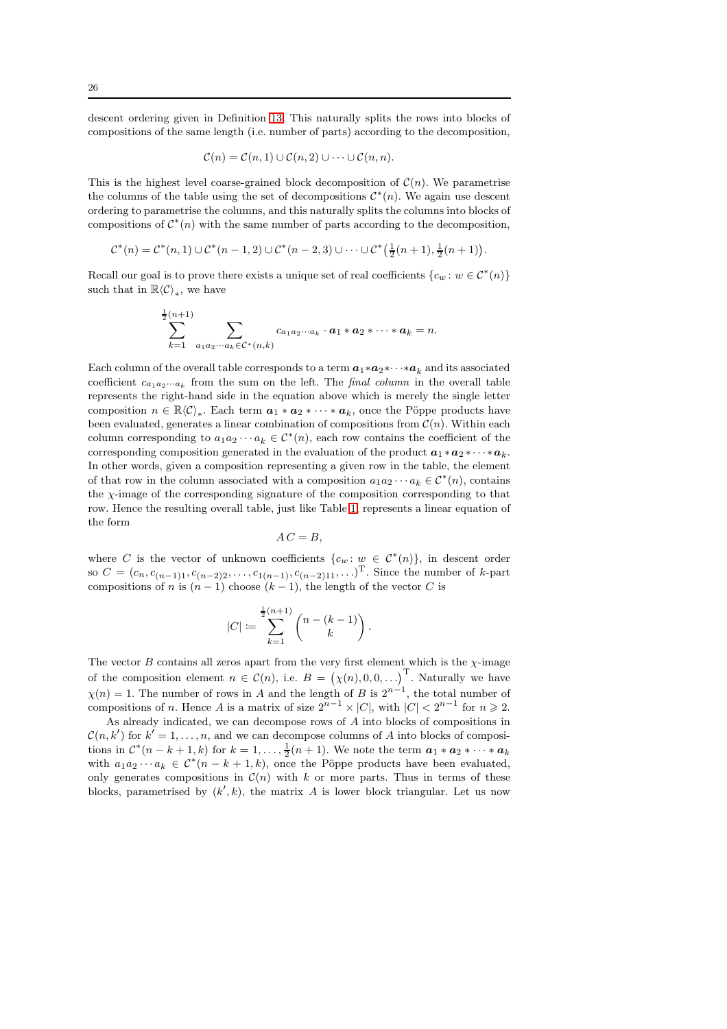descent ordering given in Definition 13. This naturally splits the rows into blocks of compositions of the same length (i.e. number of parts) according to the decomposition,

$$\mathcal{C}(n) = \mathcal{C}(n,1) \cup \mathcal{C}(n,2) \cup \cdots \cup \mathcal{C}(n,n).$$

This is the highest level coarse-grained block decomposition of $\mathcal{C}(n)$. We parametrise the columns of the table using the set of decompositions $\mathcal{C}^*(n)$. We again use descent ordering to parametrise the columns, and this naturally splits the columns into blocks of compositions of $\mathcal{C}^*(n)$ with the same number of parts according to the decomposition,

$$\mathcal{C}^*(n) = \mathcal{C}^*(n,1) \cup \mathcal{C}^*(n-1,2) \cup \mathcal{C}^*(n-2,3) \cup \cdots \cup \mathcal{C}^*\big(\tfrac{1}{2}(n+1), \tfrac{1}{2}(n+1)\big).$$

Recall our goal is to prove there exists a unique set of real coefficients $\{c_w : w \in \mathcal{C}^*(n)\}$ such that in $\mathbb{R}\langle\mathcal{C}\rangle_*$, we have

$$\sum_{k=1}^{\frac{1}{2}(n+1)} \sum_{a_1 a_2 \cdots a_k \in \mathcal{C}^*(n,k)} c_{a_1 a_2 \cdots a_k} \cdot \boldsymbol{a}_1 * \boldsymbol{a}_2 * \cdots * \boldsymbol{a}_k = n.$$

Each column of the overall table corresponds to a term $\boldsymbol{a}_1 * \boldsymbol{a}_2 * \cdots * \boldsymbol{a}_k$ and its associated coefficient $c_{a_1 a_2 \cdots a_k}$ from the sum on the left. The *final column* in the overall table represents the right-hand side in the equation above which is merely the single letter composition $n \in \mathbb{R}\langle\mathcal{C}\rangle_*$. Each term $\boldsymbol{a}_1 * \boldsymbol{a}_2 * \cdots * \boldsymbol{a}_k$, once the Pöppe products have been evaluated, generates a linear combination of compositions from $\mathcal{C}(n)$. Within each column corresponding to $a_1 a_2 \cdots a_k \in \mathcal{C}^*(n)$, each row contains the coefficient of the corresponding composition generated in the evaluation of the product $\boldsymbol{a}_1 * \boldsymbol{a}_2 * \cdots * \boldsymbol{a}_k$. In other words, given a composition representing a given row in the table, the element of that row in the column associated with a composition $a_1 a_2 \cdots a_k \in \mathcal{C}^*(n)$, contains the $\chi$-image of the corresponding signature of the composition corresponding to that row. Hence the resulting overall table, just like Table 1, represents a linear equation of the form

$$A\,C = B,$$

where $C$ is the vector of unknown coefficients $\{c_w : w \in \mathcal{C}^*(n)\}$, in descent order so $C = (c_n, c_{(n-1)1}, c_{(n-2)2}, \ldots, c_{1(n-1)}, c_{(n-2)11}, \ldots)^{\mathrm{T}}$. Since the number of $k$-part compositions of $n$ is $(n-1)$ choose $(k-1)$, the length of the vector $C$ is

$$|C| \coloneqq \sum_{k=1}^{\frac{1}{2}(n+1)} \binom{n-(k-1)}{k}.$$

The vector $B$ contains all zeros apart from the very first element which is the $\chi$-image of the composition element $n \in \mathcal{C}(n)$, i.e. $B = \big(\chi(n), 0, 0, \ldots\big)^{\mathrm{T}}$. Naturally we have $\chi(n) = 1$. The number of rows in $A$ and the length of $B$ is $2^{n-1}$, the total number of compositions of $n$. Hence $A$ is a matrix of size $2^{n-1} \times |C|$, with $|C| < 2^{n-1}$ for $n \geqslant 2$.

As already indicated, we can decompose rows of $A$ into blocks of compositions in $\mathcal{C}(n, k')$ for $k' = 1, \ldots, n$, and we can decompose columns of $A$ into blocks of compositions in $\mathcal{C}^*(n-k+1, k)$ for $k = 1, \ldots, \frac{1}{2}(n+1)$. We note the term $\boldsymbol{a}_1 * \boldsymbol{a}_2 * \cdots * \boldsymbol{a}_k$ with $a_1 a_2 \cdots a_k \in \mathcal{C}^*(n-k+1, k)$, once the Pöppe products have been evaluated, only generates compositions in $\mathcal{C}(n)$ with $k$ or more parts. Thus in terms of these blocks, parametrised by $(k', k)$, the matrix $A$ is lower block triangular. Let us now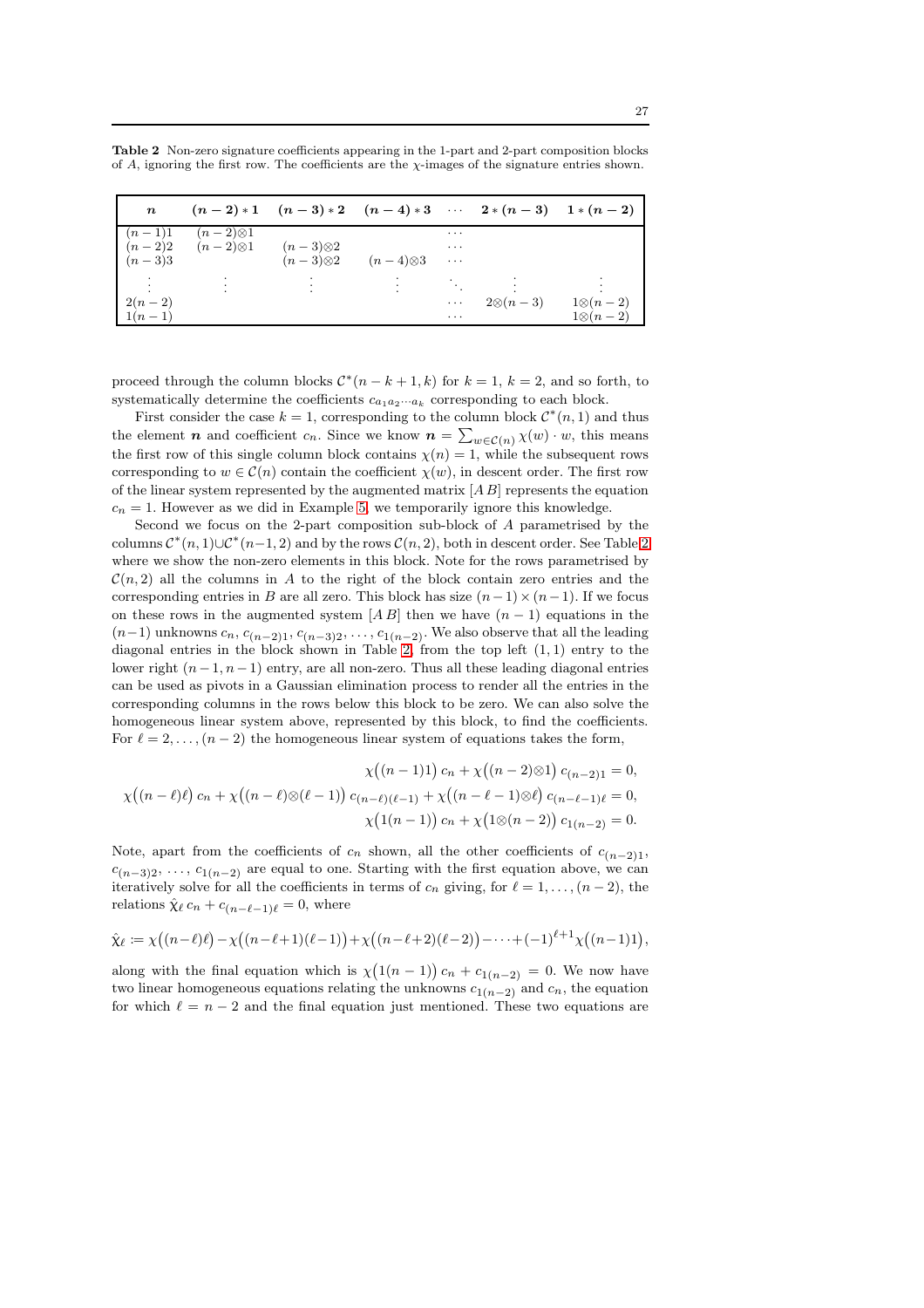**Table 2** Non-zero signature coefficients appearing in the 1-part and 2-part composition blocks of $A$, ignoring the first row. The coefficients are the $\chi$-images of the signature entries shown.

| $\boldsymbol{n}$ | $\boldsymbol{(n-2)*1}$ | $\boldsymbol{(n-3)*2}$ | $\boldsymbol{(n-4)*3}$ | $\cdots$ | $\boldsymbol{2*(n-3)}$ | $\boldsymbol{1*(n-2)}$ |
|---|---|---|---|---|---|---|
| $(n-1)1$ | $(n-2)\otimes 1$ | | | $\cdots$ | | |
| $(n-2)2$ | $(n-2)\otimes 1$ | $(n-3)\otimes 2$ | | $\cdots$ | | |
| $(n-3)3$ | | $(n-3)\otimes 2$ | $(n-4)\otimes 3$ | $\cdots$ | | |
| $\vdots$ | $\vdots$ | $\vdots$ | $\vdots$ | $\ddots$ | $\vdots$ | $\vdots$ |
| $2(n-2)$ | | | | $\cdots$ | $2\otimes(n-3)$ | $1\otimes(n-2)$ |
| $1(n-1)$ | | | | $\cdots$ | | $1\otimes(n-2)$ |

proceed through the column blocks $\mathcal{C}^*(n-k+1,k)$ for $k=1$, $k=2$, and so forth, to systematically determine the coefficients $c_{a_1a_2\cdots a_k}$ corresponding to each block.

First consider the case $k=1$, corresponding to the column block $\mathcal{C}^*(n,1)$ and thus the element $\boldsymbol{n}$ and coefficient $c_n$. Since we know $\boldsymbol{n}=\sum_{w\in\mathcal{C}(n)}\chi(w)\cdot w$, this means the first row of this single column block contains $\chi(n)=1$, while the subsequent rows corresponding to $w\in\mathcal{C}(n)$ contain the coefficient $\chi(w)$, in descent order. The first row of the linear system represented by the augmented matrix $[A\,B]$ represents the equation $c_n=1$. However as we did in Example 5, we temporarily ignore this knowledge.

Second we focus on the 2-part composition sub-block of $A$ parametrised by the columns $\mathcal{C}^*(n,1)\cup\mathcal{C}^*(n-1,2)$ and by the rows $\mathcal{C}(n,2)$, both in descent order. See Table 2 where we show the non-zero elements in this block. Note for the rows parametrised by $\mathcal{C}(n,2)$ all the columns in $A$ to the right of the block contain zero entries and the corresponding entries in $B$ are all zero. This block has size $(n-1)\times(n-1)$. If we focus on these rows in the augmented system $[A\,B]$ then we have $(n-1)$ equations in the $(n-1)$ unknowns $c_n$, $c_{(n-2)1}$, $c_{(n-3)2}$, $\ldots$, $c_{1(n-2)}$. We also observe that all the leading diagonal entries in the block shown in Table 2, from the top left $(1,1)$ entry to the lower right $(n-1,n-1)$ entry, are all non-zero. Thus all these leading diagonal entries can be used as pivots in a Gaussian elimination process to render all the entries in the corresponding columns in the rows below this block to be zero. We can also solve the homogeneous linear system above, represented by this block, to find the coefficients. For $\ell=2,\ldots,(n-2)$ the homogeneous linear system of equations takes the form,

$$
\begin{aligned}
\chi\big((n-1)1\big)\,c_n+\chi\big((n-2)\otimes 1\big)\,c_{(n-2)1}&=0,\\
\chi\big((n-\ell)\ell\big)\,c_n+\chi\big((n-\ell)\otimes(\ell-1)\big)\,c_{(n-\ell)(\ell-1)}+\chi\big((n-\ell-1)\otimes\ell\big)\,c_{(n-\ell-1)\ell}&=0,\\
\chi\big(1(n-1)\big)\,c_n+\chi\big(1\otimes(n-2)\big)\,c_{1(n-2)}&=0.
\end{aligned}
$$

Note, apart from the coefficients of $c_n$ shown, all the other coefficients of $c_{(n-2)1}$, $c_{(n-3)2}$, $\ldots$, $c_{1(n-2)}$ are equal to one. Starting with the first equation above, we can iteratively solve for all the coefficients in terms of $c_n$ giving, for $\ell=1,\ldots,(n-2)$, the relations $\hat{\chi}_\ell\,c_n+c_{(n-\ell-1)\ell}=0$, where

$$
\hat{\chi}_\ell\coloneqq\chi\big((n-\ell)\ell\big)-\chi\big((n-\ell+1)(\ell-1)\big)+\chi\big((n-\ell+2)(\ell-2)\big)-\cdots+(-1)^{\ell+1}\chi\big((n-1)1\big),
$$

along with the final equation which is $\chi\big(1(n-1)\big)\,c_n+c_{1(n-2)}=0$. We now have two linear homogeneous equations relating the unknowns $c_{1(n-2)}$ and $c_n$, the equation for which $\ell=n-2$ and the final equation just mentioned. These two equations are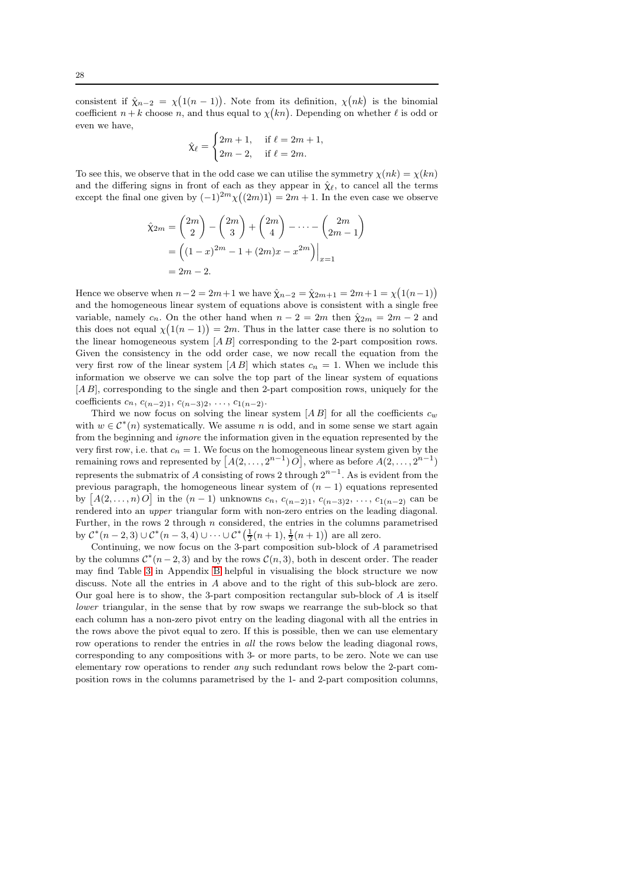consistent if $\hat{\chi}_{n-2} = \chi\big(1(n-1)\big)$. Note from its definition, $\chi\big(nk\big)$ is the binomial coefficient $n+k$ choose $n$, and thus equal to $\chi\big(kn\big)$. Depending on whether $\ell$ is odd or even we have,

$$\hat{\chi}_\ell = \begin{cases} 2m+1, & \text{if } \ell = 2m+1, \\ 2m-2, & \text{if } \ell = 2m. \end{cases}$$

To see this, we observe that in the odd case we can utilise the symmetry $\chi(nk) = \chi(kn)$ and the differing signs in front of each as they appear in $\hat{\chi}_\ell$, to cancel all the terms except the final one given by $(-1)^{2m}\chi\big((2m)1\big) = 2m+1$. In the even case we observe

$$\begin{aligned}
\hat{\chi}_{2m} &= \binom{2m}{2} - \binom{2m}{3} + \binom{2m}{4} - \cdots - \binom{2m}{2m-1} \\
&= \Big((1-x)^{2m} - 1 + (2m)x - x^{2m}\Big)\Big|_{x=1} \\
&= 2m-2.
\end{aligned}$$

Hence we observe when $n-2 = 2m+1$ we have $\hat{\chi}_{n-2} = \hat{\chi}_{2m+1} = 2m+1 = \chi\big(1(n-1)\big)$ and the homogeneous linear system of equations above is consistent with a single free variable, namely $c_n$. On the other hand when $n-2 = 2m$ then $\hat{\chi}_{2m} = 2m-2$ and this does not equal $\chi\big(1(n-1)\big) = 2m$. Thus in the latter case there is no solution to the linear homogeneous system $[A\,B]$ corresponding to the 2-part composition rows. Given the consistency in the odd order case, we now recall the equation from the very first row of the linear system $[A\,B]$ which states $c_n = 1$. When we include this information we observe we can solve the top part of the linear system of equations $[A\,B]$, corresponding to the single and then 2-part composition rows, uniquely for the coefficients $c_n$, $c_{(n-2)1}$, $c_{(n-3)2}$, $\ldots$, $c_{1(n-2)}$.

Third we now focus on solving the linear system $[A\,B]$ for all the coefficients $c_w$ with $w \in \mathcal{C}^*(n)$ systematically. We assume $n$ is odd, and in some sense we start again from the beginning and *ignore* the information given in the equation represented by the very first row, i.e. that $c_n = 1$. We focus on the homogeneous linear system given by the remaining rows and represented by $\big[A(2,\ldots,2^{n-1})\,O\big]$, where as before $A(2,\ldots,2^{n-1})$ represents the submatrix of $A$ consisting of rows 2 through $2^{n-1}$. As is evident from the previous paragraph, the homogeneous linear system of $(n-1)$ equations represented by $\big[A(2,\ldots,n)\,O\big]$ in the $(n-1)$ unknowns $c_n$, $c_{(n-2)1}$, $c_{(n-3)2}$, $\ldots$, $c_{1(n-2)}$ can be rendered into an *upper* triangular form with non-zero entries on the leading diagonal. Further, in the rows 2 through $n$ considered, the entries in the columns parametrised by $\mathcal{C}^*(n-2,3) \cup \mathcal{C}^*(n-3,4) \cup \cdots \cup \mathcal{C}^*\big(\tfrac{1}{2}(n+1), \tfrac{1}{2}(n+1)\big)$ are all zero.

Continuing, we now focus on the 3-part composition sub-block of $A$ parametrised by the columns $\mathcal{C}^*(n-2,3)$ and by the rows $\mathcal{C}(n,3)$, both in descent order. The reader may find Table 3 in Appendix B helpful in visualising the block structure we now discuss. Note all the entries in $A$ above and to the right of this sub-block are zero. Our goal here is to show, the 3-part composition rectangular sub-block of $A$ is itself *lower* triangular, in the sense that by row swaps we rearrange the sub-block so that each column has a non-zero pivot entry on the leading diagonal with all the entries in the rows above the pivot equal to zero. If this is possible, then we can use elementary row operations to render the entries in *all* the rows below the leading diagonal rows, corresponding to any compositions with 3- or more parts, to be zero. Note we can use elementary row operations to render *any* such redundant rows below the 2-part composition rows in the columns parametrised by the 1- and 2-part composition columns,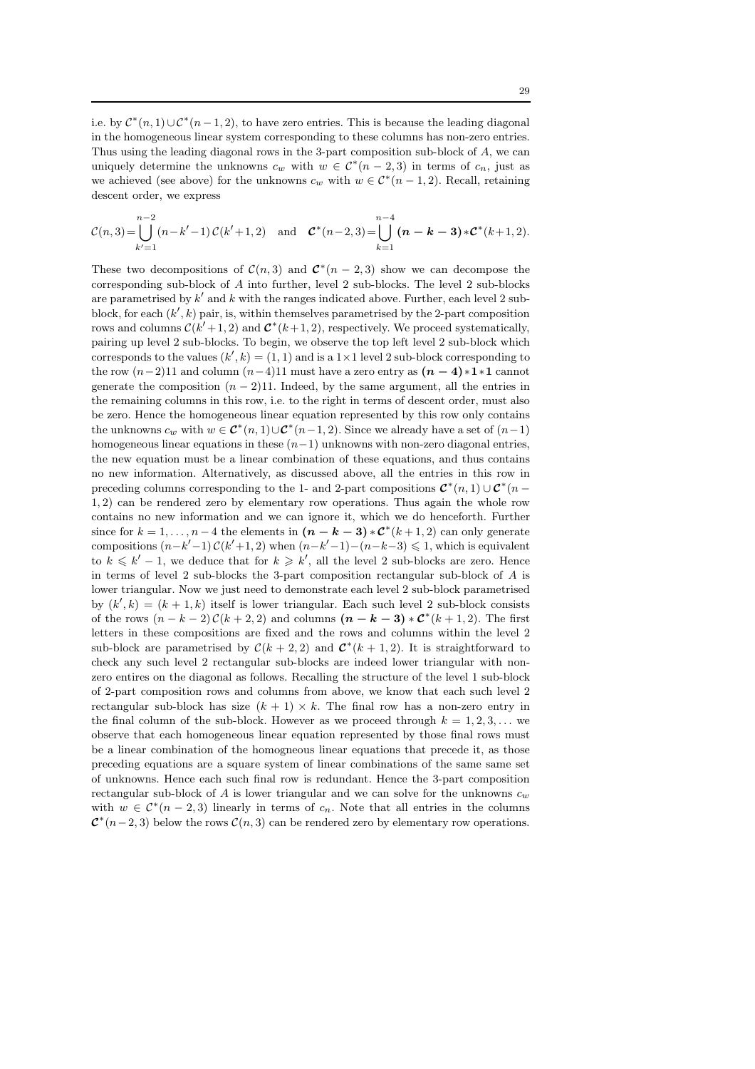i.e. by $\mathcal{C}^*(n,1)\cup\mathcal{C}^*(n-1,2)$, to have zero entries. This is because the leading diagonal in the homogeneous linear system corresponding to these columns has non-zero entries. Thus using the leading diagonal rows in the 3-part composition sub-block of $A$, we can uniquely determine the unknowns $c_w$ with $w\in\mathcal{C}^*(n-2,3)$ in terms of $c_n$, just as we achieved (see above) for the unknowns $c_w$ with $w\in\mathcal{C}^*(n-1,2)$. Recall, retaining descent order, we express

$$\mathcal{C}(n,3)=\bigcup_{k'=1}^{n-2}(n-k'-1)\,\mathcal{C}(k'+1,2)\quad\text{and}\quad \boldsymbol{\mathcal{C}}^*(n-2,3)=\bigcup_{k=1}^{n-4}\boldsymbol{(n-k-3)}*\boldsymbol{\mathcal{C}}^*(k+1,2).$$

These two decompositions of $\mathcal{C}(n,3)$ and $\boldsymbol{\mathcal{C}}^*(n-2,3)$ show we can decompose the corresponding sub-block of $A$ into further, level 2 sub-blocks. The level 2 sub-blocks are parametrised by $k'$ and $k$ with the ranges indicated above. Further, each level 2 sub-block, for each $(k',k)$ pair, is, within themselves parametrised by the 2-part composition rows and columns $\mathcal{C}(k'+1,2)$ and $\boldsymbol{\mathcal{C}}^*(k+1,2)$, respectively. We proceed systematically, pairing up level 2 sub-blocks. To begin, we observe the top left level 2 sub-block which corresponds to the values $(k',k)=(1,1)$ and is a $1\times1$ level 2 sub-block corresponding to the row $(n-2)11$ and column $(n-4)11$ must have a zero entry as $\boldsymbol{(n-4)*1*1}$ cannot generate the composition $(n-2)11$. Indeed, by the same argument, all the entries in the remaining columns in this row, i.e. to the right in terms of descent order, must also be zero. Hence the homogeneous linear equation represented by this row only contains the unknowns $c_w$ with $w\in\boldsymbol{\mathcal{C}}^*(n,1)\cup\boldsymbol{\mathcal{C}}^*(n-1,2)$. Since we already have a set of $(n-1)$ homogeneous linear equations in these $(n-1)$ unknowns with non-zero diagonal entries, the new equation must be a linear combination of these equations, and thus contains no new information. Alternatively, as discussed above, all the entries in this row in preceding columns corresponding to the 1- and 2-part compositions $\boldsymbol{\mathcal{C}}^*(n,1)\cup\boldsymbol{\mathcal{C}}^*(n-1,2)$ can be rendered zero by elementary row operations. Thus again the whole row contains no new information and we can ignore it, which we do henceforth. Further since for $k=1,\ldots,n-4$ the elements in $\boldsymbol{(n-k-3)}*\boldsymbol{\mathcal{C}}^*(k+1,2)$ can only generate compositions $(n-k'-1)\,\mathcal{C}(k'+1,2)$ when $(n-k'-1)-(n-k-3)\leqslant 1$, which is equivalent to $k\leqslant k'-1$, we deduce that for $k\geqslant k'$, all the level 2 sub-blocks are zero. Hence in terms of level 2 sub-blocks the 3-part composition rectangular sub-block of $A$ is lower triangular. Now we just need to demonstrate each level 2 sub-block parametrised by $(k',k)=(k+1,k)$ itself is lower triangular. Each such level 2 sub-block consists of the rows $(n-k-2)\,\mathcal{C}(k+2,2)$ and columns $\boldsymbol{(n-k-3)}*\boldsymbol{\mathcal{C}}^*(k+1,2)$. The first letters in these compositions are fixed and the rows and columns within the level 2 sub-block are parametrised by $\mathcal{C}(k+2,2)$ and $\boldsymbol{\mathcal{C}}^*(k+1,2)$. It is straightforward to check any such level 2 rectangular sub-blocks are indeed lower triangular with non-zero entires on the diagonal as follows. Recalling the structure of the level 1 sub-block of 2-part composition rows and columns from above, we know that each such level 2 rectangular sub-block has size $(k+1)\times k$. The final row has a non-zero entry in the final column of the sub-block. However as we proceed through $k=1,2,3,\ldots$ we observe that each homogeneous linear equation represented by those final rows must be a linear combination of the homogneous linear equations that precede it, as those preceding equations are a square system of linear combinations of the same same set of unknowns. Hence each such final row is redundant. Hence the 3-part composition rectangular sub-block of $A$ is lower triangular and we can solve for the unknowns $c_w$ with $w\in\mathcal{C}^*(n-2,3)$ linearly in terms of $c_n$. Note that all entries in the columns $\boldsymbol{\mathcal{C}}^*(n-2,3)$ below the rows $\mathcal{C}(n,3)$ can be rendered zero by elementary row operations.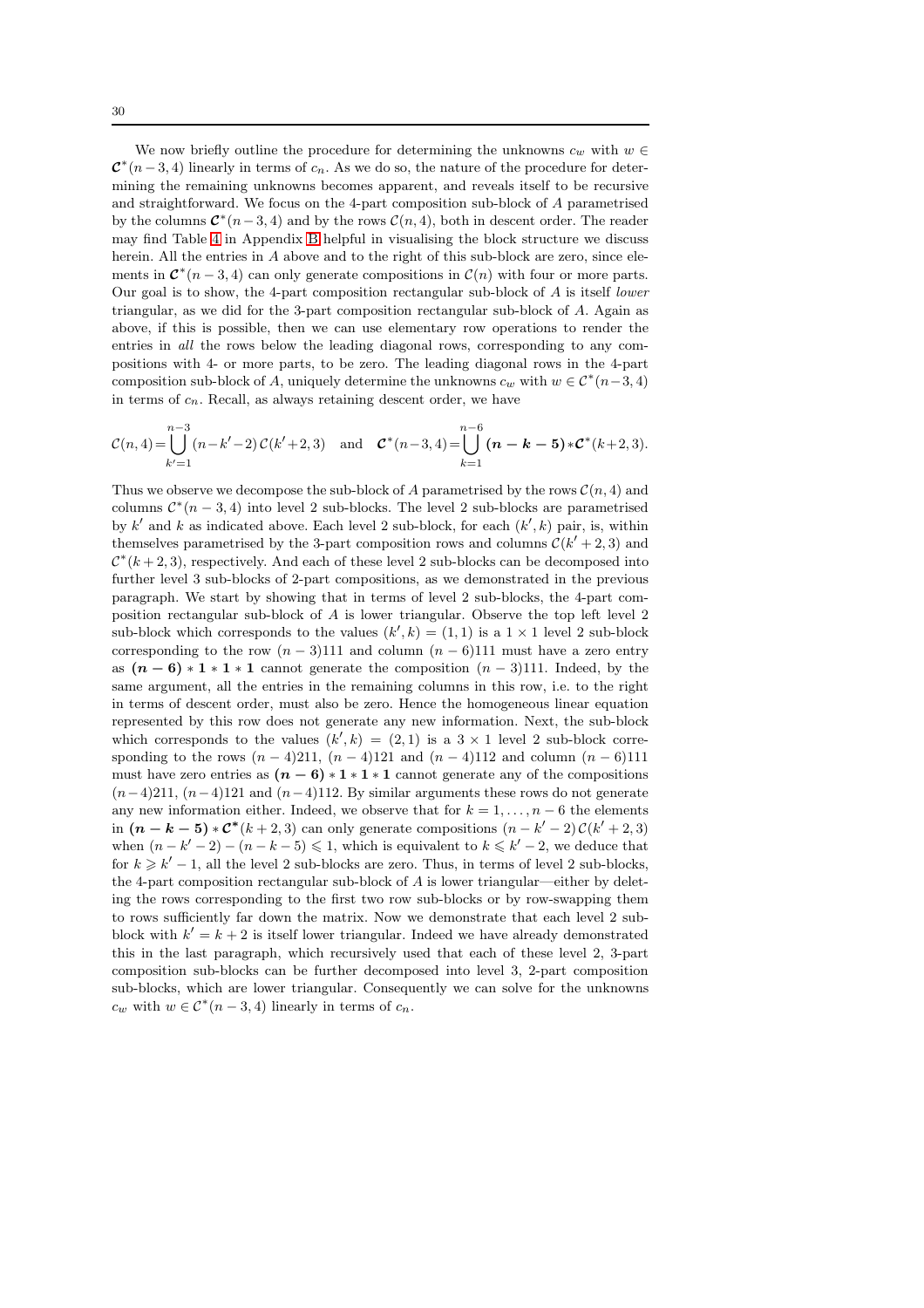We now briefly outline the procedure for determining the unknowns $c_w$ with $w \in \boldsymbol{\mathcal{C}}^*(n-3,4)$ linearly in terms of $c_n$. As we do so, the nature of the procedure for determining the remaining unknowns becomes apparent, and reveals itself to be recursive and straightforward. We focus on the 4-part composition sub-block of $A$ parametrised by the columns $\boldsymbol{\mathcal{C}}^*(n-3,4)$ and by the rows $\mathcal{C}(n,4)$, both in descent order. The reader may find Table 4 in Appendix B helpful in visualising the block structure we discuss herein. All the entries in $A$ above and to the right of this sub-block are zero, since elements in $\boldsymbol{\mathcal{C}}^*(n-3,4)$ can only generate compositions in $\mathcal{C}(n)$ with four or more parts. Our goal is to show, the 4-part composition rectangular sub-block of $A$ is itself *lower* triangular, as we did for the 3-part composition rectangular sub-block of $A$. Again as above, if this is possible, then we can use elementary row operations to render the entries in *all* the rows below the leading diagonal rows, corresponding to any compositions with 4- or more parts, to be zero. The leading diagonal rows in the 4-part composition sub-block of $A$, uniquely determine the unknowns $c_w$ with $w \in \mathcal{C}^*(n-3,4)$ in terms of $c_n$. Recall, as always retaining descent order, we have

$$\mathcal{C}(n,4) = \bigcup_{k'=1}^{n-3} (n-k'-2)\,\mathcal{C}(k'+2,3) \quad \text{and} \quad \boldsymbol{\mathcal{C}}^*(n-3,4) = \bigcup_{k=1}^{n-6} \boldsymbol{(n-k-5)} * \boldsymbol{\mathcal{C}}^*(k+2,3).$$

Thus we observe we decompose the sub-block of $A$ parametrised by the rows $\mathcal{C}(n,4)$ and columns $\mathcal{C}^*(n-3,4)$ into level 2 sub-blocks. The level 2 sub-blocks are parametrised by $k'$ and $k$ as indicated above. Each level 2 sub-block, for each $(k',k)$ pair, is, within themselves parametrised by the 3-part composition rows and columns $\mathcal{C}(k'+2,3)$ and $\mathcal{C}^*(k+2,3)$, respectively. And each of these level 2 sub-blocks can be decomposed into further level 3 sub-blocks of 2-part compositions, as we demonstrated in the previous paragraph. We start by showing that in terms of level 2 sub-blocks, the 4-part composition rectangular sub-block of $A$ is lower triangular. Observe the top left level 2 sub-block which corresponds to the values $(k',k) = (1,1)$ is a $1 \times 1$ level 2 sub-block corresponding to the row $(n-3)111$ and column $(n-6)111$ must have a zero entry as $\boldsymbol{(n-6)} * \boldsymbol{1} * \boldsymbol{1}$ cannot generate the composition $(n-3)111$. Indeed, by the same argument, all the entries in the remaining columns in this row, i.e. to the right in terms of descent order, must also be zero. Hence the homogeneous linear equation represented by this row does not generate any new information. Next, the sub-block which corresponds to the values $(k',k) = (2,1)$ is a $3 \times 1$ level 2 sub-block corresponding to the rows $(n-4)211$, $(n-4)121$ and $(n-4)112$ and column $(n-6)111$ must have zero entries as $\boldsymbol{(n-6)} * \boldsymbol{1} * \boldsymbol{1}$ cannot generate any of the compositions $(n-4)211$, $(n-4)121$ and $(n-4)112$. By similar arguments these rows do not generate any new information either. Indeed, we observe that for $k = 1, \ldots, n-6$ the elements in $\boldsymbol{(n-k-5)} * \boldsymbol{\mathcal{C}}^*(k+2,3)$ can only generate compositions $(n-k'-2)\,\mathcal{C}(k'+2,3)$ when $(n-k'-2)-(n-k-5) \leqslant 1$, which is equivalent to $k \leqslant k'-2$, we deduce that for $k \geqslant k'-1$, all the level 2 sub-blocks are zero. Thus, in terms of level 2 sub-blocks, the 4-part composition rectangular sub-block of $A$ is lower triangular—either by deleting the rows corresponding to the first two row sub-blocks or by row-swapping them to rows sufficiently far down the matrix. Now we demonstrate that each level 2 sub-block with $k' = k+2$ is itself lower triangular. Indeed we have already demonstrated this in the last paragraph, which recursively used that each of these level 2, 3-part composition sub-blocks can be further decomposed into level 3, 2-part composition sub-blocks, which are lower triangular. Consequently we can solve for the unknowns $c_w$ with $w \in \mathcal{C}^*(n-3,4)$ linearly in terms of $c_n$.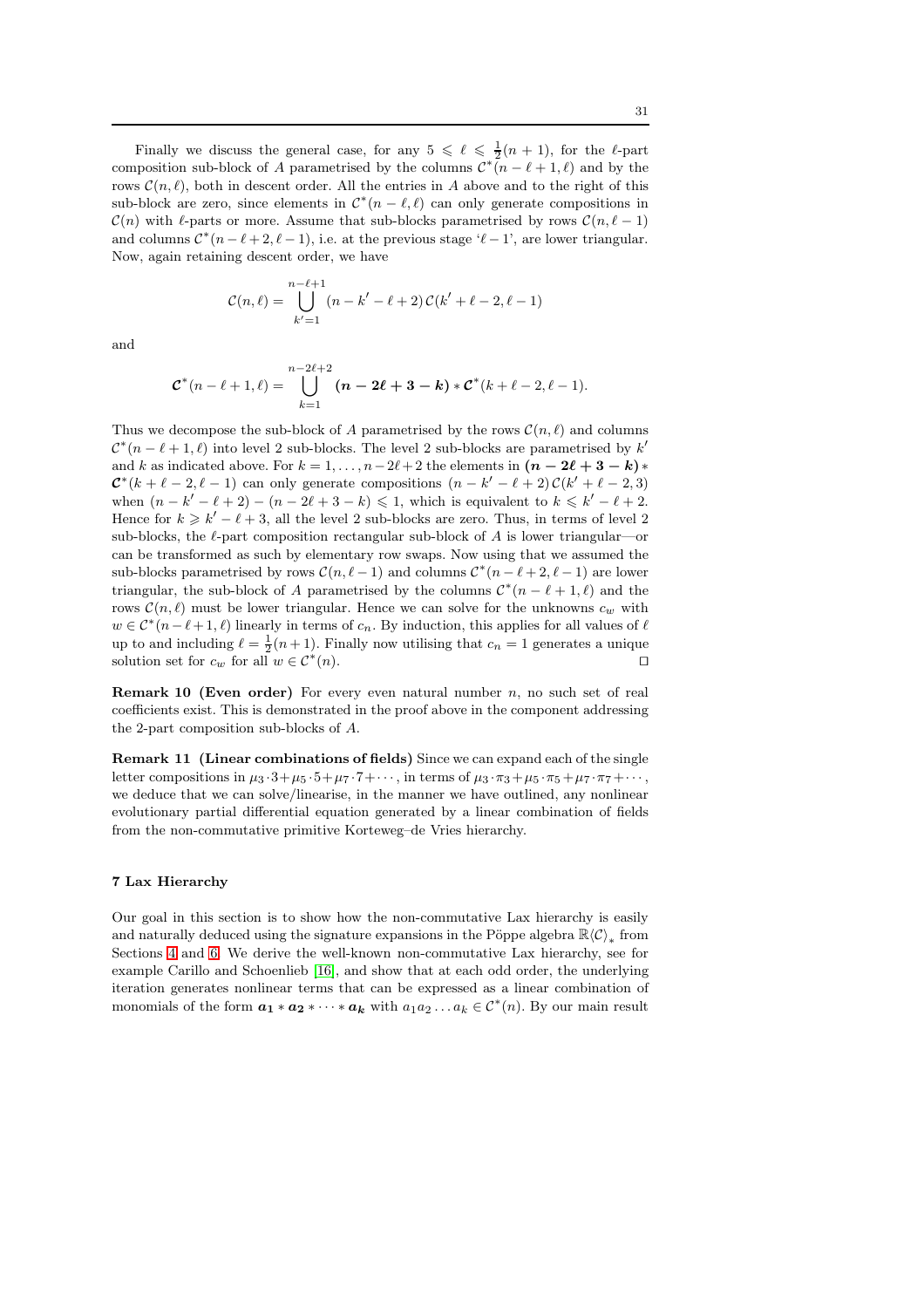Finally we discuss the general case, for any $5 \leqslant \ell \leqslant \frac{1}{2}(n+1)$, for the $\ell$-part composition sub-block of $A$ parametrised by the columns $\mathcal{C}^*(n-\ell+1,\ell)$ and by the rows $\mathcal{C}(n,\ell)$, both in descent order. All the entries in $A$ above and to the right of this sub-block are zero, since elements in $\mathcal{C}^*(n-\ell,\ell)$ can only generate compositions in $\mathcal{C}(n)$ with $\ell$-parts or more. Assume that sub-blocks parametrised by rows $\mathcal{C}(n,\ell-1)$ and columns $\mathcal{C}^*(n-\ell+2,\ell-1)$, i.e. at the previous stage '$\ell-1$', are lower triangular. Now, again retaining descent order, we have

$$\mathcal{C}(n,\ell) = \bigcup_{k'=1}^{n-\ell+1} (n-k'-\ell+2)\,\mathcal{C}(k'+\ell-2,\ell-1)$$

and

$$\boldsymbol{\mathcal{C}}^*(n-\ell+1,\ell) = \bigcup_{k=1}^{n-2\ell+2} (\boldsymbol{n-2\ell+3-k}) * \boldsymbol{\mathcal{C}}^*(k+\ell-2,\ell-1).$$

Thus we decompose the sub-block of $A$ parametrised by the rows $\mathcal{C}(n,\ell)$ and columns $\mathcal{C}^*(n-\ell+1,\ell)$ into level 2 sub-blocks. The level 2 sub-blocks are parametrised by $k'$ and $k$ as indicated above. For $k=1,\ldots,n-2\ell+2$ the elements in $(\boldsymbol{n-2\ell+3-k}) * \boldsymbol{\mathcal{C}}^*(k+\ell-2,\ell-1)$ can only generate compositions $(n-k'-\ell+2)\,\mathcal{C}(k'+\ell-2,3)$ when $(n-k'-\ell+2)-(n-2\ell+3-k) \leqslant 1$, which is equivalent to $k \leqslant k'-\ell+2$. Hence for $k \geqslant k'-\ell+3$, all the level 2 sub-blocks are zero. Thus, in terms of level 2 sub-blocks, the $\ell$-part composition rectangular sub-block of $A$ is lower triangular—or can be transformed as such by elementary row swaps. Now using that we assumed the sub-blocks parametrised by rows $\mathcal{C}(n,\ell-1)$ and columns $\mathcal{C}^*(n-\ell+2,\ell-1)$ are lower triangular, the sub-block of $A$ parametrised by the columns $\mathcal{C}^*(n-\ell+1,\ell)$ and the rows $\mathcal{C}(n,\ell)$ must be lower triangular. Hence we can solve for the unknowns $c_w$ with $w \in \mathcal{C}^*(n-\ell+1,\ell)$ linearly in terms of $c_n$. By induction, this applies for all values of $\ell$ up to and including $\ell = \frac{1}{2}(n+1)$. Finally now utilising that $c_n = 1$ generates a unique solution set for $c_w$ for all $w \in \mathcal{C}^*(n)$. □

**Remark 10 (Even order)** For every even natural number $n$, no such set of real coefficients exist. This is demonstrated in the proof above in the component addressing the 2-part composition sub-blocks of $A$.

**Remark 11 (Linear combinations of fields)** Since we can expand each of the single letter compositions in $\mu_3\cdot 3+\mu_5\cdot 5+\mu_7\cdot 7+\cdots$, in terms of $\mu_3\cdot\pi_3+\mu_5\cdot\pi_5+\mu_7\cdot\pi_7+\cdots$, we deduce that we can solve/linearise, in the manner we have outlined, any nonlinear evolutionary partial differential equation generated by a linear combination of fields from the non-commutative primitive Korteweg–de Vries hierarchy.

## 7 Lax Hierarchy

Our goal in this section is to show how the non-commutative Lax hierarchy is easily and naturally deduced using the signature expansions in the Pöppe algebra $\mathbb{R}\langle\mathcal{C}\rangle_*$ from Sections 4 and 6. We derive the well-known non-commutative Lax hierarchy, see for example Carillo and Schoenlieb [16], and show that at each odd order, the underlying iteration generates nonlinear terms that can be expressed as a linear combination of monomials of the form $\boldsymbol{a_1} * \boldsymbol{a_2} * \cdots * \boldsymbol{a_k}$ with $a_1a_2\ldots a_k \in \mathcal{C}^*(n)$. By our main result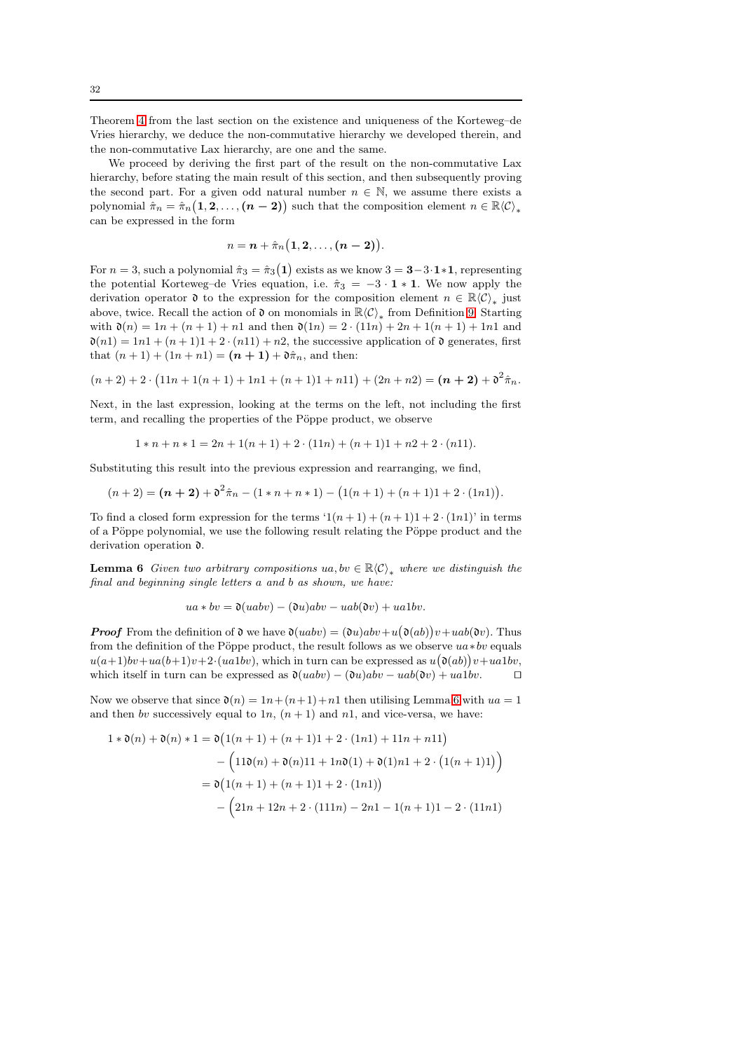Theorem 4 from the last section on the existence and uniqueness of the Korteweg–de Vries hierarchy, we deduce the non-commutative hierarchy we developed therein, and the non-commutative Lax hierarchy, are one and the same.

We proceed by deriving the first part of the result on the non-commutative Lax hierarchy, before stating the main result of this section, and then subsequently proving the second part. For a given odd natural number $n \in \mathbb{N}$, we assume there exists a polynomial $\hat{\pi}_n = \hat{\pi}_n\big(\mathbf{1}, \mathbf{2}, \ldots, (\boldsymbol{n-2})\big)$ such that the composition element $n \in \mathbb{R}\langle\mathcal{C}\rangle_*$ can be expressed in the form

$$n = \boldsymbol{n} + \hat{\pi}_n\big(\mathbf{1}, \mathbf{2}, \ldots, (\boldsymbol{n-2})\big).$$

For $n = 3$, such a polynomial $\hat{\pi}_3 = \hat{\pi}_3\big(\mathbf{1}\big)$ exists as we know $3 = \mathbf{3} - 3 \cdot \mathbf{1} * \mathbf{1}$, representing the potential Korteweg–de Vries equation, i.e. $\hat{\pi}_3 = -3 \cdot \mathbf{1} * \mathbf{1}$. We now apply the derivation operator $\mathfrak{d}$ to the expression for the composition element $n \in \mathbb{R}\langle\mathcal{C}\rangle_*$ just above, twice. Recall the action of $\mathfrak{d}$ on monomials in $\mathbb{R}\langle\mathcal{C}\rangle_*$ from Definition 9. Starting with $\mathfrak{d}(n) = 1n + (n+1) + n1$ and then $\mathfrak{d}(1n) = 2 \cdot (11n) + 2n + 1(n+1) + 1n1$ and $\mathfrak{d}(n1) = 1n1 + (n+1)1 + 2 \cdot (n11) + n2$, the successive application of $\mathfrak{d}$ generates, first that $(n+1) + (1n + n1) = (\boldsymbol{n+1}) + \mathfrak{d}\hat{\pi}_n$, and then:

$$(n+2) + 2 \cdot \big(11n + 1(n+1) + 1n1 + (n+1)1 + n11\big) + (2n + n2) = (\boldsymbol{n+2}) + \mathfrak{d}^2\hat{\pi}_n.$$

Next, in the last expression, looking at the terms on the left, not including the first term, and recalling the properties of the Pöppe product, we observe

$$1 * n + n * 1 = 2n + 1(n+1) + 2 \cdot (11n) + (n+1)1 + n2 + 2 \cdot (n11).$$

Substituting this result into the previous expression and rearranging, we find,

$$(n+2) = (\boldsymbol{n+2}) + \mathfrak{d}^2\hat{\pi}_n - (1 * n + n * 1) - \big(1(n+1) + (n+1)1 + 2 \cdot (1n1)\big).$$

To find a closed form expression for the terms '$1(n+1) + (n+1)1 + 2 \cdot (1n1)$' in terms of a Pöppe polynomial, we use the following result relating the Pöppe product and the derivation operation $\mathfrak{d}$.

**Lemma 6** *Given two arbitrary compositions $ua, bv \in \mathbb{R}\langle\mathcal{C}\rangle_*$ where we distinguish the final and beginning single letters $a$ and $b$ as shown, we have:*

$$ua * bv = \mathfrak{d}(uabv) - (\mathfrak{d}u)abv - uab(\mathfrak{d}v) + ua1bv.$$

***Proof*** From the definition of $\mathfrak{d}$ we have $\mathfrak{d}(uabv) = (\mathfrak{d}u)abv + u\big(\mathfrak{d}(ab)\big)v + uab(\mathfrak{d}v)$. Thus from the definition of the Pöppe product, the result follows as we observe $ua * bv$ equals $u(a+1)bv + ua(b+1)v + 2 \cdot (ua1bv)$, which in turn can be expressed as $u\big(\mathfrak{d}(ab)\big)v + ua1bv$, which itself in turn can be expressed as $\mathfrak{d}(uabv) - (\mathfrak{d}u)abv - uab(\mathfrak{d}v) + ua1bv$. □

Now we observe that since $\mathfrak{d}(n) = 1n + (n+1) + n1$ then utilising Lemma 6 with $ua = 1$ and then $bv$ successively equal to $1n$, $(n+1)$ and $n1$, and vice-versa, we have:

$$\begin{aligned}
1 * \mathfrak{d}(n) + \mathfrak{d}(n) * 1 &= \mathfrak{d}\big(1(n+1) + (n+1)1 + 2 \cdot (1n1) + 11n + n11\big) \\
&\quad - \Big(11\mathfrak{d}(n) + \mathfrak{d}(n)11 + 1n\mathfrak{d}(1) + \mathfrak{d}(1)n1 + 2 \cdot \big(1(n+1)1\big)\Big) \\
&= \mathfrak{d}\big(1(n+1) + (n+1)1 + 2 \cdot (1n1)\big) \\
&\quad - \Big(21n + 12n + 2 \cdot (111n) - 2n1 - 1(n+1)1 - 2 \cdot (11n1)
\end{aligned}$$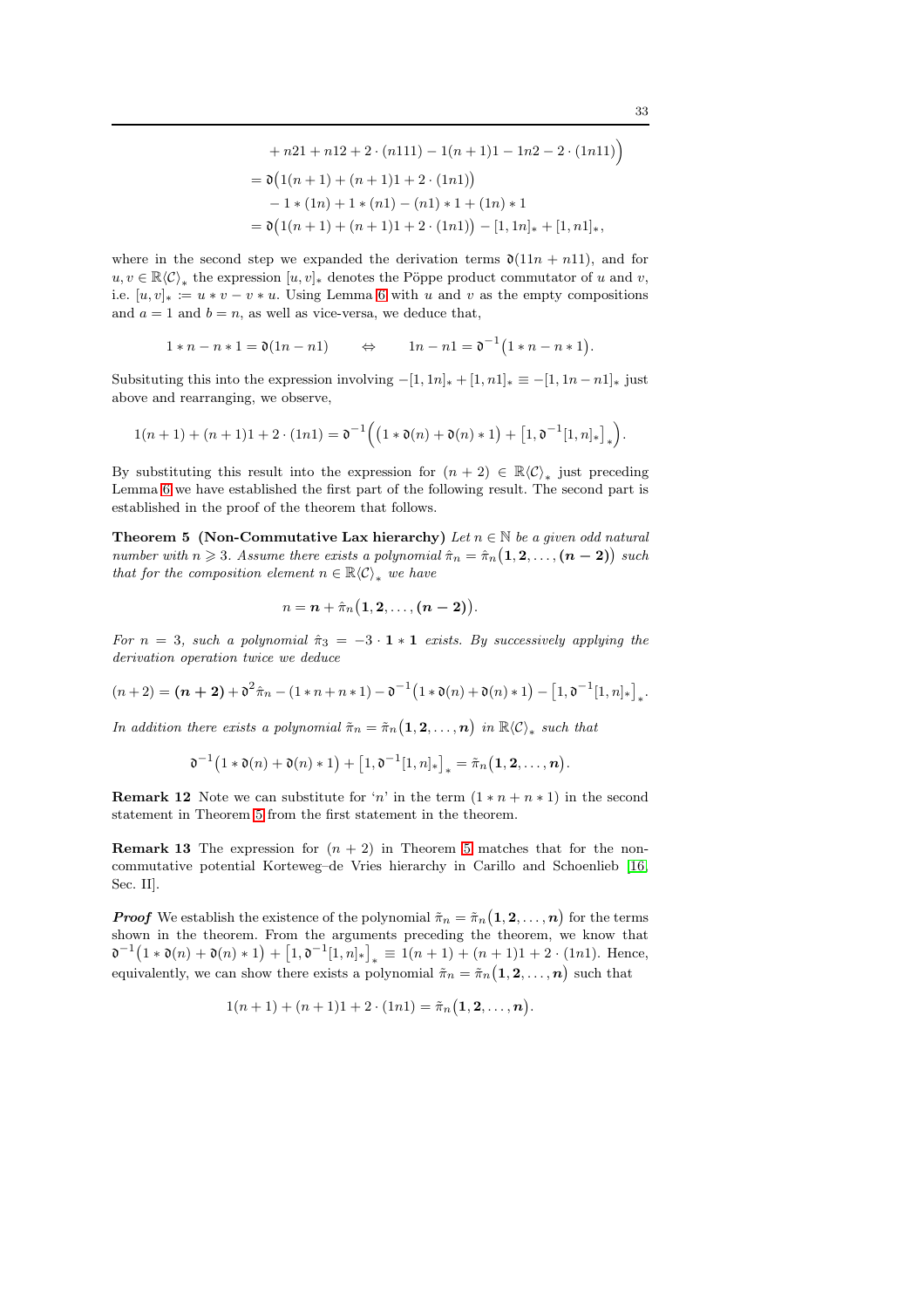$$
\begin{aligned}
&\quad + n21 + n12 + 2\cdot(n111) - 1(n+1)1 - 1n2 - 2\cdot(1n11)\Big) \\
&= \mathfrak{d}\big(1(n+1) + (n+1)1 + 2\cdot(1n1)\big) \\
&\quad - 1*(1n) + 1*(n1) - (n1)*1 + (1n)*1 \\
&= \mathfrak{d}\big(1(n+1) + (n+1)1 + 2\cdot(1n1)\big) - [1,1n]_* + [1,n1]_*,
\end{aligned}
$$

where in the second step we expanded the derivation terms $\mathfrak{d}(11n + n11)$, and for $u,v \in \mathbb{R}\langle\mathcal{C}\rangle_*$ the expression $[u,v]_*$ denotes the Pöppe product commutator of $u$ and $v$, i.e. $[u,v]_* := u*v - v*u$. Using Lemma 6 with $u$ and $v$ as the empty compositions and $a = 1$ and $b = n$, as well as vice-versa, we deduce that,

$$
1*n - n*1 = \mathfrak{d}(1n - n1) \qquad \Leftrightarrow \qquad 1n - n1 = \mathfrak{d}^{-1}\big(1*n - n*1\big).
$$

Subsituting this into the expression involving $-[1,1n]_* + [1,n1]_* \equiv -[1,1n - n1]_*$ just above and rearranging, we observe,

$$
1(n+1) + (n+1)1 + 2\cdot(1n1) = \mathfrak{d}^{-1}\Big(\big(1*\mathfrak{d}(n) + \mathfrak{d}(n)*1\big) + \big[1, \mathfrak{d}^{-1}[1,n]_*\big]_*\Big).
$$

By substituting this result into the expression for $(n+2) \in \mathbb{R}\langle\mathcal{C}\rangle_*$ just preceding Lemma 6 we have established the first part of the following result. The second part is established in the proof of the theorem that follows.

**Theorem 5 (Non-Commutative Lax hierarchy)** *Let $n \in \mathbb{N}$ be a given odd natural number with $n \geqslant 3$. Assume there exists a polynomial $\hat{\pi}_n = \hat{\pi}_n\big(\mathbf{1},\mathbf{2},\ldots,(\boldsymbol{n}-\mathbf{2})\big)$ such that for the composition element $n \in \mathbb{R}\langle\mathcal{C}\rangle_*$ we have*

$$
n = \boldsymbol{n} + \hat{\pi}_n\big(\mathbf{1},\mathbf{2},\ldots,(\boldsymbol{n}-\mathbf{2})\big).
$$

*For $n = 3$, such a polynomial $\hat{\pi}_3 = -3\cdot\mathbf{1}*\mathbf{1}$ exists. By successively applying the derivation operation twice we deduce*

$$
(n+2) = (\boldsymbol{n}+\mathbf{2}) + \mathfrak{d}^2\hat{\pi}_n - (1*n + n*1) - \mathfrak{d}^{-1}\big(1*\mathfrak{d}(n) + \mathfrak{d}(n)*1\big) - \big[1, \mathfrak{d}^{-1}[1,n]_*\big]_*.
$$

*In addition there exists a polynomial $\tilde{\pi}_n = \tilde{\pi}_n\big(\mathbf{1},\mathbf{2},\ldots,\boldsymbol{n}\big)$ in $\mathbb{R}\langle\mathcal{C}\rangle_*$ such that*

$$
\mathfrak{d}^{-1}\big(1*\mathfrak{d}(n) + \mathfrak{d}(n)*1\big) + \big[1, \mathfrak{d}^{-1}[1,n]_*\big]_* = \tilde{\pi}_n\big(\mathbf{1},\mathbf{2},\ldots,\boldsymbol{n}\big).
$$

**Remark 12** Note we can substitute for '$n$' in the term $(1*n + n*1)$ in the second statement in Theorem 5 from the first statement in the theorem.

**Remark 13** The expression for $(n+2)$ in Theorem 5 matches that for the non-commutative potential Korteweg–de Vries hierarchy in Carillo and Schoenlieb [16, Sec. II].

***Proof*** We establish the existence of the polynomial $\tilde{\pi}_n = \tilde{\pi}_n\big(\mathbf{1},\mathbf{2},\ldots,\boldsymbol{n}\big)$ for the terms shown in the theorem. From the arguments preceding the theorem, we know that $\mathfrak{d}^{-1}\big(1*\mathfrak{d}(n) + \mathfrak{d}(n)*1\big) + \big[1, \mathfrak{d}^{-1}[1,n]_*\big]_* \equiv 1(n+1) + (n+1)1 + 2\cdot(1n1)$. Hence, equivalently, we can show there exists a polynomial $\tilde{\pi}_n = \tilde{\pi}_n\big(\mathbf{1},\mathbf{2},\ldots,\boldsymbol{n}\big)$ such that

$$
1(n+1) + (n+1)1 + 2\cdot(1n1) = \tilde{\pi}_n\big(\mathbf{1},\mathbf{2},\ldots,\boldsymbol{n}\big).
$$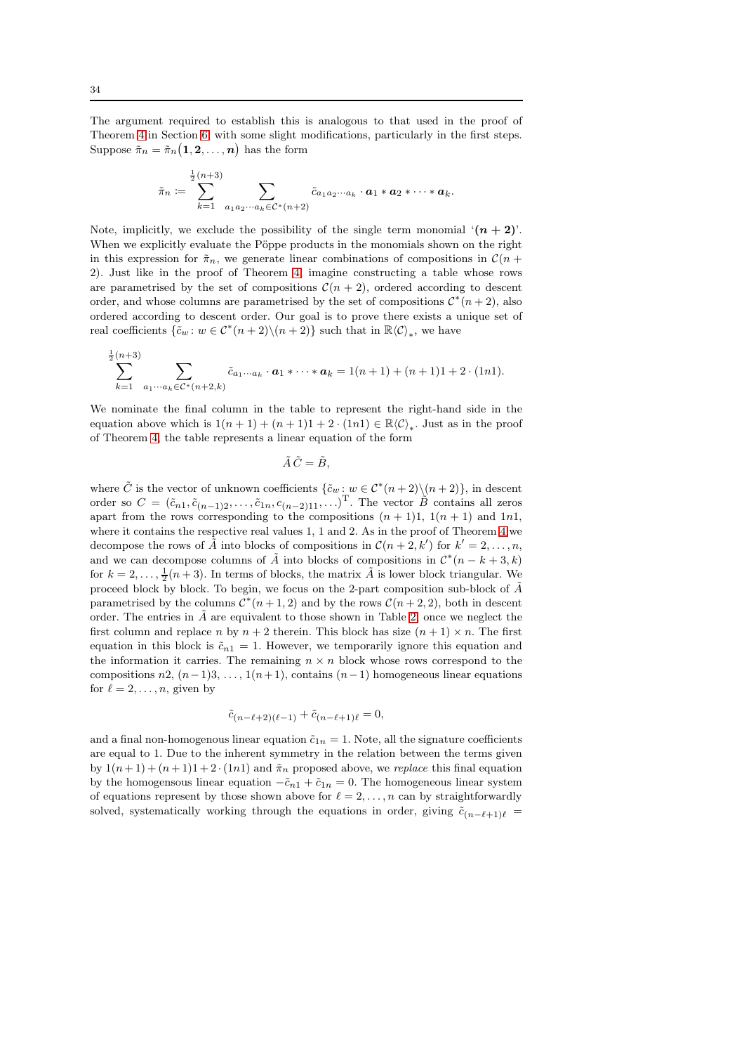The argument required to establish this is analogous to that used in the proof of Theorem 4 in Section 6, with some slight modifications, particularly in the first steps. Suppose $\tilde{\pi}_n = \tilde{\pi}_n\big(\mathbf{1}, \mathbf{2}, \dots, \boldsymbol{n}\big)$ has the form

$$\tilde{\pi}_n := \sum_{k=1}^{\frac{1}{2}(n+3)} \sum_{a_1 a_2 \cdots a_k \in \mathcal{C}^*(n+2)} \tilde{c}_{a_1 a_2 \cdots a_k} \cdot \boldsymbol{a}_1 * \boldsymbol{a}_2 * \cdots * \boldsymbol{a}_k.$$

Note, implicitly, we exclude the possibility of the single term monomial '$(\boldsymbol{n+2})$'. When we explicitly evaluate the Pöppe products in the monomials shown on the right in this expression for $\tilde{\pi}_n$, we generate linear combinations of compositions in $\mathcal{C}(n+2)$. Just like in the proof of Theorem 4, imagine constructing a table whose rows are parametrised by the set of compositions $\mathcal{C}(n+2)$, ordered according to descent order, and whose columns are parametrised by the set of compositions $\mathcal{C}^*(n+2)$, also ordered according to descent order. Our goal is to prove there exists a unique set of real coefficients $\{\tilde{c}_w : w \in \mathcal{C}^*(n+2)\backslash(n+2)\}$ such that in $\mathbb{R}\langle\mathcal{C}\rangle_*$, we have

$$\sum_{k=1}^{\frac{1}{2}(n+3)} \sum_{a_1 \cdots a_k \in \mathcal{C}^*(n+2,k)} \tilde{c}_{a_1 \cdots a_k} \cdot \boldsymbol{a}_1 * \cdots * \boldsymbol{a}_k = 1(n+1) + (n+1)1 + 2 \cdot (1n1).$$

We nominate the final column in the table to represent the right-hand side in the equation above which is $1(n+1) + (n+1)1 + 2 \cdot (1n1) \in \mathbb{R}\langle\mathcal{C}\rangle_*$. Just as in the proof of Theorem 4, the table represents a linear equation of the form

$$\tilde{A}\,\tilde{C} = \tilde{B},$$

where $\tilde{C}$ is the vector of unknown coefficients $\{\tilde{c}_w : w \in \mathcal{C}^*(n+2)\backslash(n+2)\}$, in descent order so $C = (\tilde{c}_{n1}, \tilde{c}_{(n-1)2}, \dots, \tilde{c}_{1n}, c_{(n-2)11}, \dots)^{\mathrm{T}}$. The vector $\tilde{B}$ contains all zeros apart from the rows corresponding to the compositions $(n+1)1$, $1(n+1)$ and $1n1$, where it contains the respective real values 1, 1 and 2. As in the proof of Theorem 4 we decompose the rows of $\tilde{A}$ into blocks of compositions in $\mathcal{C}(n+2, k')$ for $k' = 2, \dots, n$, and we can decompose columns of $\tilde{A}$ into blocks of compositions in $\mathcal{C}^*(n-k+3, k)$ for $k = 2, \dots, \frac{1}{2}(n+3)$. In terms of blocks, the matrix $\tilde{A}$ is lower block triangular. We proceed block by block. To begin, we focus on the 2-part composition sub-block of $\tilde{A}$ parametrised by the columns $\mathcal{C}^*(n+1, 2)$ and by the rows $\mathcal{C}(n+2, 2)$, both in descent order. The entries in $\tilde{A}$ are equivalent to those shown in Table 2, once we neglect the first column and replace $n$ by $n+2$ therein. This block has size $(n+1) \times n$. The first equation in this block is $\tilde{c}_{n1} = 1$. However, we temporarily ignore this equation and the information it carries. The remaining $n \times n$ block whose rows correspond to the compositions $n2$, $(n-1)3$, $\dots$, $1(n+1)$, contains $(n-1)$ homogeneous linear equations for $\ell = 2, \dots, n$, given by

$$\tilde{c}_{(n-\ell+2)(\ell-1)} + \tilde{c}_{(n-\ell+1)\ell} = 0,$$

and a final non-homogenous linear equation $\tilde{c}_{1n} = 1$. Note, all the signature coefficients are equal to 1. Due to the inherent symmetry in the relation between the terms given by $1(n+1) + (n+1)1 + 2 \cdot (1n1)$ and $\tilde{\pi}_n$ proposed above, we *replace* this final equation by the homogensous linear equation $-\tilde{c}_{n1} + \tilde{c}_{1n} = 0$. The homogeneous linear system of equations represent by those shown above for $\ell = 2, \dots, n$ can by straightforwardly solved, systematically working through the equations in order, giving $\tilde{c}_{(n-\ell+1)\ell} =$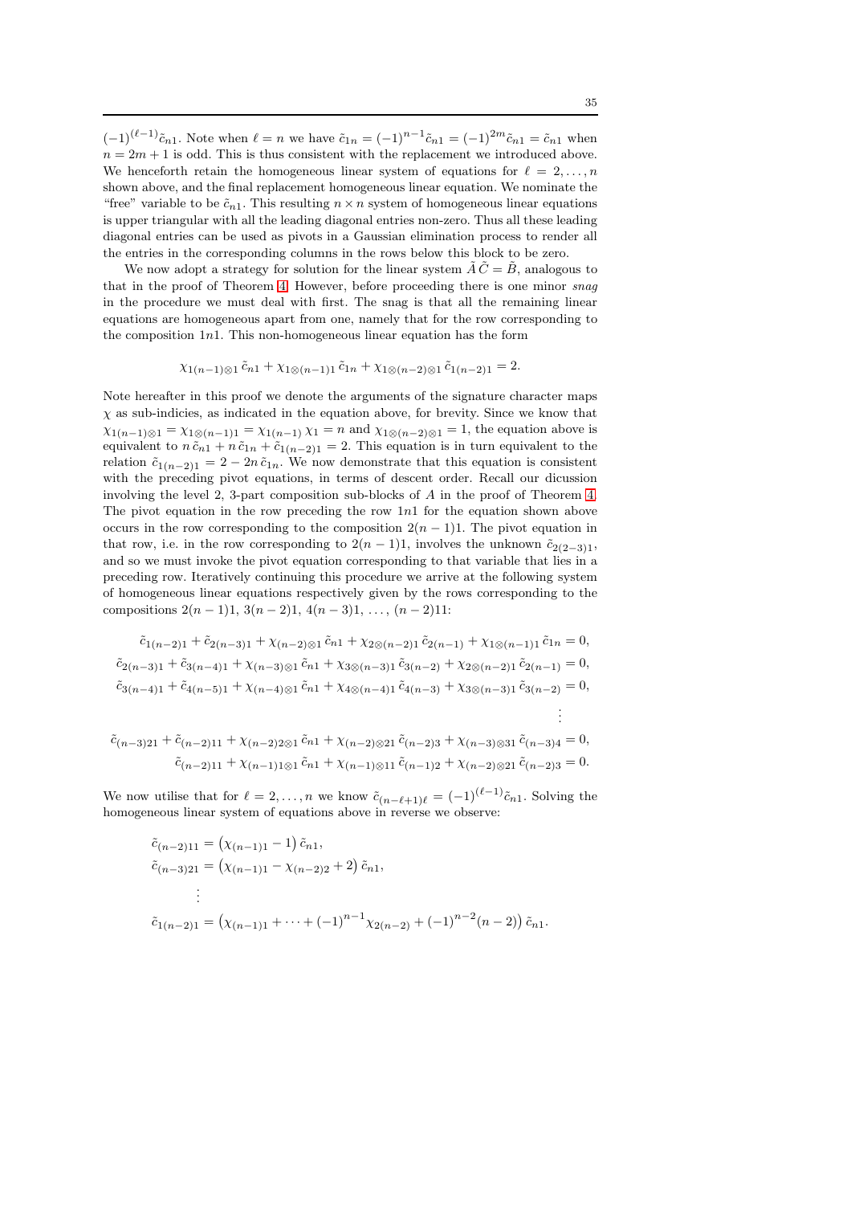$(-1)^{(\ell-1)}\tilde{c}_{n1}$. Note when $\ell = n$ we have $\tilde{c}_{1n} = (-1)^{n-1}\tilde{c}_{n1} = (-1)^{2m}\tilde{c}_{n1} = \tilde{c}_{n1}$ when $n = 2m+1$ is odd. This is thus consistent with the replacement we introduced above. We henceforth retain the homogeneous linear system of equations for $\ell = 2, \ldots, n$ shown above, and the final replacement homogeneous linear equation. We nominate the "free" variable to be $\tilde{c}_{n1}$. This resulting $n \times n$ system of homogeneous linear equations is upper triangular with all the leading diagonal entries non-zero. Thus all these leading diagonal entries can be used as pivots in a Gaussian elimination process to render all the entries in the corresponding columns in the rows below this block to be zero.

We now adopt a strategy for solution for the linear system $\tilde{A}\,\tilde{C} = \tilde{B}$, analogous to that in the proof of Theorem 4. However, before proceeding there is one minor *snag* in the procedure we must deal with first. The snag is that all the remaining linear equations are homogeneous apart from one, namely that for the row corresponding to the composition $1n1$. This non-homogeneous linear equation has the form

$$\chi_{1(n-1)\otimes 1}\,\tilde{c}_{n1} + \chi_{1\otimes(n-1)1}\,\tilde{c}_{1n} + \chi_{1\otimes(n-2)\otimes 1}\,\tilde{c}_{1(n-2)1} = 2.$$

Note hereafter in this proof we denote the arguments of the signature character maps $\chi$ as sub-indicies, as indicated in the equation above, for brevity. Since we know that $\chi_{1(n-1)\otimes 1} = \chi_{1\otimes(n-1)1} = \chi_{1(n-1)}\,\chi_1 = n$ and $\chi_{1\otimes(n-2)\otimes 1} = 1$, the equation above is equivalent to $n\,\tilde{c}_{n1} + n\,\tilde{c}_{1n} + \tilde{c}_{1(n-2)1} = 2$. This equation is in turn equivalent to the relation $\tilde{c}_{1(n-2)1} = 2 - 2n\,\tilde{c}_{1n}$. We now demonstrate that this equation is consistent with the preceding pivot equations, in terms of descent order. Recall our dicussion involving the level 2, 3-part composition sub-blocks of $A$ in the proof of Theorem 4. The pivot equation in the row preceding the row $1n1$ for the equation shown above occurs in the row corresponding to the composition $2(n-1)1$. The pivot equation in that row, i.e. in the row corresponding to $2(n-1)1$, involves the unknown $\tilde{c}_{2(2-3)1}$, and so we must invoke the pivot equation corresponding to that variable that lies in a preceding row. Iteratively continuing this procedure we arrive at the following system of homogeneous linear equations respectively given by the rows corresponding to the compositions $2(n-1)1$, $3(n-2)1$, $4(n-3)1$, $\ldots$, $(n-2)11$:

$$\begin{aligned}
\tilde{c}_{1(n-2)1} + \tilde{c}_{2(n-3)1} + \chi_{(n-2)\otimes 1}\,\tilde{c}_{n1} + \chi_{2\otimes(n-2)1}\,\tilde{c}_{2(n-1)} + \chi_{1\otimes(n-1)1}\,\tilde{c}_{1n} &= 0,\\
\tilde{c}_{2(n-3)1} + \tilde{c}_{3(n-4)1} + \chi_{(n-3)\otimes 1}\,\tilde{c}_{n1} + \chi_{3\otimes(n-3)1}\,\tilde{c}_{3(n-2)} + \chi_{2\otimes(n-2)1}\,\tilde{c}_{2(n-1)} &= 0,\\
\tilde{c}_{3(n-4)1} + \tilde{c}_{4(n-5)1} + \chi_{(n-4)\otimes 1}\,\tilde{c}_{n1} + \chi_{4\otimes(n-4)1}\,\tilde{c}_{4(n-3)} + \chi_{3\otimes(n-3)1}\,\tilde{c}_{3(n-2)} &= 0,\\
&\vdots\\
\tilde{c}_{(n-3)21} + \tilde{c}_{(n-2)11} + \chi_{(n-2)2\otimes 1}\,\tilde{c}_{n1} + \chi_{(n-2)\otimes 21}\,\tilde{c}_{(n-2)3} + \chi_{(n-3)\otimes 31}\,\tilde{c}_{(n-3)4} &= 0,\\
\tilde{c}_{(n-2)11} + \chi_{(n-1)1\otimes 1}\,\tilde{c}_{n1} + \chi_{(n-1)\otimes 11}\,\tilde{c}_{(n-1)2} + \chi_{(n-2)\otimes 21}\,\tilde{c}_{(n-2)3} &= 0.
\end{aligned}$$

We now utilise that for $\ell = 2, \ldots, n$ we know $\tilde{c}_{(n-\ell+1)\ell} = (-1)^{(\ell-1)}\tilde{c}_{n1}$. Solving the homogeneous linear system of equations above in reverse we observe:

$$\begin{aligned}
\tilde{c}_{(n-2)11} &= \big(\chi_{(n-1)1} - 1\big)\,\tilde{c}_{n1},\\
\tilde{c}_{(n-3)21} &= \big(\chi_{(n-1)1} - \chi_{(n-2)2} + 2\big)\,\tilde{c}_{n1},\\
&\;\;\vdots\\
\tilde{c}_{1(n-2)1} &= \big(\chi_{(n-1)1} + \cdots + (-1)^{n-1}\chi_{2(n-2)} + (-1)^{n-2}(n-2)\big)\,\tilde{c}_{n1}.
\end{aligned}$$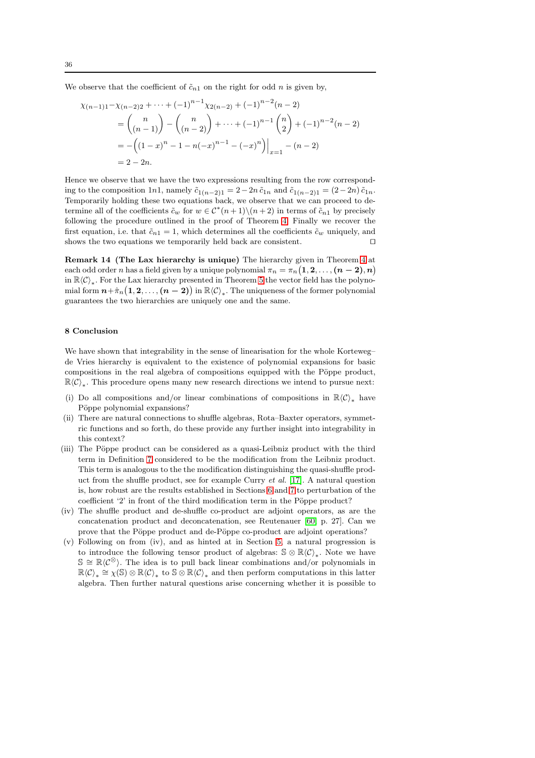We observe that the coefficient of $\tilde{c}_{n1}$ on the right for odd $n$ is given by,

$$
\begin{aligned}
\chi_{(n-1)1} - \chi_{(n-2)2} + \cdots + (-1)^{n-1}\chi_{2(n-2)} + (-1)^{n-2}(n-2) \\
&= \binom{n}{(n-1)} - \binom{n}{(n-2)} + \cdots + (-1)^{n-1}\binom{n}{2} + (-1)^{n-2}(n-2) \\
&= -\Big((1-x)^n - 1 - n(-x)^{n-1} - (-x)^n\Big)\Big|_{x=1} - (n-2) \\
&= 2 - 2n.
\end{aligned}
$$

Hence we observe that we have the two expressions resulting from the row corresponding to the composition $1n1$, namely $\tilde{c}_{1(n-2)1} = 2 - 2n\,\tilde{c}_{1n}$ and $\tilde{c}_{1(n-2)1} = (2-2n)\,\tilde{c}_{1n}$. Temporarily holding these two equations back, we observe that we can proceed to determine all of the coefficients $\tilde{c}_w$ for $w \in \mathcal{C}^*(n+1)\backslash(n+2)$ in terms of $\tilde{c}_{n1}$ by precisely following the procedure outlined in the proof of Theorem 4. Finally we recover the first equation, i.e. that $\tilde{c}_{n1} = 1$, which determines all the coefficients $\tilde{c}_w$ uniquely, and shows the two equations we temporarily held back are consistent. $\square$

**Remark 14 (The Lax hierarchy is unique)** The hierarchy given in Theorem 4 at each odd order $n$ has a field given by a unique polynomial $\pi_n = \pi_n\big(\mathbf{1}, \mathbf{2}, \ldots, (\boldsymbol{n-2}), \boldsymbol{n}\big)$ in $\mathbb{R}\langle\mathcal{C}\rangle_*$. For the Lax hierarchy presented in Theorem 5 the vector field has the polynomial form $\boldsymbol{n} + \hat{\pi}_n\big(\mathbf{1}, \mathbf{2}, \ldots, (\boldsymbol{n-2})\big)$ in $\mathbb{R}\langle\mathcal{C}\rangle_*$. The uniqueness of the former polynomial guarantees the two hierarchies are uniquely one and the same.

## 8 Conclusion

We have shown that integrability in the sense of linearisation for the whole Korteweg–de Vries hierarchy is equivalent to the existence of polynomial expansions for basic compositions in the real algebra of compositions equipped with the Pöppe product, $\mathbb{R}\langle\mathcal{C}\rangle_*$. This procedure opens many new research directions we intend to pursue next:

(i) Do all compositions and/or linear combinations of compositions in $\mathbb{R}\langle\mathcal{C}\rangle_*$ have Pöppe polynomial expansions?

(ii) There are natural connections to shuffle algebras, Rota–Baxter operators, symmetric functions and so forth, do these provide any further insight into integrability in this context?

(iii) The Pöppe product can be considered as a quasi-Leibniz product with the third term in Definition 7 considered to be the modification from the Leibniz product. This term is analogous to the the modification distinguishing the quasi-shuffle product from the shuffle product, see for example Curry *et al.* [17]. A natural question is, how robust are the results established in Sections 6 and 7 to perturbation of the coefficient '2' in front of the third modification term in the Pöppe product?

(iv) The shuffle product and de-shuffle co-product are adjoint operators, as are the concatenation product and deconcatenation, see Reutenauer [60, p. 27]. Can we prove that the Pöppe product and de-Pöppe co-product are adjoint operations?

(v) Following on from (iv), and as hinted at in Section 5, a natural progression is to introduce the following tensor product of algebras: $\mathbb{S} \otimes \mathbb{R}\langle\mathcal{C}\rangle_*$. Note we have $\mathbb{S} \cong \mathbb{R}\langle\mathcal{C}^{\otimes}\rangle$. The idea is to pull back linear combinations and/or polynomials in $\mathbb{R}\langle\mathcal{C}\rangle_* \cong \chi(\mathbb{S}) \otimes \mathbb{R}\langle\mathcal{C}\rangle_*$ to $\mathbb{S} \otimes \mathbb{R}\langle\mathcal{C}\rangle_*$ and then perform computations in this latter algebra. Then further natural questions arise concerning whether it is possible to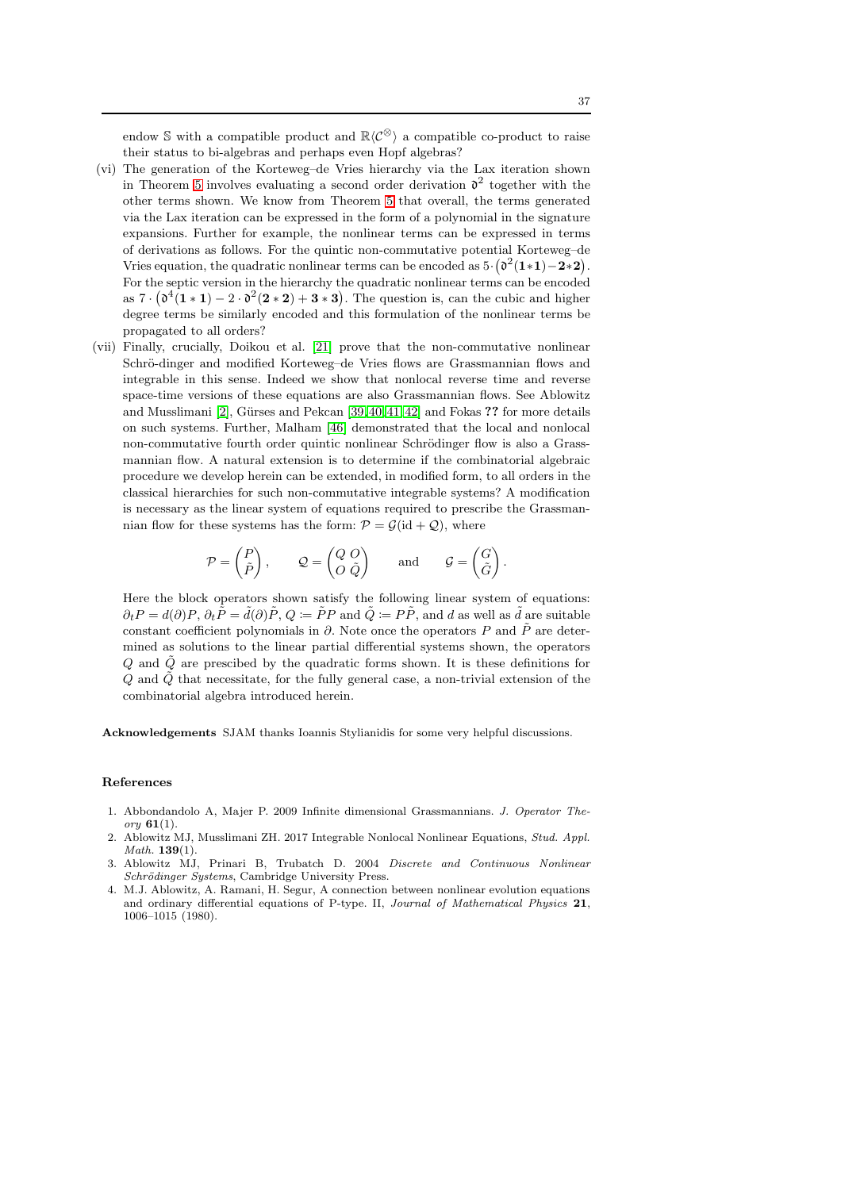endow $\mathbb{S}$ with a compatible product and $\mathbb{R}\langle\mathcal{C}^{\otimes}\rangle$ a compatible co-product to raise their status to bi-algebras and perhaps even Hopf algebras?

(vi) The generation of the Korteweg–de Vries hierarchy via the Lax iteration shown in Theorem 5 involves evaluating a second order derivation $\mathfrak{d}^2$ together with the other terms shown. We know from Theorem 5 that overall, the terms generated via the Lax iteration can be expressed in the form of a polynomial in the signature expansions. Further for example, the nonlinear terms can be expressed in terms of derivations as follows. For the quintic non-commutative potential Korteweg–de Vries equation, the quadratic nonlinear terms can be encoded as $5\cdot\big(\mathfrak{d}^2(\mathbf{1}*\mathbf{1})-\mathbf{2}*\mathbf{2}\big)$. For the septic version in the hierarchy the quadratic nonlinear terms can be encoded as $7\cdot\big(\mathfrak{d}^4(\mathbf{1}*\mathbf{1})-2\cdot\mathfrak{d}^2(\mathbf{2}*\mathbf{2})+\mathbf{3}*\mathbf{3}\big)$. The question is, can the cubic and higher degree terms be similarly encoded and this formulation of the nonlinear terms be propagated to all orders?

(vii) Finally, crucially, Doikou et al. [21] prove that the non-commutative nonlinear Schrö-dinger and modified Korteweg–de Vries flows are Grassmannian flows and integrable in this sense. Indeed we show that nonlocal reverse time and reverse space-time versions of these equations are also Grassmannian flows. See Ablowitz and Musslimani [2], Gürses and Pekcan [39,40,41,42] and Fokas **??** for more details on such systems. Further, Malham [46] demonstrated that the local and nonlocal non-commutative fourth order quintic nonlinear Schrödinger flow is also a Grassmannian flow. A natural extension is to determine if the combinatorial algebraic procedure we develop herein can be extended, in modified form, to all orders in the classical hierarchies for such non-commutative integrable systems? A modification is necessary as the linear system of equations required to prescribe the Grassmannian flow for these systems has the form: $\mathcal{P}=\mathcal{G}(\mathrm{id}+\mathcal{Q})$, where

$$\mathcal{P}=\begin{pmatrix}P\\ \tilde{P}\end{pmatrix},\qquad \mathcal{Q}=\begin{pmatrix}Q & O\\ O & \tilde{Q}\end{pmatrix}\qquad\text{and}\qquad \mathcal{G}=\begin{pmatrix}G\\ \tilde{G}\end{pmatrix}.$$

Here the block operators shown satisfy the following linear system of equations: $\partial_t P=d(\partial)P$, $\partial_t\tilde{P}=\tilde{d}(\partial)\tilde{P}$, $Q:=\tilde{P}P$ and $\tilde{Q}:=P\tilde{P}$, and $d$ as well as $\tilde{d}$ are suitable constant coefficient polynomials in $\partial$. Note once the operators $P$ and $\tilde{P}$ are determined as solutions to the linear partial differential systems shown, the operators $Q$ and $\tilde{Q}$ are prescibed by the quadratic forms shown. It is these definitions for $Q$ and $\tilde{Q}$ that necessitate, for the fully general case, a non-trivial extension of the combinatorial algebra introduced herein.

**Acknowledgements** SJAM thanks Ioannis Stylianidis for some very helpful discussions.

## References

1. Abbondandolo A, Majer P. 2009 Infinite dimensional Grassmannians. *J. Operator Theory* **61**(1).
2. Ablowitz MJ, Musslimani ZH. 2017 Integrable Nonlocal Nonlinear Equations, *Stud. Appl. Math.* **139**(1).
3. Ablowitz MJ, Prinari B, Trubatch D. 2004 *Discrete and Continuous Nonlinear Schrödinger Systems*, Cambridge University Press.
4. M.J. Ablowitz, A. Ramani, H. Segur, A connection between nonlinear evolution equations and ordinary differential equations of P-type. II, *Journal of Mathematical Physics* **21**, 1006–1015 (1980).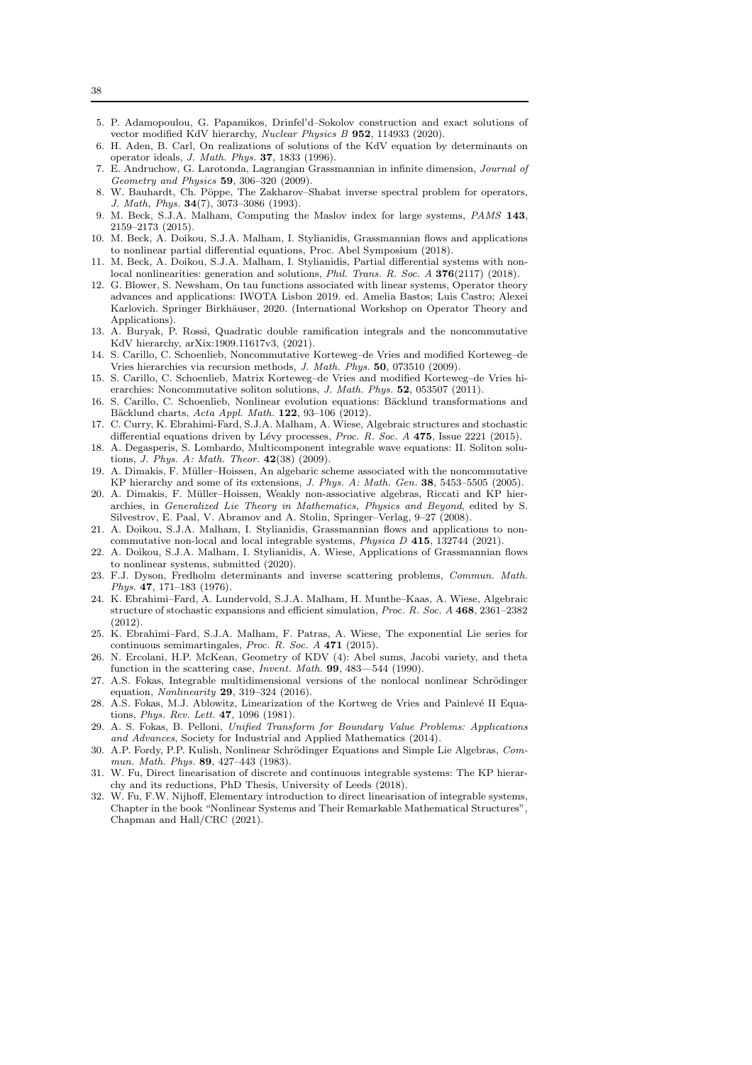5. P. Adamopoulou, G. Papamikos, Drinfel'd–Sokolov construction and exact solutions of vector modified KdV hierarchy, *Nuclear Physics B* **952**, 114933 (2020).
6. H. Aden, B. Carl, On realizations of solutions of the KdV equation by determinants on operator ideals, *J. Math. Phys.* **37**, 1833 (1996).
7. E. Andruchow, G. Larotonda, Lagrangian Grassmannian in infinite dimension, *Journal of Geometry and Physics* **59**, 306–320 (2009).
8. W. Bauhardt, Ch. Pöppe, The Zakharov–Shabat inverse spectral problem for operators, *J. Math, Phys.* **34**(7), 3073–3086 (1993).
9. M. Beck, S.J.A. Malham, Computing the Maslov index for large systems, *PAMS* **143**, 2159–2173 (2015).
10. M. Beck, A. Doikou, S.J.A. Malham, I. Stylianidis, Grassmannian flows and applications to nonlinear partial differential equations, Proc. Abel Symposium (2018).
11. M. Beck, A. Doikou, S.J.A. Malham, I. Stylianidis, Partial differential systems with nonlocal nonlinearities: generation and solutions, *Phil. Trans. R. Soc. A* **376**(2117) (2018).
12. G. Blower, S. Newsham, On tau functions associated with linear systems, Operator theory advances and applications: IWOTA Lisbon 2019. ed. Amelia Bastos; Luis Castro; Alexei Karlovich. Springer Birkhäuser, 2020. (International Workshop on Operator Theory and Applications).
13. A. Buryak, P. Rossi, Quadratic double ramification integrals and the noncommutative KdV hierarchy, arXix:1909.11617v3, (2021).
14. S. Carillo, C. Schoenlieb, Noncommutative Korteweg–de Vries and modified Korteweg–de Vries hierarchies via recursion methods, *J. Math. Phys.* **50**, 073510 (2009).
15. S. Carillo, C. Schoenlieb, Matrix Korteweg–de Vries and modified Korteweg–de Vries hierarchies: Noncommutative soliton solutions, *J. Math. Phys.* **52**, 053507 (2011).
16. S. Carillo, C. Schoenlieb, Nonlinear evolution equations: Bäcklund transformations and Bäcklund charts, *Acta Appl. Math.* **122**, 93–106 (2012).
17. C. Curry, K. Ebrahimi-Fard, S.J.A. Malham, A. Wiese, Algebraic structures and stochastic differential equations driven by Lévy processes, *Proc. R. Soc. A* **475**, Issue 2221 (2015).
18. A. Degasperis, S. Lombardo, Multicomponent integrable wave equations: II. Soliton solutions, *J. Phys. A: Math. Theor.* **42**(38) (2009).
19. A. Dimakis, F. Müller–Hoissen, An algebraic scheme associated with the noncommutative KP hierarchy and some of its extensions, *J. Phys. A: Math. Gen.* **38**, 5453–5505 (2005).
20. A. Dimakis, F. Müller–Hoissen, Weakly non-associative algebras, Riccati and KP hierarchies, in *Generalized Lie Theory in Mathematics, Physics and Beyond*, edited by S. Silvestrov, E. Paal, V. Abramov and A. Stolin, Springer–Verlag, 9–27 (2008).
21. A. Doikou, S.J.A. Malham, I. Stylianidis, Grassmannian flows and applications to noncommutative non-local and local integrable systems, *Physica D* **415**, 132744 (2021).
22. A. Doikou, S.J.A. Malham, I. Stylianidis, A. Wiese, Applications of Grassmannian flows to nonlinear systems, submitted (2020).
23. F.J. Dyson, Fredholm determinants and inverse scattering problems, *Commun. Math. Phys.* **47**, 171–183 (1976).
24. K. Ebrahimi–Fard, A. Lundervold, S.J.A. Malham, H. Munthe–Kaas, A. Wiese, Algebraic structure of stochastic expansions and efficient simulation, *Proc. R. Soc. A* **468**, 2361–2382 (2012).
25. K. Ebrahimi–Fard, S.J.A. Malham, F. Patras, A. Wiese, The exponential Lie series for continuous semimartingales, *Proc. R. Soc. A* **471** (2015).
26. N. Ercolani, H.P. McKean, Geometry of KDV (4): Abel sums, Jacobi variety, and theta function in the scattering case, *Invent. Math.* **99**, 483—544 (1990).
27. A.S. Fokas, Integrable multidimensional versions of the nonlocal nonlinear Schrödinger equation, *Nonlinearity* **29**, 319–324 (2016).
28. A.S. Fokas, M.J. Ablowitz, Linearization of the Kortweg de Vries and Painlevé II Equations, *Phys. Rev. Lett.* **47**, 1096 (1981).
29. A. S. Fokas, B. Pelloni, *Unified Transform for Boundary Value Problems: Applications and Advances*, Society for Industrial and Applied Mathematics (2014).
30. A.P. Fordy, P.P. Kulish, Nonlinear Schrödinger Equations and Simple Lie Algebras, *Commun. Math. Phys.* **89**, 427–443 (1983).
31. W. Fu, Direct linearisation of discrete and continuous integrable systems: The KP hierarchy and its reductions, PhD Thesis, University of Leeds (2018).
32. W. Fu, F.W. Nijhoff, Elementary introduction to direct linearisation of integrable systems, Chapter in the book "Nonlinear Systems and Their Remarkable Mathematical Structures", Chapman and Hall/CRC (2021).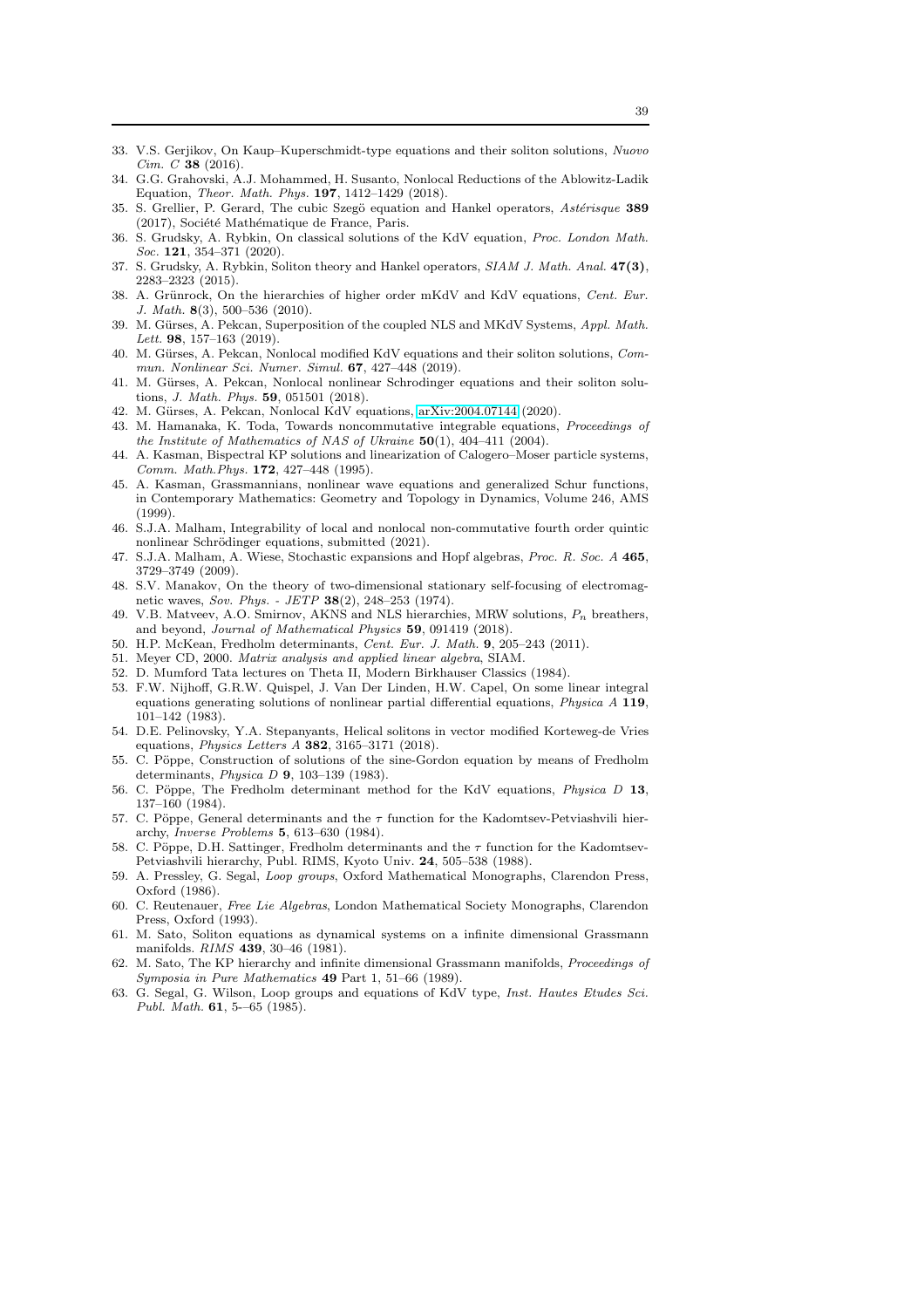33. V.S. Gerjikov, On Kaup–Kuperschmidt-type equations and their soliton solutions, *Nuovo Cim. C* **38** (2016).
34. G.G. Grahovski, A.J. Mohammed, H. Susanto, Nonlocal Reductions of the Ablowitz-Ladik Equation, *Theor. Math. Phys.* **197**, 1412–1429 (2018).
35. S. Grellier, P. Gerard, The cubic Szegö equation and Hankel operators, *Astérisque* **389** (2017), Société Mathématique de France, Paris.
36. S. Grudsky, A. Rybkin, On classical solutions of the KdV equation, *Proc. London Math. Soc.* **121**, 354–371 (2020).
37. S. Grudsky, A. Rybkin, Soliton theory and Hankel operators, *SIAM J. Math. Anal.* **47(3)**, 2283–2323 (2015).
38. A. Grünrock, On the hierarchies of higher order mKdV and KdV equations, *Cent. Eur. J. Math.* **8**(3), 500–536 (2010).
39. M. Gürses, A. Pekcan, Superposition of the coupled NLS and MKdV Systems, *Appl. Math. Lett.* **98**, 157–163 (2019).
40. M. Gürses, A. Pekcan, Nonlocal modified KdV equations and their soliton solutions, *Commun. Nonlinear Sci. Numer. Simul.* **67**, 427–448 (2019).
41. M. Gürses, A. Pekcan, Nonlocal nonlinear Schrodinger equations and their soliton solutions, *J. Math. Phys.* **59**, 051501 (2018).
42. M. Gürses, A. Pekcan, Nonlocal KdV equations, arXiv:2004.07144 (2020).
43. M. Hamanaka, K. Toda, Towards noncommutative integrable equations, *Proceedings of the Institute of Mathematics of NAS of Ukraine* **50**(1), 404–411 (2004).
44. A. Kasman, Bispectral KP solutions and linearization of Calogero–Moser particle systems, *Comm. Math.Phys.* **172**, 427–448 (1995).
45. A. Kasman, Grassmannians, nonlinear wave equations and generalized Schur functions, in Contemporary Mathematics: Geometry and Topology in Dynamics, Volume 246, AMS (1999).
46. S.J.A. Malham, Integrability of local and nonlocal non-commutative fourth order quintic nonlinear Schrödinger equations, submitted (2021).
47. S.J.A. Malham, A. Wiese, Stochastic expansions and Hopf algebras, *Proc. R. Soc. A* **465**, 3729–3749 (2009).
48. S.V. Manakov, On the theory of two-dimensional stationary self-focusing of electromagnetic waves, *Sov. Phys. - JETP* **38**(2), 248–253 (1974).
49. V.B. Matveev, A.O. Smirnov, AKNS and NLS hierarchies, MRW solutions, $P_n$ breathers, and beyond, *Journal of Mathematical Physics* **59**, 091419 (2018).
50. H.P. McKean, Fredholm determinants, *Cent. Eur. J. Math.* **9**, 205–243 (2011).
51. Meyer CD, 2000. *Matrix analysis and applied linear algebra*, SIAM.
52. D. Mumford Tata lectures on Theta II, Modern Birkhauser Classics (1984).
53. F.W. Nijhoff, G.R.W. Quispel, J. Van Der Linden, H.W. Capel, On some linear integral equations generating solutions of nonlinear partial differential equations, *Physica A* **119**, 101–142 (1983).
54. D.E. Pelinovsky, Y.A. Stepanyants, Helical solitons in vector modified Korteweg-de Vries equations, *Physics Letters A* **382**, 3165–3171 (2018).
55. C. Pöppe, Construction of solutions of the sine-Gordon equation by means of Fredholm determinants, *Physica D* **9**, 103–139 (1983).
56. C. Pöppe, The Fredholm determinant method for the KdV equations, *Physica D* **13**, 137–160 (1984).
57. C. Pöppe, General determinants and the $\tau$ function for the Kadomtsev-Petviashvili hierarchy, *Inverse Problems* **5**, 613–630 (1984).
58. C. Pöppe, D.H. Sattinger, Fredholm determinants and the $\tau$ function for the Kadomtsev-Petviashvili hierarchy, Publ. RIMS, Kyoto Univ. **24**, 505–538 (1988).
59. A. Pressley, G. Segal, *Loop groups*, Oxford Mathematical Monographs, Clarendon Press, Oxford (1986).
60. C. Reutenauer, *Free Lie Algebras*, London Mathematical Society Monographs, Clarendon Press, Oxford (1993).
61. M. Sato, Soliton equations as dynamical systems on a infinite dimensional Grassmann manifolds. *RIMS* **439**, 30–46 (1981).
62. M. Sato, The KP hierarchy and infinite dimensional Grassmann manifolds, *Proceedings of Symposia in Pure Mathematics* **49** Part 1, 51–66 (1989).
63. G. Segal, G. Wilson, Loop groups and equations of KdV type, *Inst. Hautes Etudes Sci. Publ. Math.* **61**, 5-–65 (1985).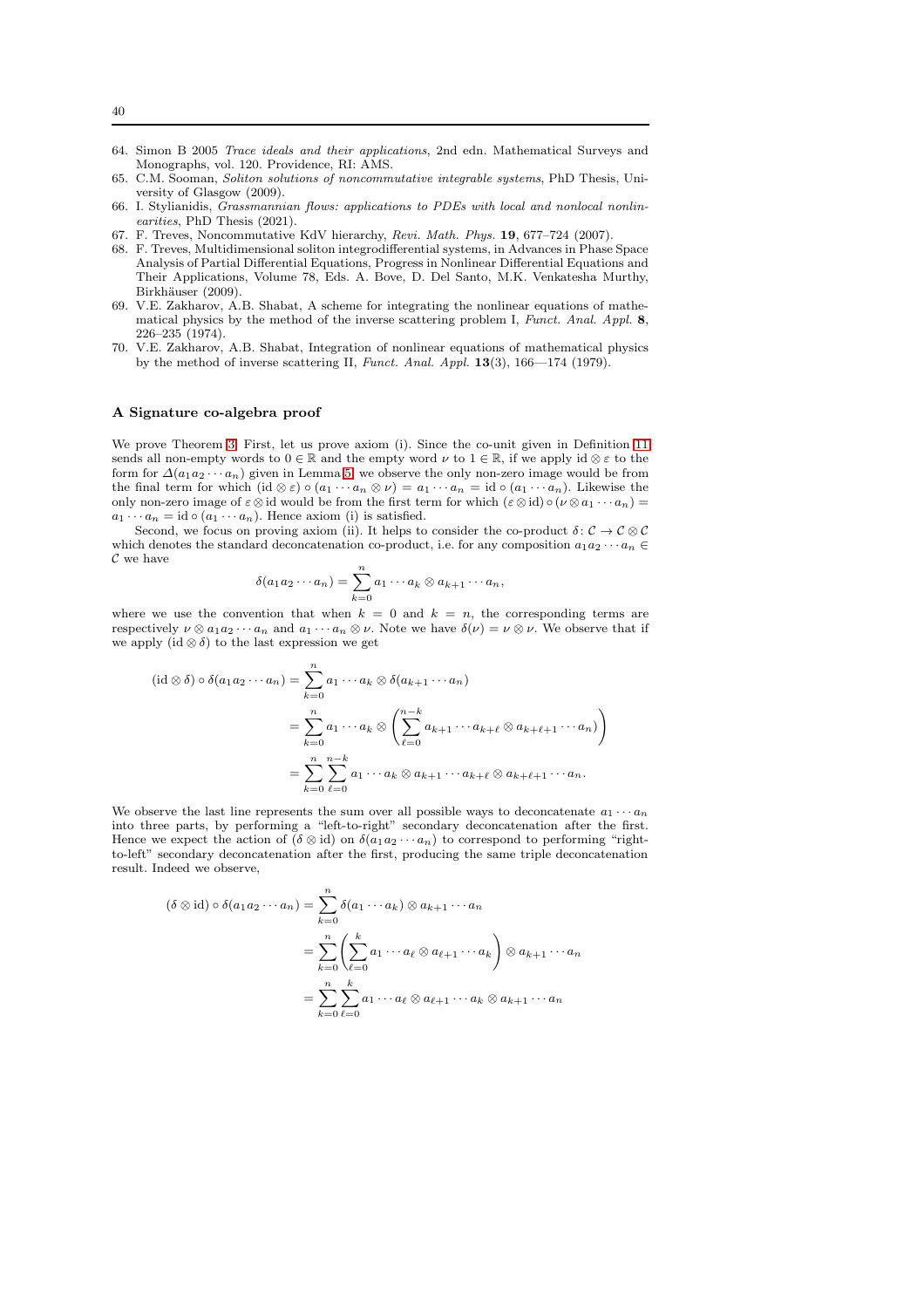64. Simon B 2005 *Trace ideals and their applications*, 2nd edn. Mathematical Surveys and Monographs, vol. 120. Providence, RI: AMS.
65. C.M. Sooman, *Soliton solutions of noncommutative integrable systems*, PhD Thesis, University of Glasgow (2009).
66. I. Stylianidis, *Grassmannian flows: applications to PDEs with local and nonlocal nonlinearities*, PhD Thesis (2021).
67. F. Treves, Noncommutative KdV hierarchy, *Revi. Math. Phys.* **19**, 677–724 (2007).
68. F. Treves, Multidimensional soliton integrodifferential systems, in Advances in Phase Space Analysis of Partial Differential Equations, Progress in Nonlinear Differential Equations and Their Applications, Volume 78, Eds. A. Bove, D. Del Santo, M.K. Venkatesha Murthy, Birkhäuser (2009).
69. V.E. Zakharov, A.B. Shabat, A scheme for integrating the nonlinear equations of mathematical physics by the method of the inverse scattering problem I, *Funct. Anal. Appl.* **8**, 226–235 (1974).
70. V.E. Zakharov, A.B. Shabat, Integration of nonlinear equations of mathematical physics by the method of inverse scattering II, *Funct. Anal. Appl.* **13**(3), 166—174 (1979).

## A Signature co-algebra proof

We prove Theorem 3. First, let us prove axiom (i). Since the co-unit given in Definition 11 sends all non-empty words to $0 \in \mathbb{R}$ and the empty word $\nu$ to $1 \in \mathbb{R}$, if we apply $\mathrm{id} \otimes \varepsilon$ to the form for $\Delta(a_1 a_2 \cdots a_n)$ given in Lemma 5, we observe the only non-zero image would be from the final term for which $(\mathrm{id} \otimes \varepsilon) \circ (a_1 \cdots a_n \otimes \nu) = a_1 \cdots a_n = \mathrm{id} \circ (a_1 \cdots a_n)$. Likewise the only non-zero image of $\varepsilon \otimes \mathrm{id}$ would be from the first term for which $(\varepsilon \otimes \mathrm{id}) \circ (\nu \otimes a_1 \cdots a_n) = a_1 \cdots a_n = \mathrm{id} \circ (a_1 \cdots a_n)$. Hence axiom (i) is satisfied.

Second, we focus on proving axiom (ii). It helps to consider the co-product $\delta \colon \mathcal{C} \to \mathcal{C} \otimes \mathcal{C}$ which denotes the standard deconcatenation co-product, i.e. for any composition $a_1 a_2 \cdots a_n \in \mathcal{C}$ we have

$$\delta(a_1 a_2 \cdots a_n) = \sum_{k=0}^{n} a_1 \cdots a_k \otimes a_{k+1} \cdots a_n,$$

where we use the convention that when $k = 0$ and $k = n$, the corresponding terms are respectively $\nu \otimes a_1 a_2 \cdots a_n$ and $a_1 \cdots a_n \otimes \nu$. Note we have $\delta(\nu) = \nu \otimes \nu$. We observe that if we apply $(\mathrm{id} \otimes \delta)$ to the last expression we get

$$\begin{aligned}
(\mathrm{id} \otimes \delta) \circ \delta(a_1 a_2 \cdots a_n) &= \sum_{k=0}^{n} a_1 \cdots a_k \otimes \delta(a_{k+1} \cdots a_n) \\
&= \sum_{k=0}^{n} a_1 \cdots a_k \otimes \left( \sum_{\ell=0}^{n-k} a_{k+1} \cdots a_{k+\ell} \otimes a_{k+\ell+1} \cdots a_n) \right) \\
&= \sum_{k=0}^{n} \sum_{\ell=0}^{n-k} a_1 \cdots a_k \otimes a_{k+1} \cdots a_{k+\ell} \otimes a_{k+\ell+1} \cdots a_n.
\end{aligned}$$

We observe the last line represents the sum over all possible ways to deconcatenate $a_1 \cdots a_n$ into three parts, by performing a "left-to-right" secondary deconcatenation after the first. Hence we expect the action of $(\delta \otimes \mathrm{id})$ on $\delta(a_1 a_2 \cdots a_n)$ to correspond to performing "right-to-left" secondary deconcatenation after the first, producing the same triple deconcatenation result. Indeed we observe,

$$\begin{aligned}
(\delta \otimes \mathrm{id}) \circ \delta(a_1 a_2 \cdots a_n) &= \sum_{k=0}^{n} \delta(a_1 \cdots a_k) \otimes a_{k+1} \cdots a_n \\
&= \sum_{k=0}^{n} \left( \sum_{\ell=0}^{k} a_1 \cdots a_\ell \otimes a_{\ell+1} \cdots a_k \right) \otimes a_{k+1} \cdots a_n \\
&= \sum_{k=0}^{n} \sum_{\ell=0}^{k} a_1 \cdots a_\ell \otimes a_{\ell+1} \cdots a_k \otimes a_{k+1} \cdots a_n
\end{aligned}$$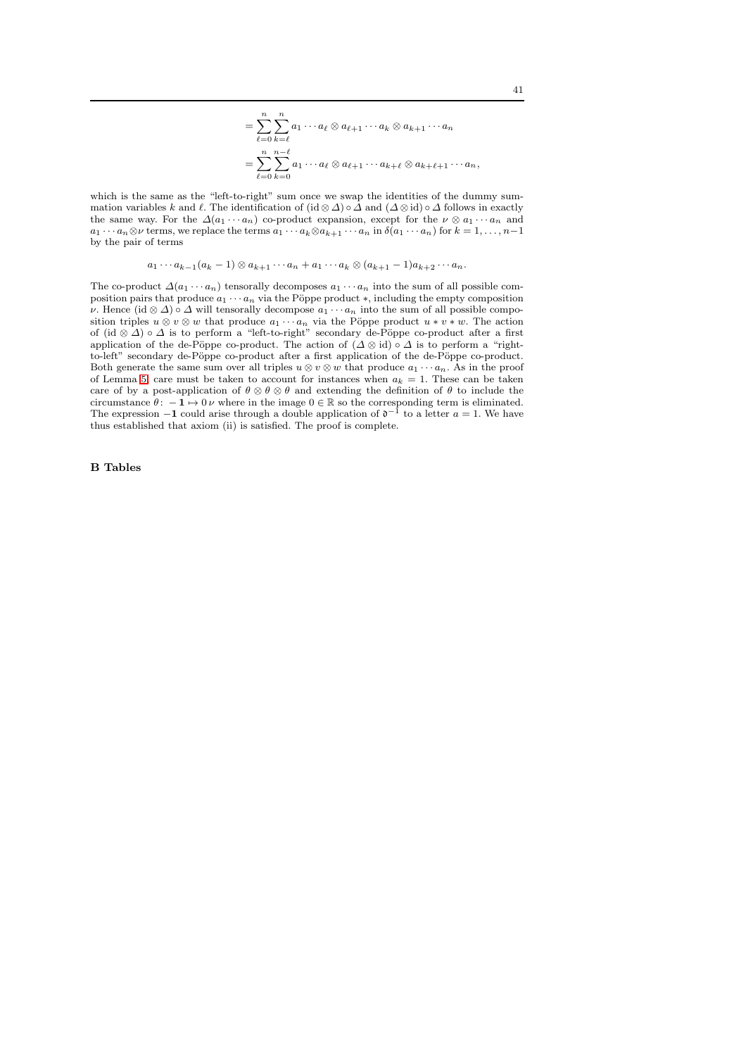$$= \sum_{\ell=0}^{n} \sum_{k=\ell}^{n} a_1 \cdots a_\ell \otimes a_{\ell+1} \cdots a_k \otimes a_{k+1} \cdots a_n$$

$$= \sum_{\ell=0}^{n} \sum_{k=0}^{n-\ell} a_1 \cdots a_\ell \otimes a_{\ell+1} \cdots a_{k+\ell} \otimes a_{k+\ell+1} \cdots a_n,$$

which is the same as the "left-to-right" sum once we swap the identities of the dummy summation variables $k$ and $\ell$. The identification of $(\mathrm{id} \otimes \Delta) \circ \Delta$ and $(\Delta \otimes \mathrm{id}) \circ \Delta$ follows in exactly the same way. For the $\Delta(a_1 \cdots a_n)$ co-product expansion, except for the $\nu \otimes a_1 \cdots a_n$ and $a_1 \cdots a_n \otimes \nu$ terms, we replace the terms $a_1 \cdots a_k \otimes a_{k+1} \cdots a_n$ in $\delta(a_1 \cdots a_n)$ for $k = 1, \ldots, n-1$ by the pair of terms

$$a_1 \cdots a_{k-1}(a_k - 1) \otimes a_{k+1} \cdots a_n + a_1 \cdots a_k \otimes (a_{k+1} - 1)a_{k+2} \cdots a_n.$$

The co-product $\Delta(a_1 \cdots a_n)$ tensorally decomposes $a_1 \cdots a_n$ into the sum of all possible composition pairs that produce $a_1 \cdots a_n$ via the Pöppe product $*$, including the empty composition $\nu$. Hence $(\mathrm{id} \otimes \Delta) \circ \Delta$ will tensorally decompose $a_1 \cdots a_n$ into the sum of all possible composition triples $u \otimes v \otimes w$ that produce $a_1 \cdots a_n$ via the Pöppe product $u * v * w$. The action of $(\mathrm{id} \otimes \Delta) \circ \Delta$ is to perform a "left-to-right" secondary de-Pöppe co-product after a first application of the de-Pöppe co-product. The action of $(\Delta \otimes \mathrm{id}) \circ \Delta$ is to perform a "right-to-left" secondary de-Pöppe co-product after a first application of the de-Pöppe co-product. Both generate the same sum over all triples $u \otimes v \otimes w$ that produce $a_1 \cdots a_n$. As in the proof of Lemma 5, care must be taken to account for instances when $a_k = 1$. These can be taken care of by a post-application of $\theta \otimes \theta \otimes \theta$ and extending the definition of $\theta$ to include the circumstance $\theta \colon -\mathbf{1} \mapsto 0\,\nu$ where in the image $0 \in \mathbb{R}$ so the corresponding term is eliminated. The expression $-\mathbf{1}$ could arise through a double application of $\mathfrak{d}^{-1}$ to a letter $a = 1$. We have thus established that axiom (ii) is satisfied. The proof is complete.

## B Tables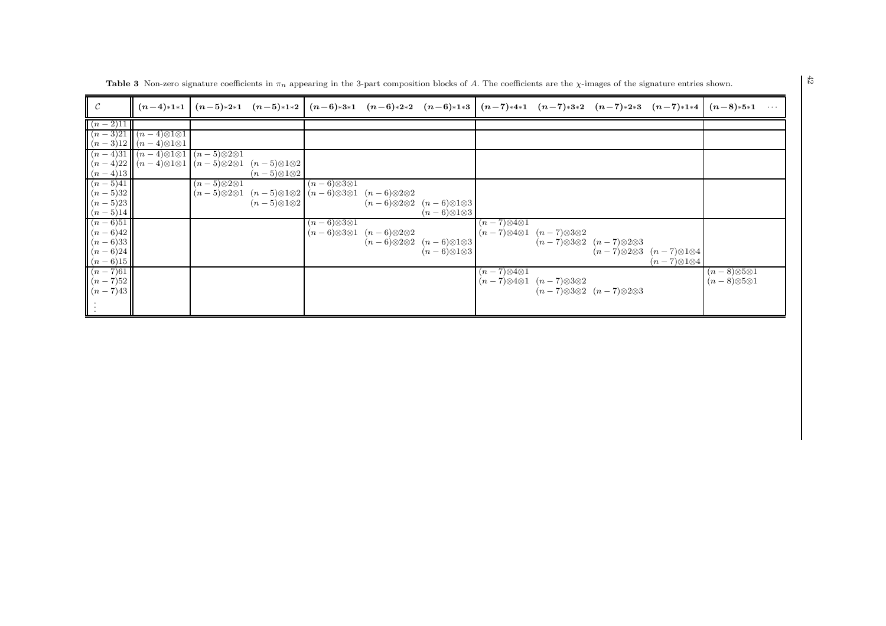**Table 3** Non-zero signature coefficients in $\pi_n$ appearing in the 3-part composition blocks of $A$. The coefficients are the $\chi$-images of the signature entries shown.

| $\mathcal{C}$ | $(n-4)*1*1$ | $(n-5)*2*1$ | $(n-5)*1*2$ | $(n-6)*3*1$ | $(n-6)*2*2$ | $(n-6)*1*3$ | $(n-7)*4*1$ | $(n-7)*3*2$ | $(n-7)*2*3$ | $(n-7)*1*4$ | $(n-8)*5*1$ | $\cdots$ |
|---|---|---|---|---|---|---|---|---|---|---|---|---|
| $(n-2)11$ | | | | | | | | | | | | |
| $(n-3)21$ | $(n-4)\otimes 1\otimes 1$ | | | | | | | | | | | |
| $(n-3)12$ | $(n-4)\otimes 1\otimes 1$ | | | | | | | | | | | |
| $(n-4)31$ | $(n-4)\otimes 1\otimes 1$ | $(n-5)\otimes 2\otimes 1$ | | | | | | | | | | |
| $(n-4)22$ | $(n-4)\otimes 1\otimes 1$ | $(n-5)\otimes 2\otimes 1$ | $(n-5)\otimes 1\otimes 2$ | | | | | | | | | |
| $(n-4)13$ | | | $(n-5)\otimes 1\otimes 2$ | | | | | | | | | |
| $(n-5)41$ | | $(n-5)\otimes 2\otimes 1$ | | $(n-6)\otimes 3\otimes 1$ | | | | | | | | |
| $(n-5)32$ | | $(n-5)\otimes 2\otimes 1$ | $(n-5)\otimes 1\otimes 2$ | $(n-6)\otimes 3\otimes 1$ | $(n-6)\otimes 2\otimes 2$ | | | | | | | |
| $(n-5)23$ | | | $(n-5)\otimes 1\otimes 2$ | | $(n-6)\otimes 2\otimes 2$ | $(n-6)\otimes 1\otimes 3$ | | | | | | |
| $(n-5)14$ | | | | | | $(n-6)\otimes 1\otimes 3$ | | | | | | |
| $(n-6)51$ | | | | $(n-6)\otimes 3\otimes 1$ | | | $(n-7)\otimes 4\otimes 1$ | | | | | |
| $(n-6)42$ | | | | $(n-6)\otimes 3\otimes 1$ | $(n-6)\otimes 2\otimes 2$ | | $(n-7)\otimes 4\otimes 1$ | $(n-7)\otimes 3\otimes 2$ | | | | |
| $(n-6)33$ | | | | | $(n-6)\otimes 2\otimes 2$ | $(n-6)\otimes 1\otimes 3$ | | $(n-7)\otimes 3\otimes 2$ | $(n-7)\otimes 2\otimes 3$ | | | |
| $(n-6)24$ | | | | | | $(n-6)\otimes 1\otimes 3$ | | | $(n-7)\otimes 2\otimes 3$ | $(n-7)\otimes 1\otimes 4$ | | |
| $(n-6)15$ | | | | | | | | | | $(n-7)\otimes 1\otimes 4$ | | |
| $(n-7)61$ | | | | | | | $(n-7)\otimes 4\otimes 1$ | | | | $(n-8)\otimes 5\otimes 1$ | |
| $(n-7)52$ | | | | | | | $(n-7)\otimes 4\otimes 1$ | $(n-7)\otimes 3\otimes 2$ | | | $(n-8)\otimes 5\otimes 1$ | |
| $(n-7)43$ | | | | | | | | $(n-7)\otimes 3\otimes 2$ | $(n-7)\otimes 2\otimes 3$ | | | |
| $\vdots$ | | | | | | | | | | | | |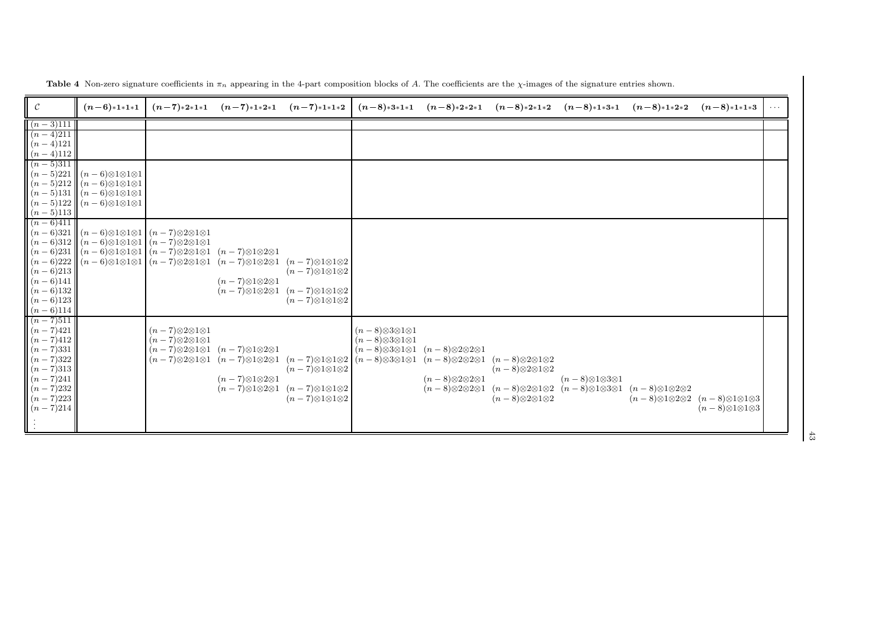**Table 4** Non-zero signature coefficients in $\pi_n$ appearing in the 4-part composition blocks of $A$. The coefficients are the $\chi$-images of the signature entries shown.

| $\mathcal{C}$ | $\boldsymbol{(n-6)*1*1*1}$ | $\boldsymbol{(n-7)*2*1*1}$ | $\boldsymbol{(n-7)*1*2*1}$ | $\boldsymbol{(n-7)*1*1*2}$ | $\boldsymbol{(n-8)*3*1*1}$ | $\boldsymbol{(n-8)*2*2*1}$ | $\boldsymbol{(n-8)*2*1*2}$ | $\boldsymbol{(n-8)*1*3*1}$ | $\boldsymbol{(n-8)*1*2*2}$ | $\boldsymbol{(n-8)*1*1*3}$ | $\cdots$ |
|---|---|---|---|---|---|---|---|---|---|---|---|
| $(n-3)111$ | | | | | | | | | | | |
| $(n-4)211$ | | | | | | | | | | | |
| $(n-4)121$ | | | | | | | | | | | |
| $(n-4)112$ | | | | | | | | | | | |
| $(n-5)311$ | | | | | | | | | | | |
| $(n-5)221$ | $(n-6)\otimes1\otimes1\otimes1$ | | | | | | | | | | |
| $(n-5)212$ | $(n-6)\otimes1\otimes1\otimes1$ | | | | | | | | | | |
| $(n-5)131$ | $(n-6)\otimes1\otimes1\otimes1$ | | | | | | | | | | |
| $(n-5)122$ | $(n-6)\otimes1\otimes1\otimes1$ | | | | | | | | | | |
| $(n-5)113$ | | | | | | | | | | | |
| $(n-6)411$ | | | | | | | | | | | |
| $(n-6)321$ | $(n-6)\otimes1\otimes1\otimes1$ | $(n-7)\otimes2\otimes1\otimes1$ | | | | | | | | | |
| $(n-6)312$ | $(n-6)\otimes1\otimes1\otimes1$ | $(n-7)\otimes2\otimes1\otimes1$ | | | | | | | | | |
| $(n-6)231$ | $(n-6)\otimes1\otimes1\otimes1$ | $(n-7)\otimes2\otimes1\otimes1$ | $(n-7)\otimes1\otimes2\otimes1$ | | | | | | | | |
| $(n-6)222$ | $(n-6)\otimes1\otimes1\otimes1$ | $(n-7)\otimes2\otimes1\otimes1$ | $(n-7)\otimes1\otimes2\otimes1$ | $(n-7)\otimes1\otimes1\otimes2$ | | | | | | | |
| $(n-6)213$ | | | | $(n-7)\otimes1\otimes1\otimes2$ | | | | | | | |
| $(n-6)141$ | | | $(n-7)\otimes1\otimes2\otimes1$ | | | | | | | | |
| $(n-6)132$ | | | $(n-7)\otimes1\otimes2\otimes1$ | $(n-7)\otimes1\otimes1\otimes2$ | | | | | | | |
| $(n-6)123$ | | | | $(n-7)\otimes1\otimes1\otimes2$ | | | | | | | |
| $(n-6)114$ | | | | | | | | | | | |
| $(n-7)511$ | | | | | | | | | | | |
| $(n-7)421$ | | $(n-7)\otimes2\otimes1\otimes1$ | | | $(n-8)\otimes3\otimes1\otimes1$ | | | | | | |
| $(n-7)412$ | | $(n-7)\otimes2\otimes1\otimes1$ | | | $(n-8)\otimes3\otimes1\otimes1$ | | | | | | |
| $(n-7)331$ | | $(n-7)\otimes2\otimes1\otimes1$ | $(n-7)\otimes1\otimes2\otimes1$ | | $(n-8)\otimes3\otimes1\otimes1$ | $(n-8)\otimes2\otimes2\otimes1$ | | | | | |
| $(n-7)322$ | | $(n-7)\otimes2\otimes1\otimes1$ | $(n-7)\otimes1\otimes2\otimes1$ | $(n-7)\otimes1\otimes1\otimes2$ | $(n-8)\otimes3\otimes1\otimes1$ | $(n-8)\otimes2\otimes2\otimes1$ | $(n-8)\otimes2\otimes1\otimes2$ | | | | |
| $(n-7)313$ | | | | $(n-7)\otimes1\otimes1\otimes2$ | | | $(n-8)\otimes2\otimes1\otimes2$ | | | | |
| $(n-7)241$ | | | $(n-7)\otimes1\otimes2\otimes1$ | | | $(n-8)\otimes2\otimes2\otimes1$ | | $(n-8)\otimes1\otimes3\otimes1$ | | | |
| $(n-7)232$ | | | $(n-7)\otimes1\otimes2\otimes1$ | $(n-7)\otimes1\otimes1\otimes2$ | | $(n-8)\otimes2\otimes2\otimes1$ | $(n-8)\otimes2\otimes1\otimes2$ | $(n-8)\otimes1\otimes3\otimes1$ | $(n-8)\otimes1\otimes2\otimes2$ | | |
| $(n-7)223$ | | | | $(n-7)\otimes1\otimes1\otimes2$ | | | $(n-8)\otimes2\otimes1\otimes2$ | | $(n-8)\otimes1\otimes2\otimes2$ | $(n-8)\otimes1\otimes1\otimes3$ | |
| $(n-7)214$ | | | | | | | | | | $(n-8)\otimes1\otimes1\otimes3$ | |
| $\vdots$ | | | | | | | | | | | |